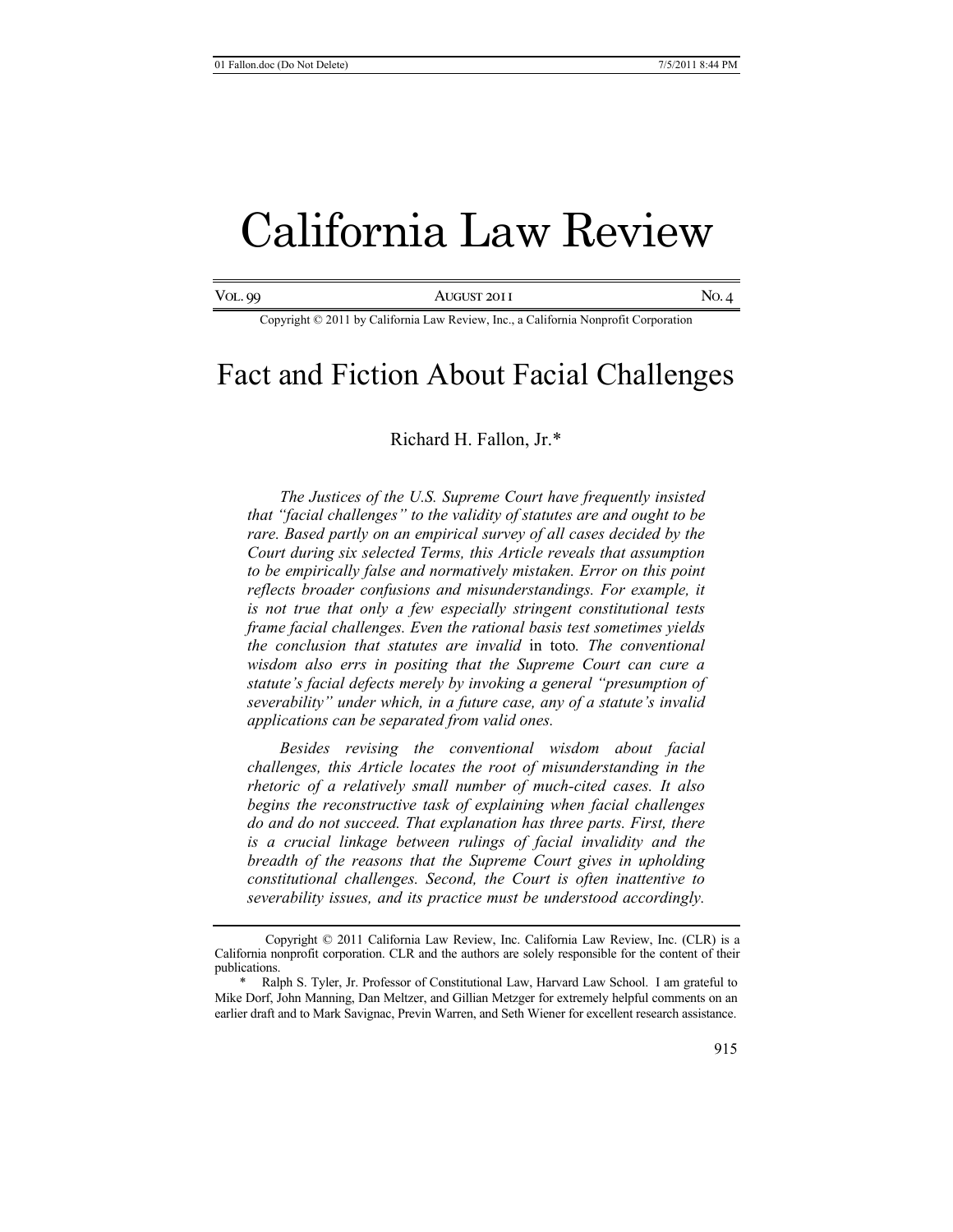# California Law Review

Copyright © 2011 by California Law Review, Inc., a California Nonprofit Corporation

## Fact and Fiction About Facial Challenges

Richard H. Fallon, Jr.*

*The Justices of the U.S. Supreme Court have frequently insisted that "facial challenges" to the validity of statutes are and ought to be rare. Based partly on an empirical survey of all cases decided by the Court during six selected Terms, this Article reveals that assumption to be empirically false and normatively mistaken. Error on this point reflects broader confusions and misunderstandings. For example, it is not true that only a few especially stringent constitutional tests frame facial challenges. Even the rational basis test sometimes yields the conclusion that statutes are invalid* in toto. *The conventional wisdom also errs in positing that the Supreme Court can cure a statute's facial defects merely by invoking a general "presumption of severability" under which, in a future case, any of a statute's invalid applications can be separated from valid ones.*

*Besides revising the conventional wisdom about facial challenges, this Article locates the root of misunderstanding in the rhetoric of a relatively small number of much-cited cases. It also begins the reconstructive task of explaining when facial challenges do and do not succeed. That explanation has three parts. First, there is a crucial linkage between rulings of facial invalidity and the breadth of the reasons that the Supreme Court gives in upholding constitutional challenges. Second, the Court is often inattentive to severability issues, and its practice must be understood accordingly.*

---

Copyright © 2011 California Law Review, Inc. California Law Review, Inc. (CLR) is a California nonprofit corporation. CLR and the authors are solely responsible for the content of their publications.

\* Ralph S. Tyler, Jr. Professor of Constitutional Law, Harvard Law School. I am grateful to Mike Dorf, John Manning, Dan Meltzer, and Gillian Metzger for extremely helpful comments on an earlier draft and to Mark Savignac, Previn Warren, and Seth Wiener for excellent research assistance.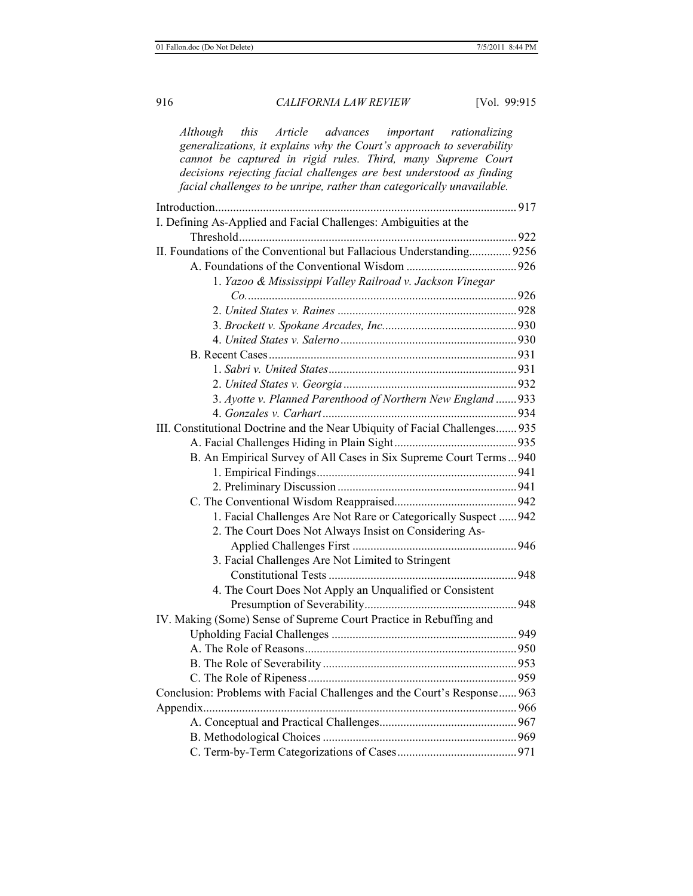*Although this Article advances important rationalizing generalizations, it explains why the Court's approach to severability cannot be captured in rigid rules. Third, many Supreme Court decisions rejecting facial challenges are best understood as finding facial challenges to be unripe, rather than categorically unavailable.*

- Introduction ... 917
- I. Defining As-Applied and Facial Challenges: Ambiguities at the Threshold ... 922
- II. Foundations of the Conventional but Fallacious Understanding ... 9256
  - A. Foundations of the Conventional Wisdom ... 926
    - 1. *Yazoo & Mississippi Valley Railroad v. Jackson Vinegar Co.* ... 926
    - 2. *United States v. Raines* ... 928
    - 3. *Brockett v. Spokane Arcades, Inc.* ... 930
    - 4. *United States v. Salerno* ... 930
  - B. Recent Cases ... 931
    - 1. *Sabri v. United States* ... 931
    - 2. *United States v. Georgia* ... 932
    - 3. *Ayotte v. Planned Parenthood of Northern New England* ... 933
    - 4. *Gonzales v. Carhart* ... 934
- III. Constitutional Doctrine and the Near Ubiquity of Facial Challenges ... 935
  - A. Facial Challenges Hiding in Plain Sight ... 935
  - B. An Empirical Survey of All Cases in Six Supreme Court Terms ... 940
    - 1. Empirical Findings ... 941
    - 2. Preliminary Discussion ... 941
  - C. The Conventional Wisdom Reappraised ... 942
    - 1. Facial Challenges Are Not Rare or Categorically Suspect ... 942
    - 2. The Court Does Not Always Insist on Considering As-Applied Challenges First ... 946
    - 3. Facial Challenges Are Not Limited to Stringent Constitutional Tests ... 948
    - 4. The Court Does Not Apply an Unqualified or Consistent Presumption of Severability ... 948
- IV. Making (Some) Sense of Supreme Court Practice in Rebuffing and Upholding Facial Challenges ... 949
  - A. The Role of Reasons ... 950
  - B. The Role of Severability ... 953
  - C. The Role of Ripeness ... 959
- Conclusion: Problems with Facial Challenges and the Court's Response ... 963
- Appendix ... 966
  - A. Conceptual and Practical Challenges ... 967
  - B. Methodological Choices ... 969
  - C. Term-by-Term Categorizations of Cases ... 971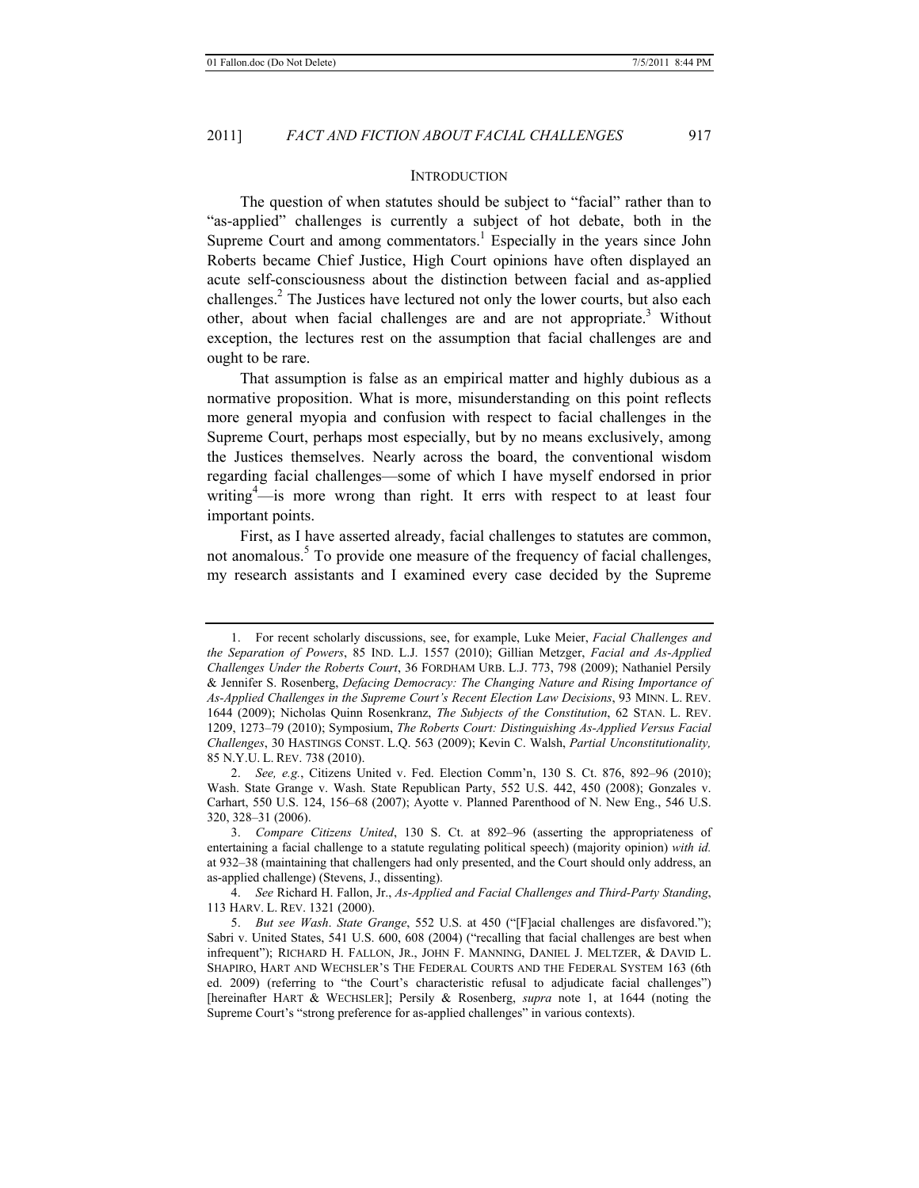## INTRODUCTION

The question of when statutes should be subject to "facial" rather than to "as-applied" challenges is currently a subject of hot debate, both in the Supreme Court and among commentators.[1] Especially in the years since John Roberts became Chief Justice, High Court opinions have often displayed an acute self-consciousness about the distinction between facial and as-applied challenges.[2] The Justices have lectured not only the lower courts, but also each other, about when facial challenges are and are not appropriate.[3] Without exception, the lectures rest on the assumption that facial challenges are and ought to be rare.

That assumption is false as an empirical matter and highly dubious as a normative proposition. What is more, misunderstanding on this point reflects more general myopia and confusion with respect to facial challenges in the Supreme Court, perhaps most especially, but by no means exclusively, among the Justices themselves. Nearly across the board, the conventional wisdom regarding facial challenges—some of which I have myself endorsed in prior writing[4]—is more wrong than right. It errs with respect to at least four important points.

First, as I have asserted already, facial challenges to statutes are common, not anomalous.[5] To provide one measure of the frequency of facial challenges, my research assistants and I examined every case decided by the Supreme

---

1. For recent scholarly discussions, see, for example, Luke Meier, *Facial Challenges and the Separation of Powers*, 85 IND. L.J. 1557 (2010); Gillian Metzger, *Facial and As-Applied Challenges Under the Roberts Court*, 36 FORDHAM URB. L.J. 773, 798 (2009); Nathaniel Persily & Jennifer S. Rosenberg, *Defacing Democracy: The Changing Nature and Rising Importance of As-Applied Challenges in the Supreme Court's Recent Election Law Decisions*, 93 MINN. L. REV. 1644 (2009); Nicholas Quinn Rosenkranz, *The Subjects of the Constitution*, 62 STAN. L. REV. 1209, 1273–79 (2010); Symposium, *The Roberts Court: Distinguishing As-Applied Versus Facial Challenges*, 30 HASTINGS CONST. L.Q. 563 (2009); Kevin C. Walsh, *Partial Unconstitutionality,* 85 N.Y.U. L. REV. 738 (2010).

2. *See, e.g.*, Citizens United v. Fed. Election Comm'n, 130 S. Ct. 876, 892–96 (2010); Wash. State Grange v. Wash. State Republican Party, 552 U.S. 442, 450 (2008); Gonzales v. Carhart, 550 U.S. 124, 156–68 (2007); Ayotte v. Planned Parenthood of N. New Eng., 546 U.S. 320, 328–31 (2006).

3. *Compare Citizens United*, 130 S. Ct. at 892–96 (asserting the appropriateness of entertaining a facial challenge to a statute regulating political speech) (majority opinion) *with id.* at 932–38 (maintaining that challengers had only presented, and the Court should only address, an as-applied challenge) (Stevens, J., dissenting).

4. *See* Richard H. Fallon, Jr., *As-Applied and Facial Challenges and Third-Party Standing*, 113 HARV. L. REV. 1321 (2000).

5. *But see Wash. State Grange*, 552 U.S. at 450 ("[F]acial challenges are disfavored."); Sabri v. United States, 541 U.S. 600, 608 (2004) ("recalling that facial challenges are best when infrequent"); RICHARD H. FALLON, JR., JOHN F. MANNING, DANIEL J. MELTZER, & DAVID L. SHAPIRO, HART AND WECHSLER'S THE FEDERAL COURTS AND THE FEDERAL SYSTEM 163 (6th ed. 2009) (referring to "the Court's characteristic refusal to adjudicate facial challenges") [hereinafter HART & WECHSLER]; Persily & Rosenberg, *supra* note 1, at 1644 (noting the Supreme Court's "strong preference for as-applied challenges" in various contexts).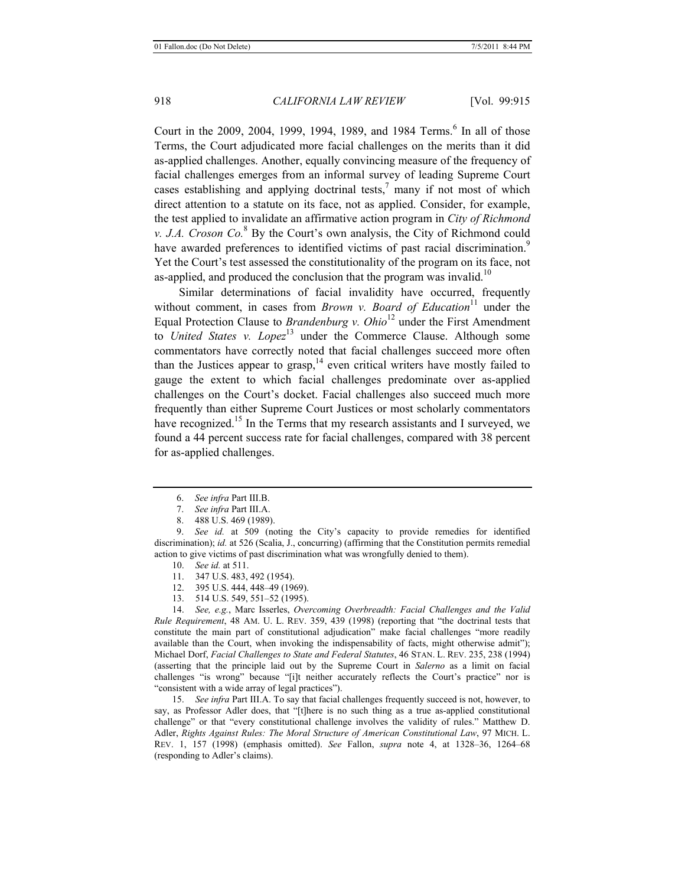Court in the 2009, 2004, 1999, 1994, 1989, and 1984 Terms.[6] In all of those Terms, the Court adjudicated more facial challenges on the merits than it did as-applied challenges. Another, equally convincing measure of the frequency of facial challenges emerges from an informal survey of leading Supreme Court cases establishing and applying doctrinal tests,[7] many if not most of which direct attention to a statute on its face, not as applied. Consider, for example, the test applied to invalidate an affirmative action program in *City of Richmond v. J.A. Croson Co.*[8] By the Court's own analysis, the City of Richmond could have awarded preferences to identified victims of past racial discrimination.[9] Yet the Court's test assessed the constitutionality of the program on its face, not as-applied, and produced the conclusion that the program was invalid.[10]

Similar determinations of facial invalidity have occurred, frequently without comment, in cases from *Brown v. Board of Education*[11] under the Equal Protection Clause to *Brandenburg v. Ohio*[12] under the First Amendment to *United States v. Lopez*[13] under the Commerce Clause. Although some commentators have correctly noted that facial challenges succeed more often than the Justices appear to grasp,[14] even critical writers have mostly failed to gauge the extent to which facial challenges predominate over as-applied challenges on the Court's docket. Facial challenges also succeed much more frequently than either Supreme Court Justices or most scholarly commentators have recognized.[15] In the Terms that my research assistants and I surveyed, we found a 44 percent success rate for facial challenges, compared with 38 percent for as-applied challenges.

---

6. *See infra* Part III.B.

7. *See infra* Part III.A.

8. 488 U.S. 469 (1989).

9. *See id.* at 509 (noting the City's capacity to provide remedies for identified discrimination); *id.* at 526 (Scalia, J., concurring) (affirming that the Constitution permits remedial action to give victims of past discrimination what was wrongfully denied to them).

10. *See id.* at 511.

11. 347 U.S. 483, 492 (1954).

12. 395 U.S. 444, 448–49 (1969).

13. 514 U.S. 549, 551–52 (1995).

14. *See, e.g.*, Marc Isserles, *Overcoming Overbreadth: Facial Challenges and the Valid Rule Requirement*, 48 AM. U. L. REV. 359, 439 (1998) (reporting that "the doctrinal tests that constitute the main part of constitutional adjudication" make facial challenges "more readily available than the Court, when invoking the indispensability of facts, might otherwise admit"); Michael Dorf, *Facial Challenges to State and Federal Statutes*, 46 STAN. L. REV. 235, 238 (1994) (asserting that the principle laid out by the Supreme Court in *Salerno* as a limit on facial challenges "is wrong" because "[i]t neither accurately reflects the Court's practice" nor is "consistent with a wide array of legal practices").

15. *See infra* Part III.A. To say that facial challenges frequently succeed is not, however, to say, as Professor Adler does, that "[t]here is no such thing as a true as-applied constitutional challenge" or that "every constitutional challenge involves the validity of rules." Matthew D. Adler, *Rights Against Rules: The Moral Structure of American Constitutional Law*, 97 MICH. L. REV. 1, 157 (1998) (emphasis omitted). *See* Fallon, *supra* note 4, at 1328–36, 1264–68 (responding to Adler's claims).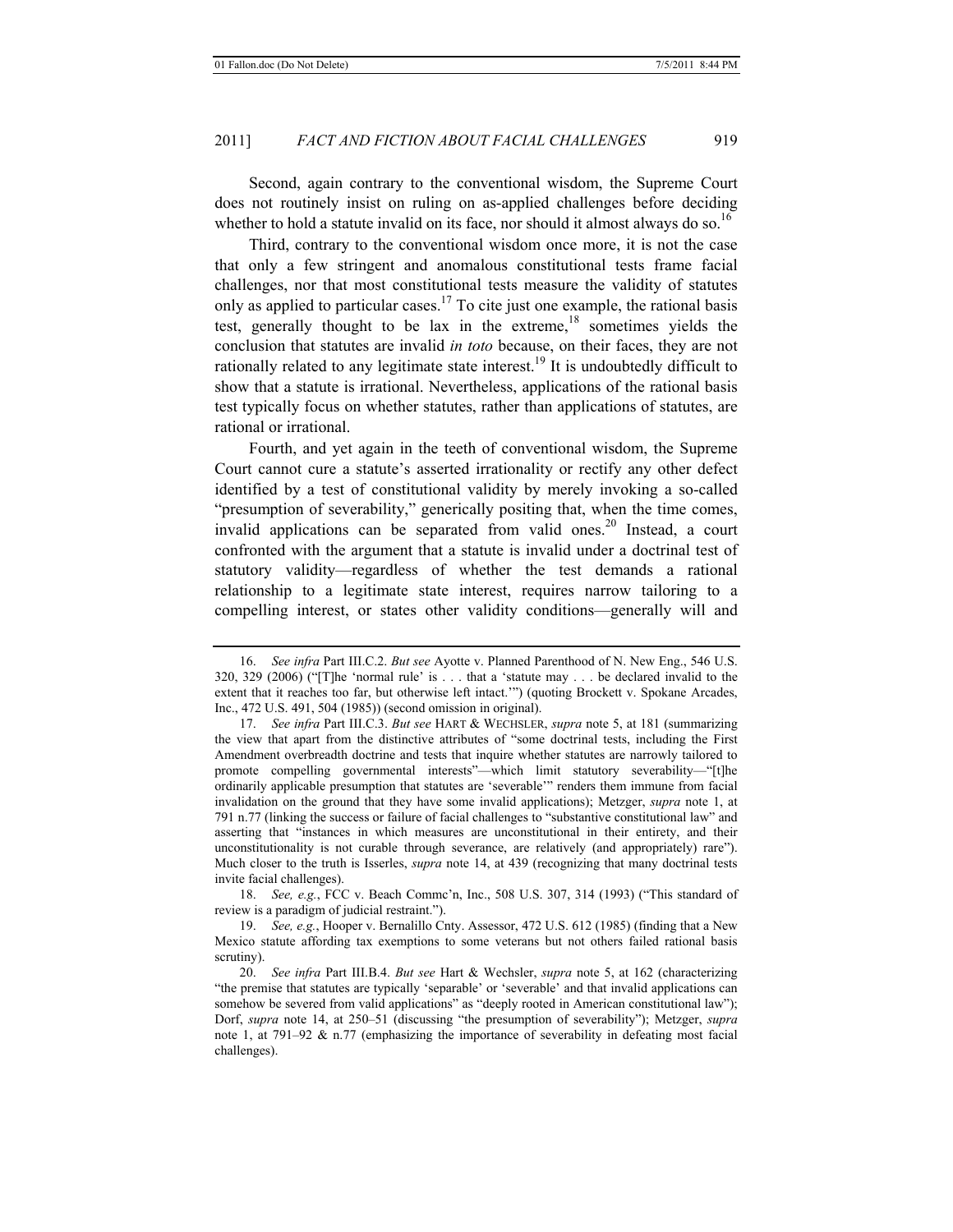Second, again contrary to the conventional wisdom, the Supreme Court does not routinely insist on ruling on as-applied challenges before deciding whether to hold a statute invalid on its face, nor should it almost always do so.[16]

Third, contrary to the conventional wisdom once more, it is not the case that only a few stringent and anomalous constitutional tests frame facial challenges, nor that most constitutional tests measure the validity of statutes only as applied to particular cases.[17] To cite just one example, the rational basis test, generally thought to be lax in the extreme,[18] sometimes yields the conclusion that statutes are invalid *in toto* because, on their faces, they are not rationally related to any legitimate state interest.[19] It is undoubtedly difficult to show that a statute is irrational. Nevertheless, applications of the rational basis test typically focus on whether statutes, rather than applications of statutes, are rational or irrational.

Fourth, and yet again in the teeth of conventional wisdom, the Supreme Court cannot cure a statute's asserted irrationality or rectify any other defect identified by a test of constitutional validity by merely invoking a so-called "presumption of severability," generically positing that, when the time comes, invalid applications can be separated from valid ones.[20] Instead, a court confronted with the argument that a statute is invalid under a doctrinal test of statutory validity—regardless of whether the test demands a rational relationship to a legitimate state interest, requires narrow tailoring to a compelling interest, or states other validity conditions—generally will and

---

16. *See infra* Part III.C.2. *But see* Ayotte v. Planned Parenthood of N. New Eng., 546 U.S. 320, 329 (2006) ("[T]he 'normal rule' is . . . that a 'statute may . . . be declared invalid to the extent that it reaches too far, but otherwise left intact.'") (quoting Brockett v. Spokane Arcades, Inc., 472 U.S. 491, 504 (1985)) (second omission in original).

17. *See infra* Part III.C.3. *But see* HART & WECHSLER, *supra* note 5, at 181 (summarizing the view that apart from the distinctive attributes of "some doctrinal tests, including the First Amendment overbreadth doctrine and tests that inquire whether statutes are narrowly tailored to promote compelling governmental interests"—which limit statutory severability—"[t]he ordinarily applicable presumption that statutes are 'severable'" renders them immune from facial invalidation on the ground that they have some invalid applications); Metzger, *supra* note 1, at 791 n.77 (linking the success or failure of facial challenges to "substantive constitutional law" and asserting that "instances in which measures are unconstitutional in their entirety, and their unconstitutionality is not curable through severance, are relatively (and appropriately) rare"). Much closer to the truth is Isserles, *supra* note 14, at 439 (recognizing that many doctrinal tests invite facial challenges).

18. *See, e.g.*, FCC v. Beach Commc'n, Inc., 508 U.S. 307, 314 (1993) ("This standard of review is a paradigm of judicial restraint.").

19. *See, e.g.*, Hooper v. Bernalillo Cnty. Assessor, 472 U.S. 612 (1985) (finding that a New Mexico statute affording tax exemptions to some veterans but not others failed rational basis scrutiny).

20. *See infra* Part III.B.4. *But see* Hart & Wechsler, *supra* note 5, at 162 (characterizing "the premise that statutes are typically 'separable' or 'severable' and that invalid applications can somehow be severed from valid applications" as "deeply rooted in American constitutional law"); Dorf, *supra* note 14, at 250–51 (discussing "the presumption of severability"); Metzger, *supra* note 1, at 791–92 & n.77 (emphasizing the importance of severability in defeating most facial challenges).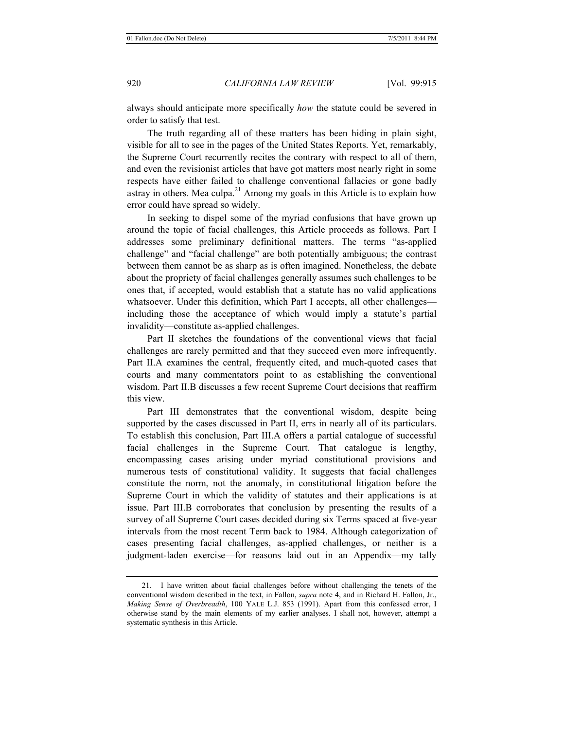always should anticipate more specifically *how* the statute could be severed in order to satisfy that test.

The truth regarding all of these matters has been hiding in plain sight, visible for all to see in the pages of the United States Reports. Yet, remarkably, the Supreme Court recurrently recites the contrary with respect to all of them, and even the revisionist articles that have got matters most nearly right in some respects have either failed to challenge conventional fallacies or gone badly astray in others. Mea culpa.[21] Among my goals in this Article is to explain how error could have spread so widely.

In seeking to dispel some of the myriad confusions that have grown up around the topic of facial challenges, this Article proceeds as follows. Part I addresses some preliminary definitional matters. The terms "as-applied challenge" and "facial challenge" are both potentially ambiguous; the contrast between them cannot be as sharp as is often imagined. Nonetheless, the debate about the propriety of facial challenges generally assumes such challenges to be ones that, if accepted, would establish that a statute has no valid applications whatsoever. Under this definition, which Part I accepts, all other challenges—including those the acceptance of which would imply a statute's partial invalidity—constitute as-applied challenges.

Part II sketches the foundations of the conventional views that facial challenges are rarely permitted and that they succeed even more infrequently. Part II.A examines the central, frequently cited, and much-quoted cases that courts and many commentators point to as establishing the conventional wisdom. Part II.B discusses a few recent Supreme Court decisions that reaffirm this view.

Part III demonstrates that the conventional wisdom, despite being supported by the cases discussed in Part II, errs in nearly all of its particulars. To establish this conclusion, Part III.A offers a partial catalogue of successful facial challenges in the Supreme Court. That catalogue is lengthy, encompassing cases arising under myriad constitutional provisions and numerous tests of constitutional validity. It suggests that facial challenges constitute the norm, not the anomaly, in constitutional litigation before the Supreme Court in which the validity of statutes and their applications is at issue. Part III.B corroborates that conclusion by presenting the results of a survey of all Supreme Court cases decided during six Terms spaced at five-year intervals from the most recent Term back to 1984. Although categorization of cases presenting facial challenges, as-applied challenges, or neither is a judgment-laden exercise—for reasons laid out in an Appendix—my tally

21. I have written about facial challenges before without challenging the tenets of the conventional wisdom described in the text, in Fallon, *supra* note 4, and in Richard H. Fallon, Jr., *Making Sense of Overbreadth*, 100 YALE L.J. 853 (1991). Apart from this confessed error, I otherwise stand by the main elements of my earlier analyses. I shall not, however, attempt a systematic synthesis in this Article.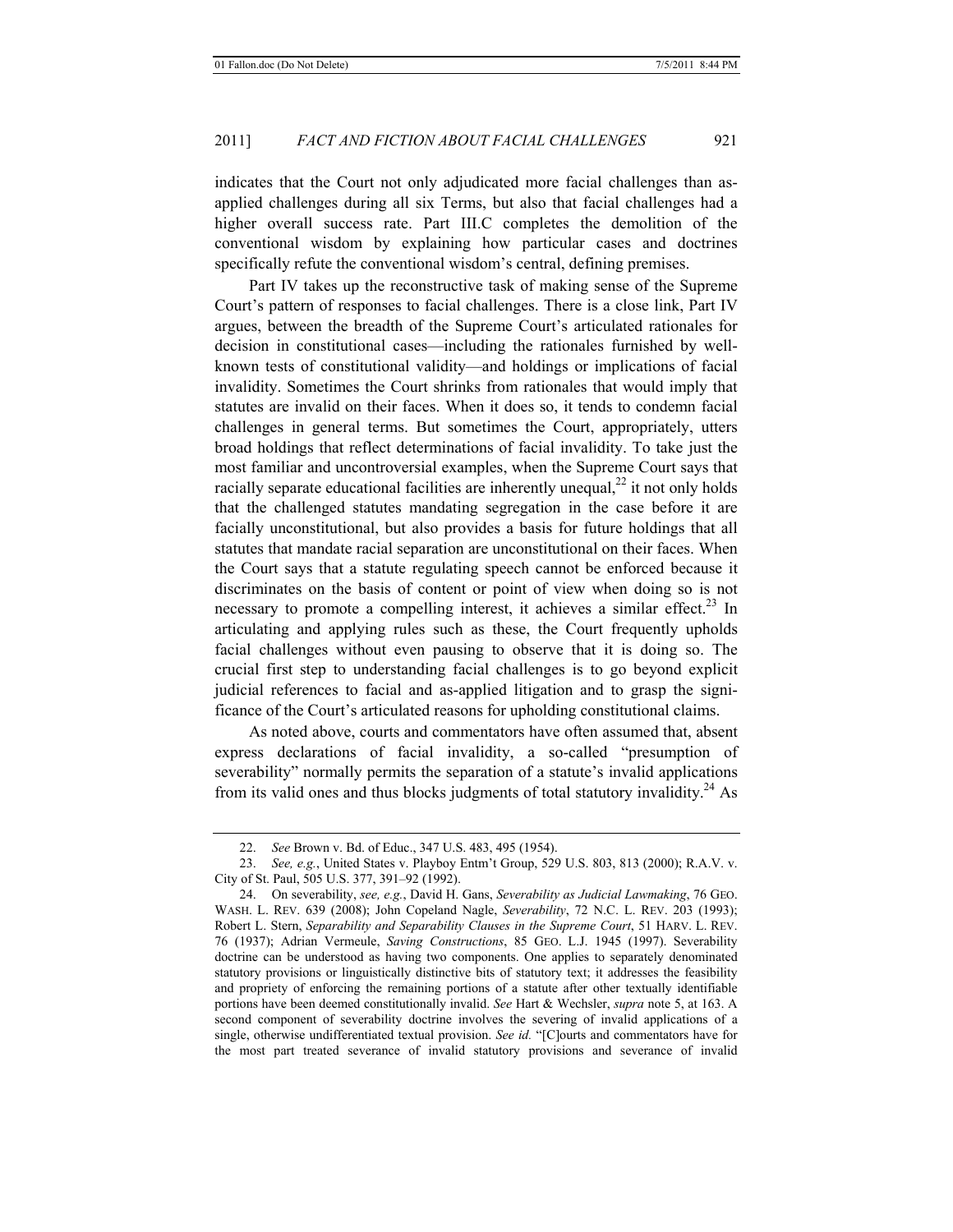indicates that the Court not only adjudicated more facial challenges than as-applied challenges during all six Terms, but also that facial challenges had a higher overall success rate. Part III.C completes the demolition of the conventional wisdom by explaining how particular cases and doctrines specifically refute the conventional wisdom's central, defining premises.

Part IV takes up the reconstructive task of making sense of the Supreme Court's pattern of responses to facial challenges. There is a close link, Part IV argues, between the breadth of the Supreme Court's articulated rationales for decision in constitutional cases—including the rationales furnished by well-known tests of constitutional validity—and holdings or implications of facial invalidity. Sometimes the Court shrinks from rationales that would imply that statutes are invalid on their faces. When it does so, it tends to condemn facial challenges in general terms. But sometimes the Court, appropriately, utters broad holdings that reflect determinations of facial invalidity. To take just the most familiar and uncontroversial examples, when the Supreme Court says that racially separate educational facilities are inherently unequal,[22] it not only holds that the challenged statutes mandating segregation in the case before it are facially unconstitutional, but also provides a basis for future holdings that all statutes that mandate racial separation are unconstitutional on their faces. When the Court says that a statute regulating speech cannot be enforced because it discriminates on the basis of content or point of view when doing so is not necessary to promote a compelling interest, it achieves a similar effect.[23] In articulating and applying rules such as these, the Court frequently upholds facial challenges without even pausing to observe that it is doing so. The crucial first step to understanding facial challenges is to go beyond explicit judicial references to facial and as-applied litigation and to grasp the significance of the Court's articulated reasons for upholding constitutional claims.

As noted above, courts and commentators have often assumed that, absent express declarations of facial invalidity, a so-called "presumption of severability" normally permits the separation of a statute's invalid applications from its valid ones and thus blocks judgments of total statutory invalidity.[24] As

---

22. *See* Brown v. Bd. of Educ., 347 U.S. 483, 495 (1954).

23. *See, e.g.*, United States v. Playboy Entm't Group, 529 U.S. 803, 813 (2000); R.A.V. v. City of St. Paul, 505 U.S. 377, 391–92 (1992).

24. On severability, *see, e.g.*, David H. Gans, *Severability as Judicial Lawmaking*, 76 GEO. WASH. L. REV. 639 (2008); John Copeland Nagle, *Severability*, 72 N.C. L. REV. 203 (1993); Robert L. Stern, *Separability and Separability Clauses in the Supreme Court*, 51 HARV. L. REV. 76 (1937); Adrian Vermeule, *Saving Constructions*, 85 GEO. L.J. 1945 (1997). Severability doctrine can be understood as having two components. One applies to separately denominated statutory provisions or linguistically distinctive bits of statutory text; it addresses the feasibility and propriety of enforcing the remaining portions of a statute after other textually identifiable portions have been deemed constitutionally invalid. *See* Hart & Wechsler, *supra* note 5, at 163. A second component of severability doctrine involves the severing of invalid applications of a single, otherwise undifferentiated textual provision. *See id.* "[C]ourts and commentators have for the most part treated severance of invalid statutory provisions and severance of invalid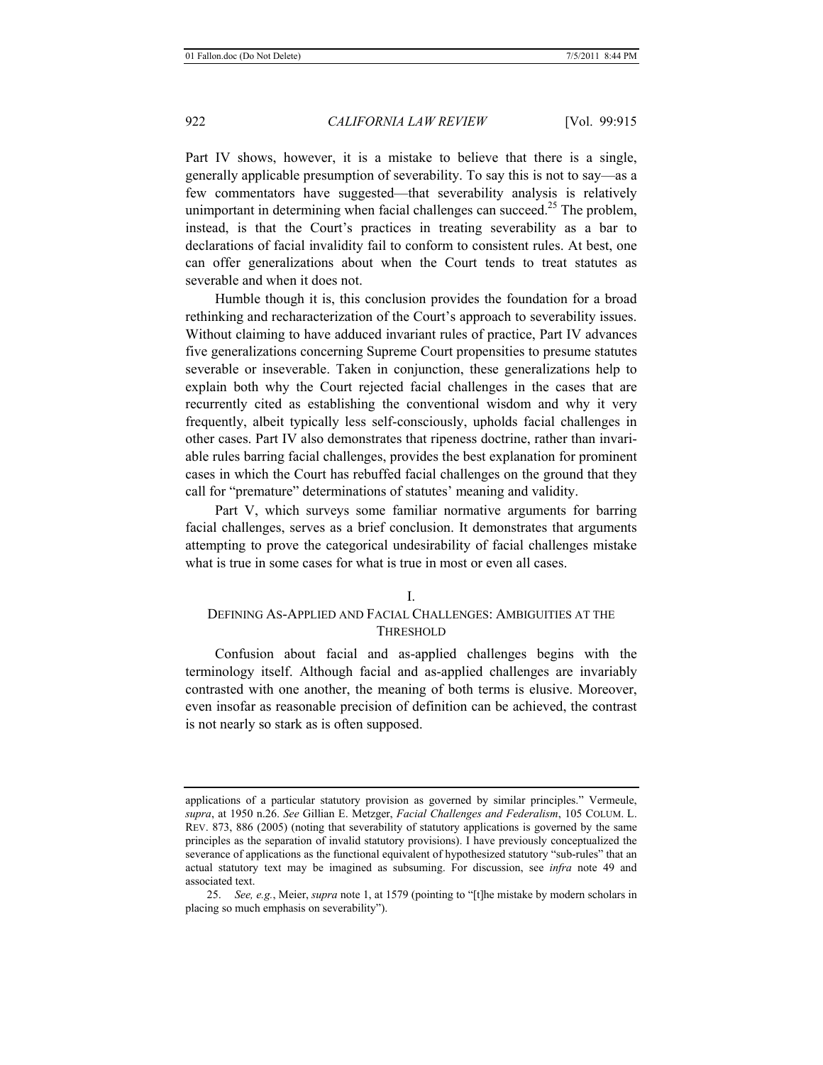Part IV shows, however, it is a mistake to believe that there is a single, generally applicable presumption of severability. To say this is not to say—as a few commentators have suggested—that severability analysis is relatively unimportant in determining when facial challenges can succeed.[25] The problem, instead, is that the Court's practices in treating severability as a bar to declarations of facial invalidity fail to conform to consistent rules. At best, one can offer generalizations about when the Court tends to treat statutes as severable and when it does not.

Humble though it is, this conclusion provides the foundation for a broad rethinking and recharacterization of the Court's approach to severability issues. Without claiming to have adduced invariant rules of practice, Part IV advances five generalizations concerning Supreme Court propensities to presume statutes severable or inseverable. Taken in conjunction, these generalizations help to explain both why the Court rejected facial challenges in the cases that are recurrently cited as establishing the conventional wisdom and why it very frequently, albeit typically less self-consciously, upholds facial challenges in other cases. Part IV also demonstrates that ripeness doctrine, rather than invariable rules barring facial challenges, provides the best explanation for prominent cases in which the Court has rebuffed facial challenges on the ground that they call for "premature" determinations of statutes' meaning and validity.

Part V, which surveys some familiar normative arguments for barring facial challenges, serves as a brief conclusion. It demonstrates that arguments attempting to prove the categorical undesirability of facial challenges mistake what is true in some cases for what is true in most or even all cases.

## I.
## DEFINING AS-APPLIED AND FACIAL CHALLENGES: AMBIGUITIES AT THE THRESHOLD

Confusion about facial and as-applied challenges begins with the terminology itself. Although facial and as-applied challenges are invariably contrasted with one another, the meaning of both terms is elusive. Moreover, even insofar as reasonable precision of definition can be achieved, the contrast is not nearly so stark as is often supposed.

---

applications of a particular statutory provision as governed by similar principles." Vermeule, *supra*, at 1950 n.26. *See* Gillian E. Metzger, *Facial Challenges and Federalism*, 105 COLUM. L. REV. 873, 886 (2005) (noting that severability of statutory applications is governed by the same principles as the separation of invalid statutory provisions). I have previously conceptualized the severance of applications as the functional equivalent of hypothesized statutory "sub-rules" that an actual statutory text may be imagined as subsuming. For discussion, see *infra* note 49 and associated text.

25. *See, e.g.*, Meier, *supra* note 1, at 1579 (pointing to "[t]he mistake by modern scholars in placing so much emphasis on severability").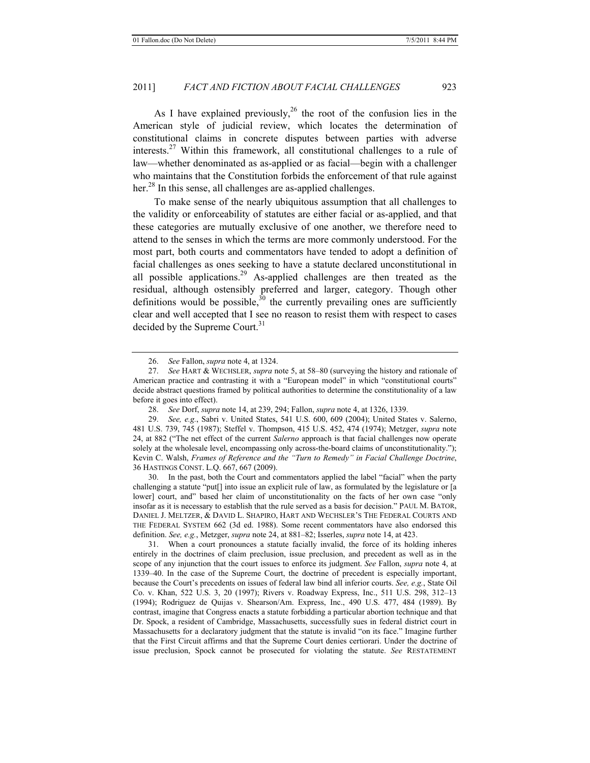As I have explained previously,[26] the root of the confusion lies in the American style of judicial review, which locates the determination of constitutional claims in concrete disputes between parties with adverse interests.[27] Within this framework, all constitutional challenges to a rule of law—whether denominated as as-applied or as facial—begin with a challenger who maintains that the Constitution forbids the enforcement of that rule against her.[28] In this sense, all challenges are as-applied challenges.

To make sense of the nearly ubiquitous assumption that all challenges to the validity or enforceability of statutes are either facial or as-applied, and that these categories are mutually exclusive of one another, we therefore need to attend to the senses in which the terms are more commonly understood. For the most part, both courts and commentators have tended to adopt a definition of facial challenges as ones seeking to have a statute declared unconstitutional in all possible applications.[29] As-applied challenges are then treated as the residual, although ostensibly preferred and larger, category. Though other definitions would be possible,[30] the currently prevailing ones are sufficiently clear and well accepted that I see no reason to resist them with respect to cases decided by the Supreme Court.[31]

---

26. *See* Fallon, *supra* note 4, at 1324.

27. *See* HART & WECHSLER, *supra* note 5, at 58–80 (surveying the history and rationale of American practice and contrasting it with a "European model" in which "constitutional courts" decide abstract questions framed by political authorities to determine the constitutionality of a law before it goes into effect).

28. *See* Dorf, *supra* note 14, at 239, 294; Fallon, *supra* note 4, at 1326, 1339.

29. *See, e.g.*, Sabri v. United States, 541 U.S. 600, 609 (2004); United States v. Salerno, 481 U.S. 739, 745 (1987); Steffel v. Thompson, 415 U.S. 452, 474 (1974); Metzger, *supra* note 24, at 882 ("The net effect of the current *Salerno* approach is that facial challenges now operate solely at the wholesale level, encompassing only across-the-board claims of unconstitutionality."); Kevin C. Walsh, *Frames of Reference and the "Turn to Remedy" in Facial Challenge Doctrine*, 36 HASTINGS CONST. L.Q. 667, 667 (2009).

30. In the past, both the Court and commentators applied the label "facial" when the party challenging a statute "put[] into issue an explicit rule of law, as formulated by the legislature or [a lower] court, and" based her claim of unconstitutionality on the facts of her own case "only insofar as it is necessary to establish that the rule served as a basis for decision." PAUL M. BATOR, DANIEL J. MELTZER, & DAVID L. SHAPIRO, HART AND WECHSLER'S THE FEDERAL COURTS AND THE FEDERAL SYSTEM 662 (3d ed. 1988). Some recent commentators have also endorsed this definition. *See, e.g.*, Metzger, *supra* note 24, at 881–82; Isserles, *supra* note 14, at 423.

31. When a court pronounces a statute facially invalid, the force of its holding inheres entirely in the doctrines of claim preclusion, issue preclusion, and precedent as well as in the scope of any injunction that the court issues to enforce its judgment. *See* Fallon, *supra* note 4, at 1339–40. In the case of the Supreme Court, the doctrine of precedent is especially important, because the Court's precedents on issues of federal law bind all inferior courts. *See, e.g.*, State Oil Co. v. Khan, 522 U.S. 3, 20 (1997); Rivers v. Roadway Express, Inc., 511 U.S. 298, 312–13 (1994); Rodriguez de Quijas v. Shearson/Am. Express, Inc., 490 U.S. 477, 484 (1989). By contrast, imagine that Congress enacts a statute forbidding a particular abortion technique and that Dr. Spock, a resident of Cambridge, Massachusetts, successfully sues in federal district court in Massachusetts for a declaratory judgment that the statute is invalid "on its face." Imagine further that the First Circuit affirms and that the Supreme Court denies certiorari. Under the doctrine of issue preclusion, Spock cannot be prosecuted for violating the statute. *See* RESTATEMENT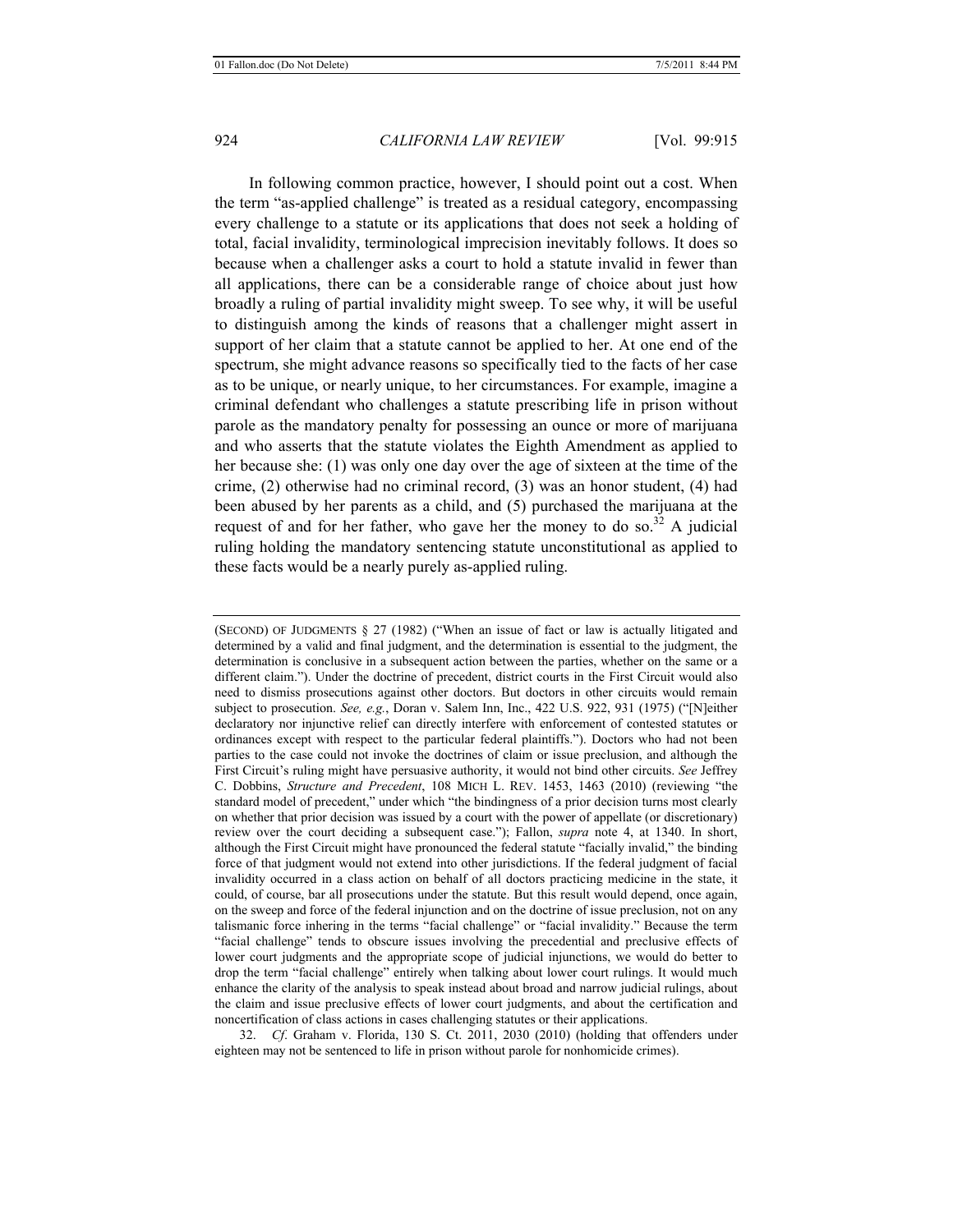In following common practice, however, I should point out a cost. When the term "as-applied challenge" is treated as a residual category, encompassing every challenge to a statute or its applications that does not seek a holding of total, facial invalidity, terminological imprecision inevitably follows. It does so because when a challenger asks a court to hold a statute invalid in fewer than all applications, there can be a considerable range of choice about just how broadly a ruling of partial invalidity might sweep. To see why, it will be useful to distinguish among the kinds of reasons that a challenger might assert in support of her claim that a statute cannot be applied to her. At one end of the spectrum, she might advance reasons so specifically tied to the facts of her case as to be unique, or nearly unique, to her circumstances. For example, imagine a criminal defendant who challenges a statute prescribing life in prison without parole as the mandatory penalty for possessing an ounce or more of marijuana and who asserts that the statute violates the Eighth Amendment as applied to her because she: (1) was only one day over the age of sixteen at the time of the crime, (2) otherwise had no criminal record, (3) was an honor student, (4) had been abused by her parents as a child, and (5) purchased the marijuana at the request of and for her father, who gave her the money to do so.[32] A judicial ruling holding the mandatory sentencing statute unconstitutional as applied to these facts would be a nearly purely as-applied ruling.

---

(SECOND) OF JUDGMENTS § 27 (1982) ("When an issue of fact or law is actually litigated and determined by a valid and final judgment, and the determination is essential to the judgment, the determination is conclusive in a subsequent action between the parties, whether on the same or a different claim."). Under the doctrine of precedent, district courts in the First Circuit would also need to dismiss prosecutions against other doctors. But doctors in other circuits would remain subject to prosecution. *See, e.g.*, Doran v. Salem Inn, Inc., 422 U.S. 922, 931 (1975) ("[N]either declaratory nor injunctive relief can directly interfere with enforcement of contested statutes or ordinances except with respect to the particular federal plaintiffs."). Doctors who had not been parties to the case could not invoke the doctrines of claim or issue preclusion, and although the First Circuit's ruling might have persuasive authority, it would not bind other circuits. *See* Jeffrey C. Dobbins, *Structure and Precedent*, 108 MICH L. REV. 1453, 1463 (2010) (reviewing "the standard model of precedent," under which "the bindingness of a prior decision turns most clearly on whether that prior decision was issued by a court with the power of appellate (or discretionary) review over the court deciding a subsequent case."); Fallon, *supra* note 4, at 1340. In short, although the First Circuit might have pronounced the federal statute "facially invalid," the binding force of that judgment would not extend into other jurisdictions. If the federal judgment of facial invalidity occurred in a class action on behalf of all doctors practicing medicine in the state, it could, of course, bar all prosecutions under the statute. But this result would depend, once again, on the sweep and force of the federal injunction and on the doctrine of issue preclusion, not on any talismanic force inhering in the terms "facial challenge" or "facial invalidity." Because the term "facial challenge" tends to obscure issues involving the precedential and preclusive effects of lower court judgments and the appropriate scope of judicial injunctions, we would do better to drop the term "facial challenge" entirely when talking about lower court rulings. It would much enhance the clarity of the analysis to speak instead about broad and narrow judicial rulings, about the claim and issue preclusive effects of lower court judgments, and about the certification and noncertification of class actions in cases challenging statutes or their applications.

32. *Cf*. Graham v. Florida, 130 S. Ct. 2011, 2030 (2010) (holding that offenders under eighteen may not be sentenced to life in prison without parole for nonhomicide crimes).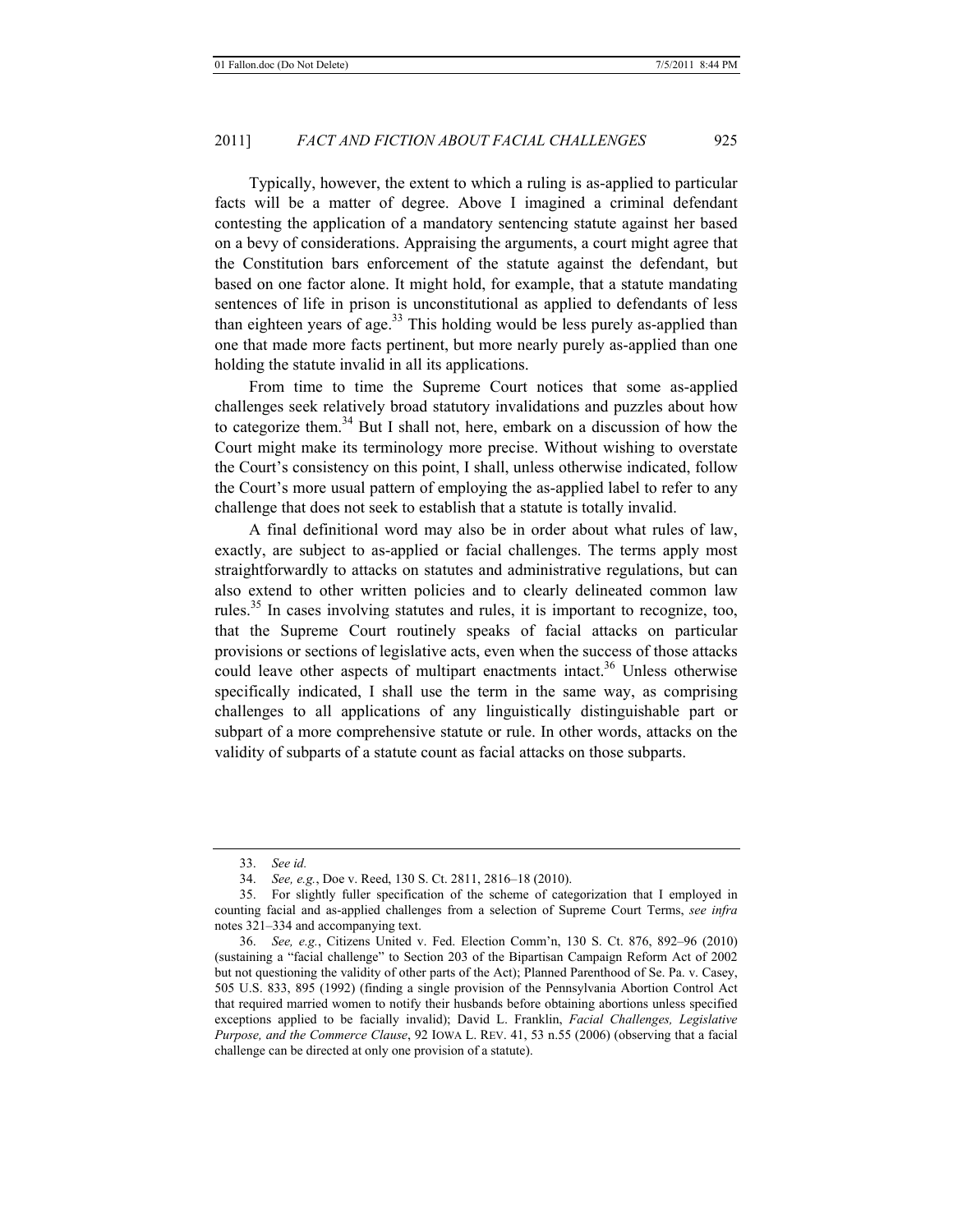Typically, however, the extent to which a ruling is as-applied to particular facts will be a matter of degree. Above I imagined a criminal defendant contesting the application of a mandatory sentencing statute against her based on a bevy of considerations. Appraising the arguments, a court might agree that the Constitution bars enforcement of the statute against the defendant, but based on one factor alone. It might hold, for example, that a statute mandating sentences of life in prison is unconstitutional as applied to defendants of less than eighteen years of age.[33] This holding would be less purely as-applied than one that made more facts pertinent, but more nearly purely as-applied than one holding the statute invalid in all its applications.

From time to time the Supreme Court notices that some as-applied challenges seek relatively broad statutory invalidations and puzzles about how to categorize them.[34] But I shall not, here, embark on a discussion of how the Court might make its terminology more precise. Without wishing to overstate the Court's consistency on this point, I shall, unless otherwise indicated, follow the Court's more usual pattern of employing the as-applied label to refer to any challenge that does not seek to establish that a statute is totally invalid.

A final definitional word may also be in order about what rules of law, exactly, are subject to as-applied or facial challenges. The terms apply most straightforwardly to attacks on statutes and administrative regulations, but can also extend to other written policies and to clearly delineated common law rules.[35] In cases involving statutes and rules, it is important to recognize, too, that the Supreme Court routinely speaks of facial attacks on particular provisions or sections of legislative acts, even when the success of those attacks could leave other aspects of multipart enactments intact.[36] Unless otherwise specifically indicated, I shall use the term in the same way, as comprising challenges to all applications of any linguistically distinguishable part or subpart of a more comprehensive statute or rule. In other words, attacks on the validity of subparts of a statute count as facial attacks on those subparts.

---

33. *See id.*

34. *See, e.g.*, Doe v. Reed, 130 S. Ct. 2811, 2816–18 (2010).

35. For slightly fuller specification of the scheme of categorization that I employed in counting facial and as-applied challenges from a selection of Supreme Court Terms, *see infra* notes 321–334 and accompanying text.

36. *See, e.g.*, Citizens United v. Fed. Election Comm'n, 130 S. Ct. 876, 892–96 (2010) (sustaining a "facial challenge" to Section 203 of the Bipartisan Campaign Reform Act of 2002 but not questioning the validity of other parts of the Act); Planned Parenthood of Se. Pa. v. Casey, 505 U.S. 833, 895 (1992) (finding a single provision of the Pennsylvania Abortion Control Act that required married women to notify their husbands before obtaining abortions unless specified exceptions applied to be facially invalid); David L. Franklin, *Facial Challenges, Legislative Purpose, and the Commerce Clause*, 92 IOWA L. REV. 41, 53 n.55 (2006) (observing that a facial challenge can be directed at only one provision of a statute).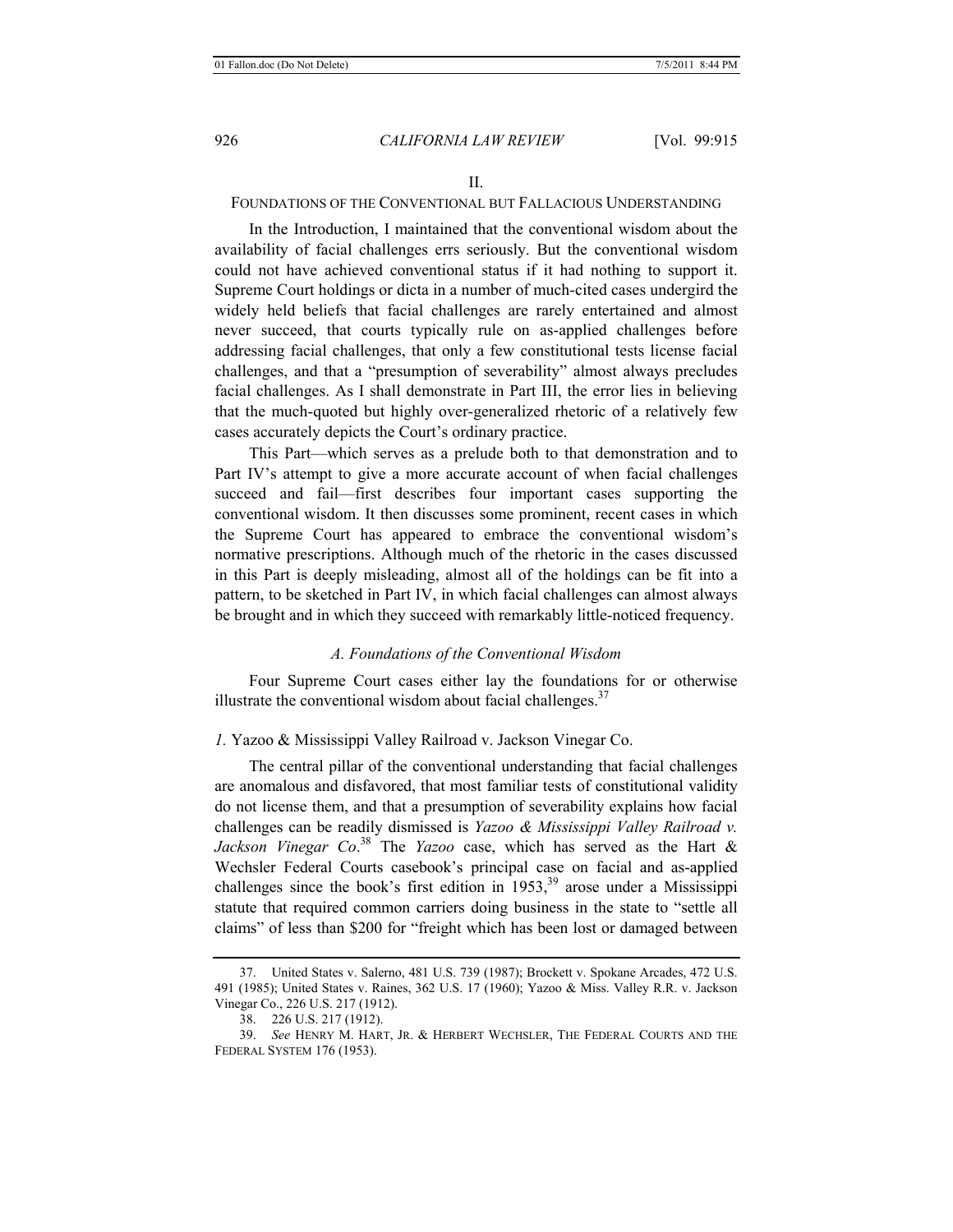## II.

## FOUNDATIONS OF THE CONVENTIONAL BUT FALLACIOUS UNDERSTANDING

In the Introduction, I maintained that the conventional wisdom about the availability of facial challenges errs seriously. But the conventional wisdom could not have achieved conventional status if it had nothing to support it. Supreme Court holdings or dicta in a number of much-cited cases undergird the widely held beliefs that facial challenges are rarely entertained and almost never succeed, that courts typically rule on as-applied challenges before addressing facial challenges, that only a few constitutional tests license facial challenges, and that a "presumption of severability" almost always precludes facial challenges. As I shall demonstrate in Part III, the error lies in believing that the much-quoted but highly over-generalized rhetoric of a relatively few cases accurately depicts the Court's ordinary practice.

This Part—which serves as a prelude both to that demonstration and to Part IV's attempt to give a more accurate account of when facial challenges succeed and fail—first describes four important cases supporting the conventional wisdom. It then discusses some prominent, recent cases in which the Supreme Court has appeared to embrace the conventional wisdom's normative prescriptions. Although much of the rhetoric in the cases discussed in this Part is deeply misleading, almost all of the holdings can be fit into a pattern, to be sketched in Part IV, in which facial challenges can almost always be brought and in which they succeed with remarkably little-noticed frequency.

### *A. Foundations of the Conventional Wisdom*

Four Supreme Court cases either lay the foundations for or otherwise illustrate the conventional wisdom about facial challenges.[37]

#### *1.* Yazoo & Mississippi Valley Railroad v. Jackson Vinegar Co.

The central pillar of the conventional understanding that facial challenges are anomalous and disfavored, that most familiar tests of constitutional validity do not license them, and that a presumption of severability explains how facial challenges can be readily dismissed is *Yazoo & Mississippi Valley Railroad v. Jackson Vinegar Co*.[38] The *Yazoo* case, which has served as the Hart & Wechsler Federal Courts casebook's principal case on facial and as-applied challenges since the book's first edition in 1953,[39] arose under a Mississippi statute that required common carriers doing business in the state to "settle all claims" of less than $200 for "freight which has been lost or damaged between

---

37. United States v. Salerno, 481 U.S. 739 (1987); Brockett v. Spokane Arcades, 472 U.S. 491 (1985); United States v. Raines, 362 U.S. 17 (1960); Yazoo & Miss. Valley R.R. v. Jackson Vinegar Co., 226 U.S. 217 (1912).

38. 226 U.S. 217 (1912).

39. *See* HENRY M. HART, JR. & HERBERT WECHSLER, THE FEDERAL COURTS AND THE FEDERAL SYSTEM 176 (1953).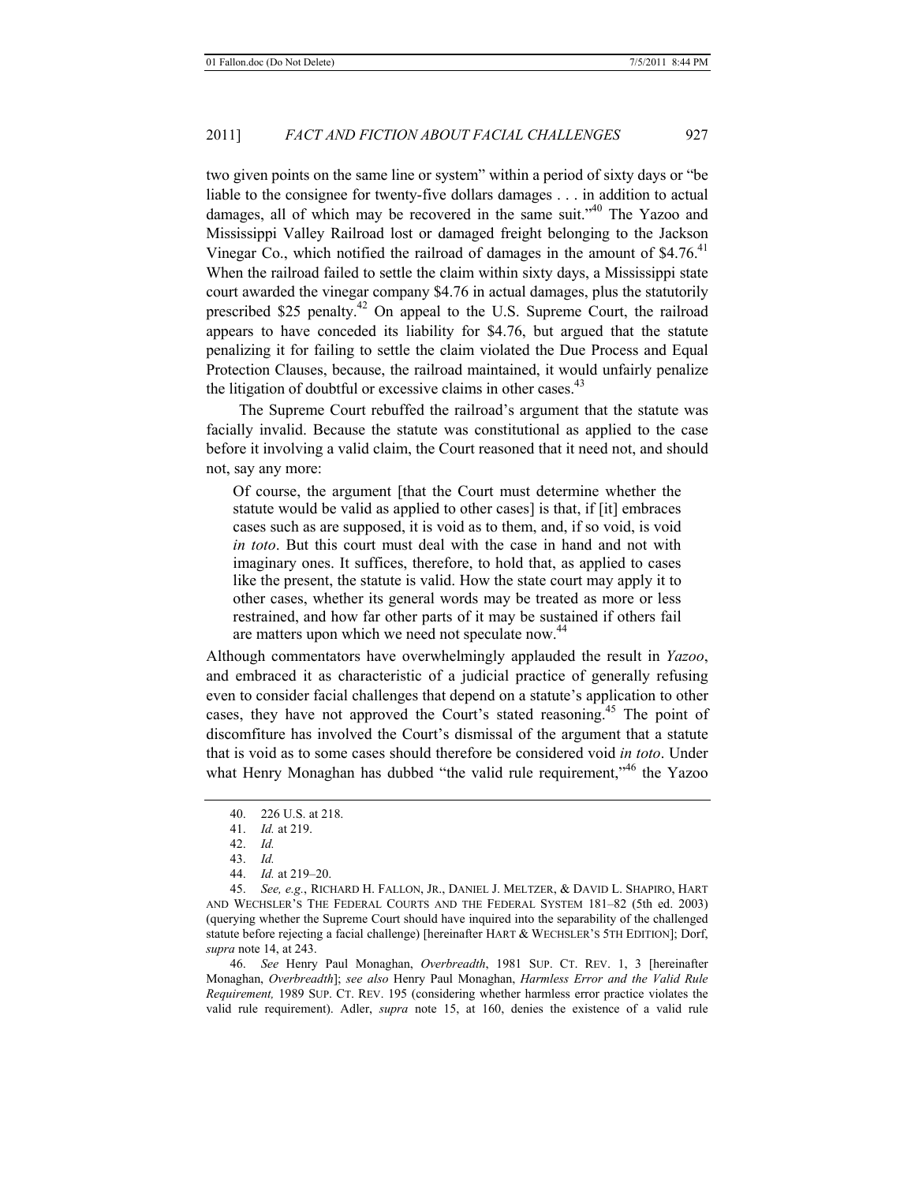two given points on the same line or system" within a period of sixty days or "be liable to the consignee for twenty-five dollars damages . . . in addition to actual damages, all of which may be recovered in the same suit."[40] The Yazoo and Mississippi Valley Railroad lost or damaged freight belonging to the Jackson Vinegar Co., which notified the railroad of damages in the amount of $4.76.[41] When the railroad failed to settle the claim within sixty days, a Mississippi state court awarded the vinegar company $4.76 in actual damages, plus the statutorily prescribed $25 penalty.[42] On appeal to the U.S. Supreme Court, the railroad appears to have conceded its liability for $4.76, but argued that the statute penalizing it for failing to settle the claim violated the Due Process and Equal Protection Clauses, because, the railroad maintained, it would unfairly penalize the litigation of doubtful or excessive claims in other cases.[43]

The Supreme Court rebuffed the railroad's argument that the statute was facially invalid. Because the statute was constitutional as applied to the case before it involving a valid claim, the Court reasoned that it need not, and should not, say any more:

> Of course, the argument [that the Court must determine whether the statute would be valid as applied to other cases] is that, if [it] embraces cases such as are supposed, it is void as to them, and, if so void, is void *in toto*. But this court must deal with the case in hand and not with imaginary ones. It suffices, therefore, to hold that, as applied to cases like the present, the statute is valid. How the state court may apply it to other cases, whether its general words may be treated as more or less restrained, and how far other parts of it may be sustained if others fail are matters upon which we need not speculate now.[44]

Although commentators have overwhelmingly applauded the result in *Yazoo*, and embraced it as characteristic of a judicial practice of generally refusing even to consider facial challenges that depend on a statute's application to other cases, they have not approved the Court's stated reasoning.[45] The point of discomfiture has involved the Court's dismissal of the argument that a statute that is void as to some cases should therefore be considered void *in toto*. Under what Henry Monaghan has dubbed "the valid rule requirement,"[46] the Yazoo

---

40. 226 U.S. at 218.

41. *Id.* at 219.

42. *Id.*

43. *Id.*

44. *Id.* at 219–20.

45. *See, e.g.*, RICHARD H. FALLON, JR., DANIEL J. MELTZER, & DAVID L. SHAPIRO, HART AND WECHSLER'S THE FEDERAL COURTS AND THE FEDERAL SYSTEM 181–82 (5th ed. 2003) (querying whether the Supreme Court should have inquired into the separability of the challenged statute before rejecting a facial challenge) [hereinafter HART & WECHSLER'S 5TH EDITION]; Dorf, *supra* note 14, at 243.

46. *See* Henry Paul Monaghan, *Overbreadth*, 1981 SUP. CT. REV. 1, 3 [hereinafter Monaghan, *Overbreadth*]; *see also* Henry Paul Monaghan, *Harmless Error and the Valid Rule Requirement,* 1989 SUP. CT. REV. 195 (considering whether harmless error practice violates the valid rule requirement). Adler, *supra* note 15, at 160, denies the existence of a valid rule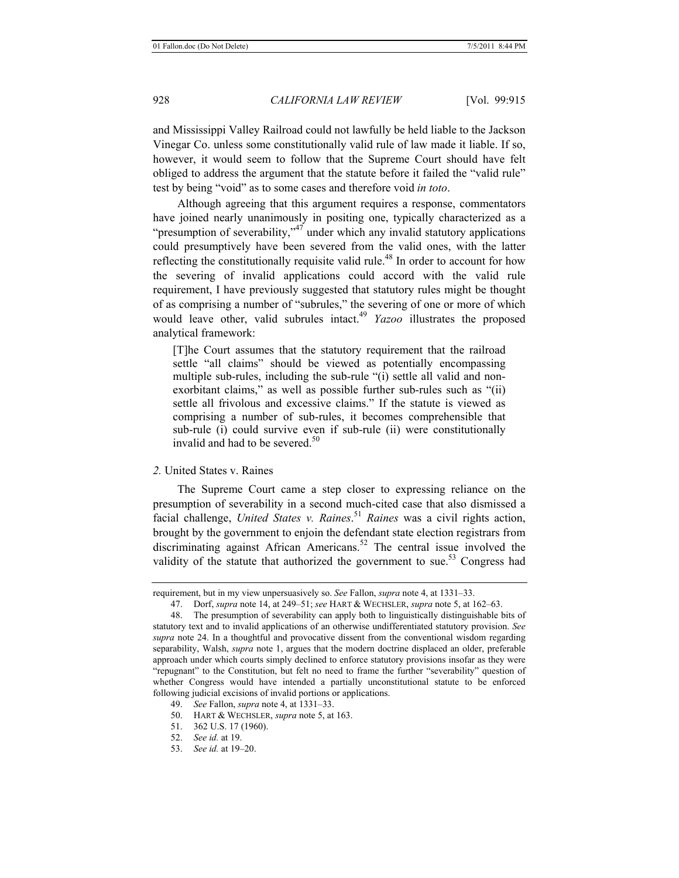and Mississippi Valley Railroad could not lawfully be held liable to the Jackson Vinegar Co. unless some constitutionally valid rule of law made it liable. If so, however, it would seem to follow that the Supreme Court should have felt obliged to address the argument that the statute before it failed the "valid rule" test by being "void" as to some cases and therefore void *in toto*.

Although agreeing that this argument requires a response, commentators have joined nearly unanimously in positing one, typically characterized as a "presumption of severability,"[47] under which any invalid statutory applications could presumptively have been severed from the valid ones, with the latter reflecting the constitutionally requisite valid rule.[48] In order to account for how the severing of invalid applications could accord with the valid rule requirement, I have previously suggested that statutory rules might be thought of as comprising a number of "subrules," the severing of one or more of which would leave other, valid subrules intact.[49] *Yazoo* illustrates the proposed analytical framework:

> [T]he Court assumes that the statutory requirement that the railroad settle "all claims" should be viewed as potentially encompassing multiple sub-rules, including the sub-rule "(i) settle all valid and non-exorbitant claims," as well as possible further sub-rules such as "(ii) settle all frivolous and excessive claims." If the statute is viewed as comprising a number of sub-rules, it becomes comprehensible that sub-rule (i) could survive even if sub-rule (ii) were constitutionally invalid and had to be severed.[50]

*2.* United States v. Raines

The Supreme Court came a step closer to expressing reliance on the presumption of severability in a second much-cited case that also dismissed a facial challenge, *United States v. Raines*.[51] *Raines* was a civil rights action, brought by the government to enjoin the defendant state election registrars from discriminating against African Americans.[52] The central issue involved the validity of the statute that authorized the government to sue.[53] Congress had

---

requirement, but in my view unpersuasively so. *See* Fallon, *supra* note 4, at 1331–33.

47. Dorf, *supra* note 14, at 249–51; *see* HART & WECHSLER, *supra* note 5, at 162–63.

48. The presumption of severability can apply both to linguistically distinguishable bits of statutory text and to invalid applications of an otherwise undifferentiated statutory provision. *See supra* note 24. In a thoughtful and provocative dissent from the conventional wisdom regarding separability, Walsh, *supra* note 1, argues that the modern doctrine displaced an older, preferable approach under which courts simply declined to enforce statutory provisions insofar as they were "repugnant" to the Constitution, but felt no need to frame the further "severability" question of whether Congress would have intended a partially unconstitutional statute to be enforced following judicial excisions of invalid portions or applications.

49. *See* Fallon, *supra* note 4, at 1331–33.

50. HART & WECHSLER, *supra* note 5, at 163.

51. 362 U.S. 17 (1960).

52. *See id.* at 19.

53. *See id.* at 19–20.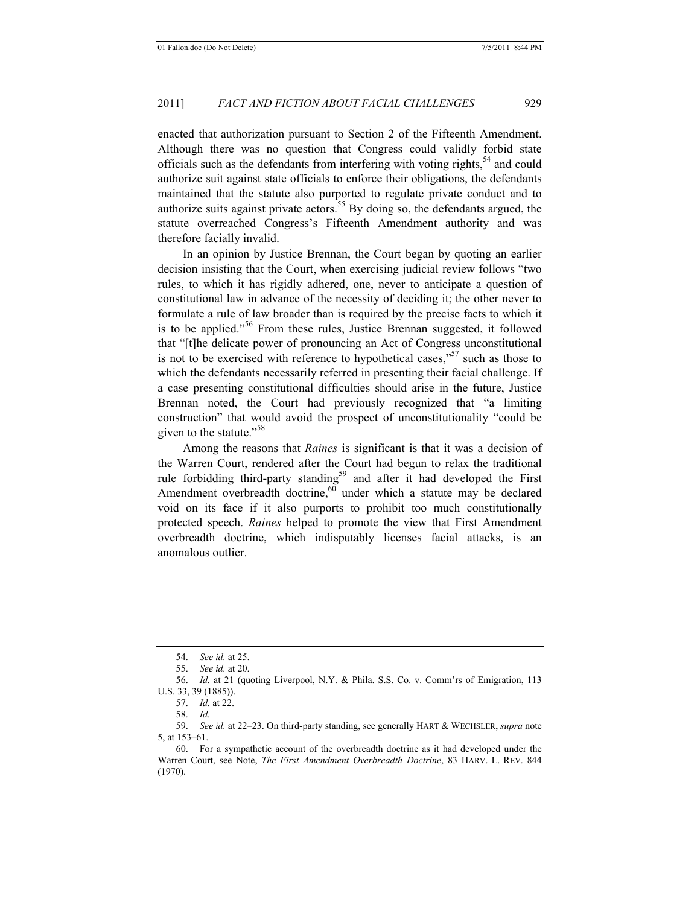enacted that authorization pursuant to Section 2 of the Fifteenth Amendment. Although there was no question that Congress could validly forbid state officials such as the defendants from interfering with voting rights,[54] and could authorize suit against state officials to enforce their obligations, the defendants maintained that the statute also purported to regulate private conduct and to authorize suits against private actors.[55] By doing so, the defendants argued, the statute overreached Congress's Fifteenth Amendment authority and was therefore facially invalid.

In an opinion by Justice Brennan, the Court began by quoting an earlier decision insisting that the Court, when exercising judicial review follows "two rules, to which it has rigidly adhered, one, never to anticipate a question of constitutional law in advance of the necessity of deciding it; the other never to formulate a rule of law broader than is required by the precise facts to which it is to be applied."[56] From these rules, Justice Brennan suggested, it followed that "[t]he delicate power of pronouncing an Act of Congress unconstitutional is not to be exercised with reference to hypothetical cases,"[57] such as those to which the defendants necessarily referred in presenting their facial challenge. If a case presenting constitutional difficulties should arise in the future, Justice Brennan noted, the Court had previously recognized that "a limiting construction" that would avoid the prospect of unconstitutionality "could be given to the statute."[58]

Among the reasons that *Raines* is significant is that it was a decision of the Warren Court, rendered after the Court had begun to relax the traditional rule forbidding third-party standing[59] and after it had developed the First Amendment overbreadth doctrine,[60] under which a statute may be declared void on its face if it also purports to prohibit too much constitutionally protected speech. *Raines* helped to promote the view that First Amendment overbreadth doctrine, which indisputably licenses facial attacks, is an anomalous outlier.

---

54. *See id.* at 25.

55. *See id.* at 20.

56. *Id.* at 21 (quoting Liverpool, N.Y. & Phila. S.S. Co. v. Comm'rs of Emigration, 113 U.S. 33, 39 (1885)).

57. *Id.* at 22.

58. *Id.*

59. *See id.* at 22–23. On third-party standing, see generally HART & WECHSLER, *supra* note 5, at 153–61.

60. For a sympathetic account of the overbreadth doctrine as it had developed under the Warren Court, see Note, *The First Amendment Overbreadth Doctrine*, 83 HARV. L. REV. 844 (1970).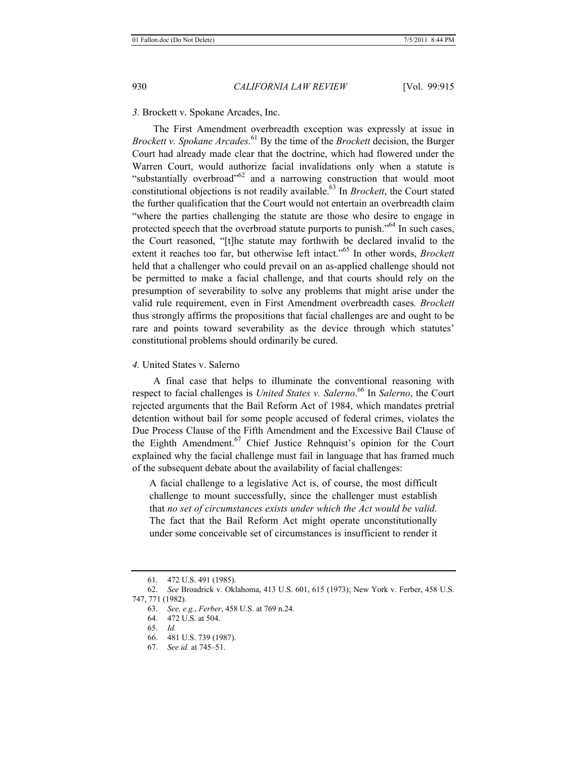### *3.* Brockett v. Spokane Arcades, Inc.

The First Amendment overbreadth exception was expressly at issue in *Brockett v. Spokane Arcades*.[61] By the time of the *Brockett* decision, the Burger Court had already made clear that the doctrine, which had flowered under the Warren Court, would authorize facial invalidations only when a statute is "substantially overbroad"[62] and a narrowing construction that would moot constitutional objections is not readily available.[63] In *Brockett*, the Court stated the further qualification that the Court would not entertain an overbreadth claim "where the parties challenging the statute are those who desire to engage in protected speech that the overbroad statute purports to punish."[64] In such cases, the Court reasoned, "[t]he statute may forthwith be declared invalid to the extent it reaches too far, but otherwise left intact."[65] In other words, *Brockett* held that a challenger who could prevail on an as-applied challenge should not be permitted to make a facial challenge, and that courts should rely on the presumption of severability to solve any problems that might arise under the valid rule requirement, even in First Amendment overbreadth cases*. Brockett* thus strongly affirms the propositions that facial challenges are and ought to be rare and points toward severability as the device through which statutes' constitutional problems should ordinarily be cured.

### *4.* United States v. Salerno

A final case that helps to illuminate the conventional reasoning with respect to facial challenges is *United States v. Salerno*.[66] In *Salerno*, the Court rejected arguments that the Bail Reform Act of 1984, which mandates pretrial detention without bail for some people accused of federal crimes, violates the Due Process Clause of the Fifth Amendment and the Excessive Bail Clause of the Eighth Amendment.[67] Chief Justice Rehnquist's opinion for the Court explained why the facial challenge must fail in language that has framed much of the subsequent debate about the availability of facial challenges:

> A facial challenge to a legislative Act is, of course, the most difficult challenge to mount successfully, since the challenger must establish that *no set of circumstances exists under which the Act would be valid*. The fact that the Bail Reform Act might operate unconstitutionally under some conceivable set of circumstances is insufficient to render it

---

61. 472 U.S. 491 (1985).

62. *See* Broadrick v. Oklahoma, 413 U.S. 601, 615 (1973); New York v. Ferber, 458 U.S. 747, 771 (1982).

63. *See, e.g.*, *Ferber*, 458 U.S. at 769 n.24.

64. 472 U.S. at 504.

65. *Id.*

66. 481 U.S. 739 (1987).

67. *See id.* at 745–51.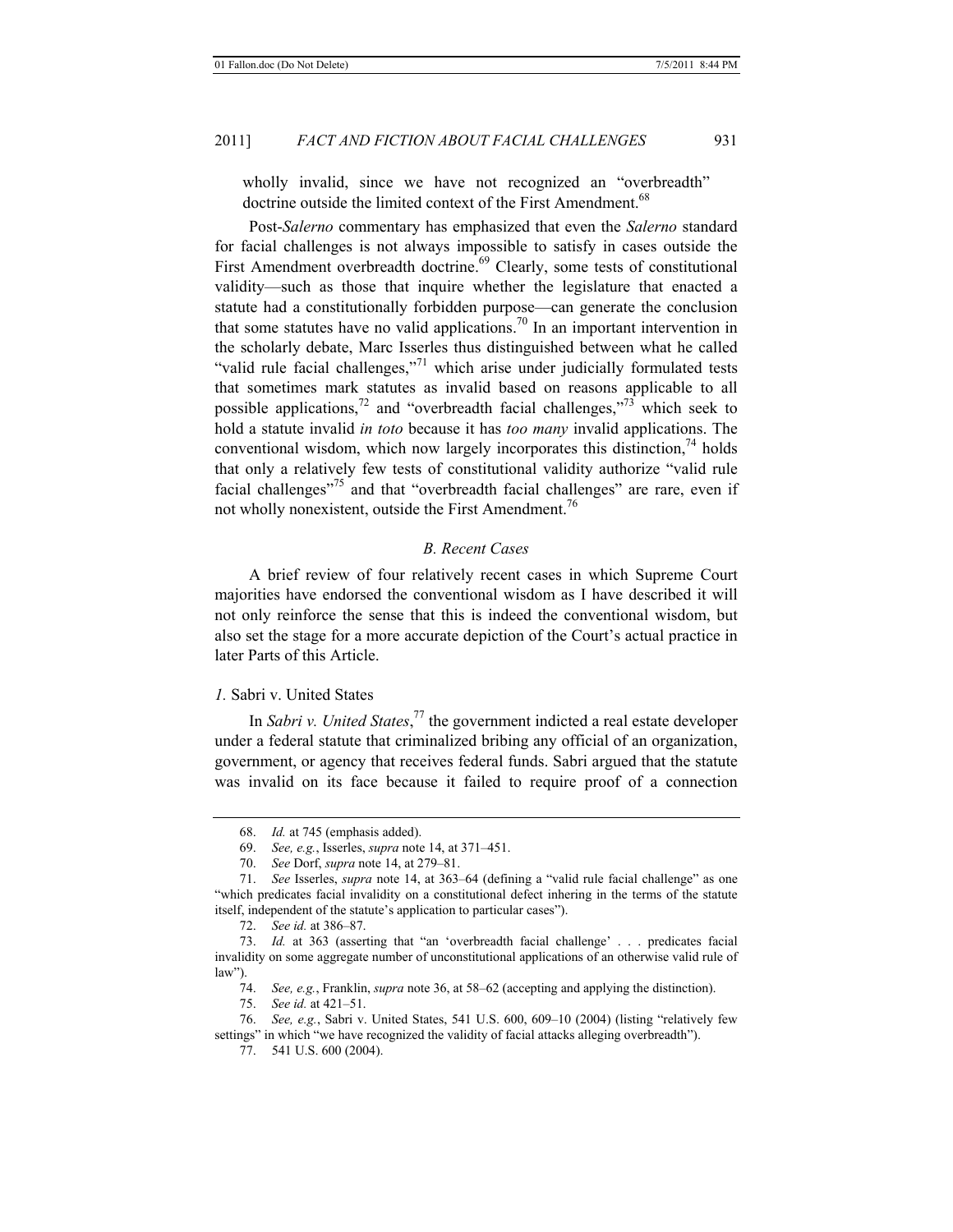wholly invalid, since we have not recognized an "overbreadth" doctrine outside the limited context of the First Amendment.[68]

Post-*Salerno* commentary has emphasized that even the *Salerno* standard for facial challenges is not always impossible to satisfy in cases outside the First Amendment overbreadth doctrine.[69] Clearly, some tests of constitutional validity—such as those that inquire whether the legislature that enacted a statute had a constitutionally forbidden purpose—can generate the conclusion that some statutes have no valid applications.[70] In an important intervention in the scholarly debate, Marc Isserles thus distinguished between what he called "valid rule facial challenges,"[71] which arise under judicially formulated tests that sometimes mark statutes as invalid based on reasons applicable to all possible applications,[72] and "overbreadth facial challenges,"[73] which seek to hold a statute invalid *in toto* because it has *too many* invalid applications. The conventional wisdom, which now largely incorporates this distinction,[74] holds that only a relatively few tests of constitutional validity authorize "valid rule facial challenges"[75] and that "overbreadth facial challenges" are rare, even if not wholly nonexistent, outside the First Amendment.[76]

### *B. Recent Cases*

A brief review of four relatively recent cases in which Supreme Court majorities have endorsed the conventional wisdom as I have described it will not only reinforce the sense that this is indeed the conventional wisdom, but also set the stage for a more accurate depiction of the Court's actual practice in later Parts of this Article.

#### *1.* Sabri v. United States

In *Sabri v. United States*,[77] the government indicted a real estate developer under a federal statute that criminalized bribing any official of an organization, government, or agency that receives federal funds. Sabri argued that the statute was invalid on its face because it failed to require proof of a connection

---

68. *Id.* at 745 (emphasis added).

69. *See, e.g.*, Isserles, *supra* note 14, at 371–451.

70. *See* Dorf, *supra* note 14, at 279–81.

71. *See* Isserles, *supra* note 14, at 363–64 (defining a "valid rule facial challenge" as one "which predicates facial invalidity on a constitutional defect inhering in the terms of the statute itself, independent of the statute's application to particular cases").

72. *See id.* at 386–87.

73. *Id.* at 363 (asserting that "an 'overbreadth facial challenge' . . . predicates facial invalidity on some aggregate number of unconstitutional applications of an otherwise valid rule of law").

74. *See, e.g.*, Franklin, *supra* note 36, at 58–62 (accepting and applying the distinction).

75. *See id.* at 421–51.

76. *See, e.g.*, Sabri v. United States, 541 U.S. 600, 609–10 (2004) (listing "relatively few settings" in which "we have recognized the validity of facial attacks alleging overbreadth").

77. 541 U.S. 600 (2004).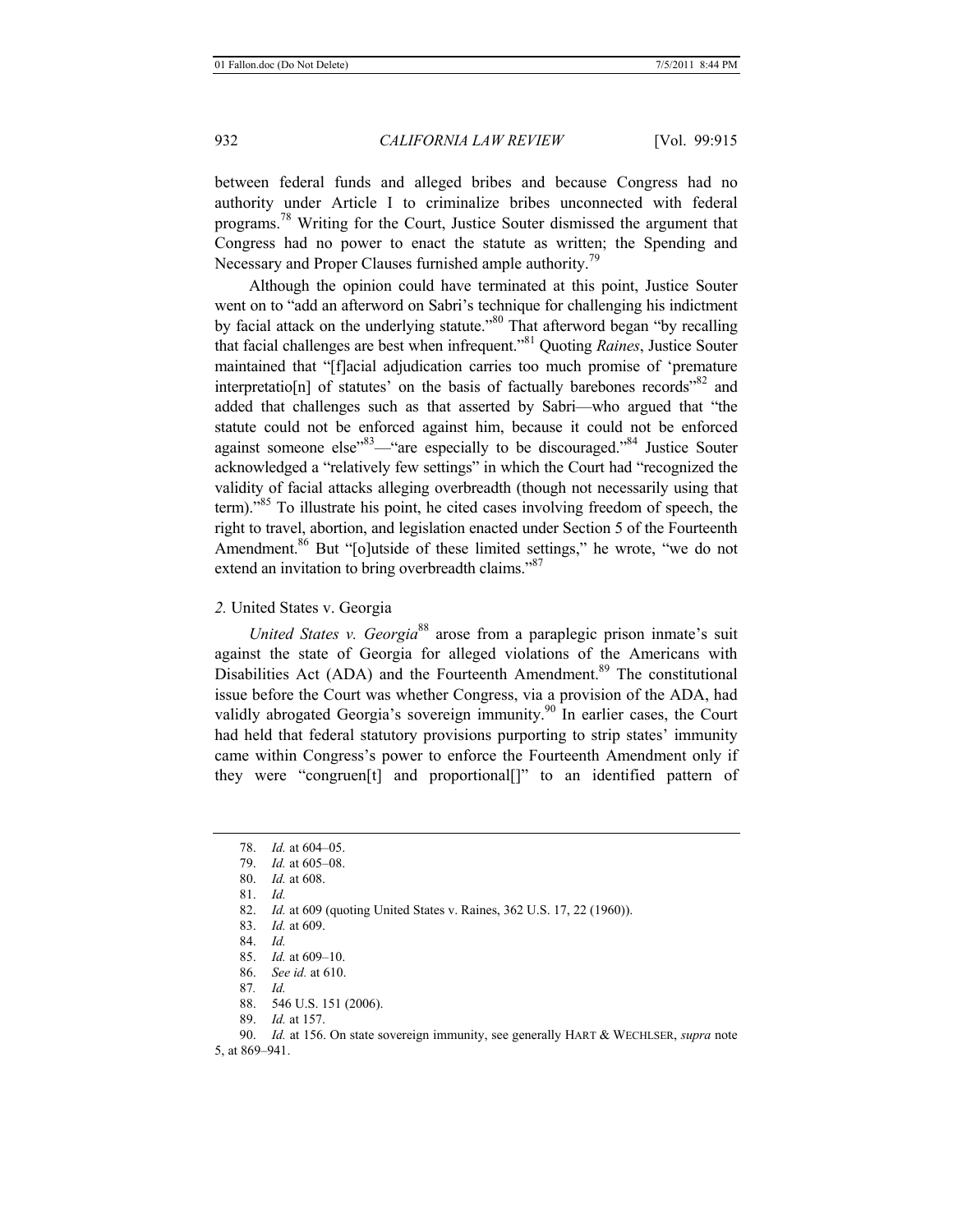between federal funds and alleged bribes and because Congress had no authority under Article I to criminalize bribes unconnected with federal programs.[78] Writing for the Court, Justice Souter dismissed the argument that Congress had no power to enact the statute as written; the Spending and Necessary and Proper Clauses furnished ample authority.[79]

Although the opinion could have terminated at this point, Justice Souter went on to "add an afterword on Sabri's technique for challenging his indictment by facial attack on the underlying statute."[80] That afterword began "by recalling that facial challenges are best when infrequent."[81] Quoting *Raines*, Justice Souter maintained that "[f]acial adjudication carries too much promise of 'premature interpretatio[n] of statutes' on the basis of factually barebones records"[82] and added that challenges such as that asserted by Sabri—who argued that "the statute could not be enforced against him, because it could not be enforced against someone else"[83]—"are especially to be discouraged."[84] Justice Souter acknowledged a "relatively few settings" in which the Court had "recognized the validity of facial attacks alleging overbreadth (though not necessarily using that term)."[85] To illustrate his point, he cited cases involving freedom of speech, the right to travel, abortion, and legislation enacted under Section 5 of the Fourteenth Amendment.[86] But "[o]utside of these limited settings," he wrote, "we do not extend an invitation to bring overbreadth claims."[87]

### *2.* United States v. Georgia

*United States v. Georgia*[88] arose from a paraplegic prison inmate's suit against the state of Georgia for alleged violations of the Americans with Disabilities Act (ADA) and the Fourteenth Amendment.[89] The constitutional issue before the Court was whether Congress, via a provision of the ADA, had validly abrogated Georgia's sovereign immunity.[90] In earlier cases, the Court had held that federal statutory provisions purporting to strip states' immunity came within Congress's power to enforce the Fourteenth Amendment only if they were "congruen[t] and proportional[]" to an identified pattern of

---

78. *Id.* at 604–05.
79. *Id.* at 605–08.
80. *Id.* at 608.
81. *Id.*
82. *Id.* at 609 (quoting United States v. Raines, 362 U.S. 17, 22 (1960)).
83. *Id.* at 609.
84. *Id.*
85. *Id.* at 609–10.
86. *See id.* at 610.
87. *Id.*
88. 546 U.S. 151 (2006).
89. *Id.* at 157.
90. *Id.* at 156. On state sovereign immunity, see generally HART & WECHLSER, *supra* note 5, at 869–941.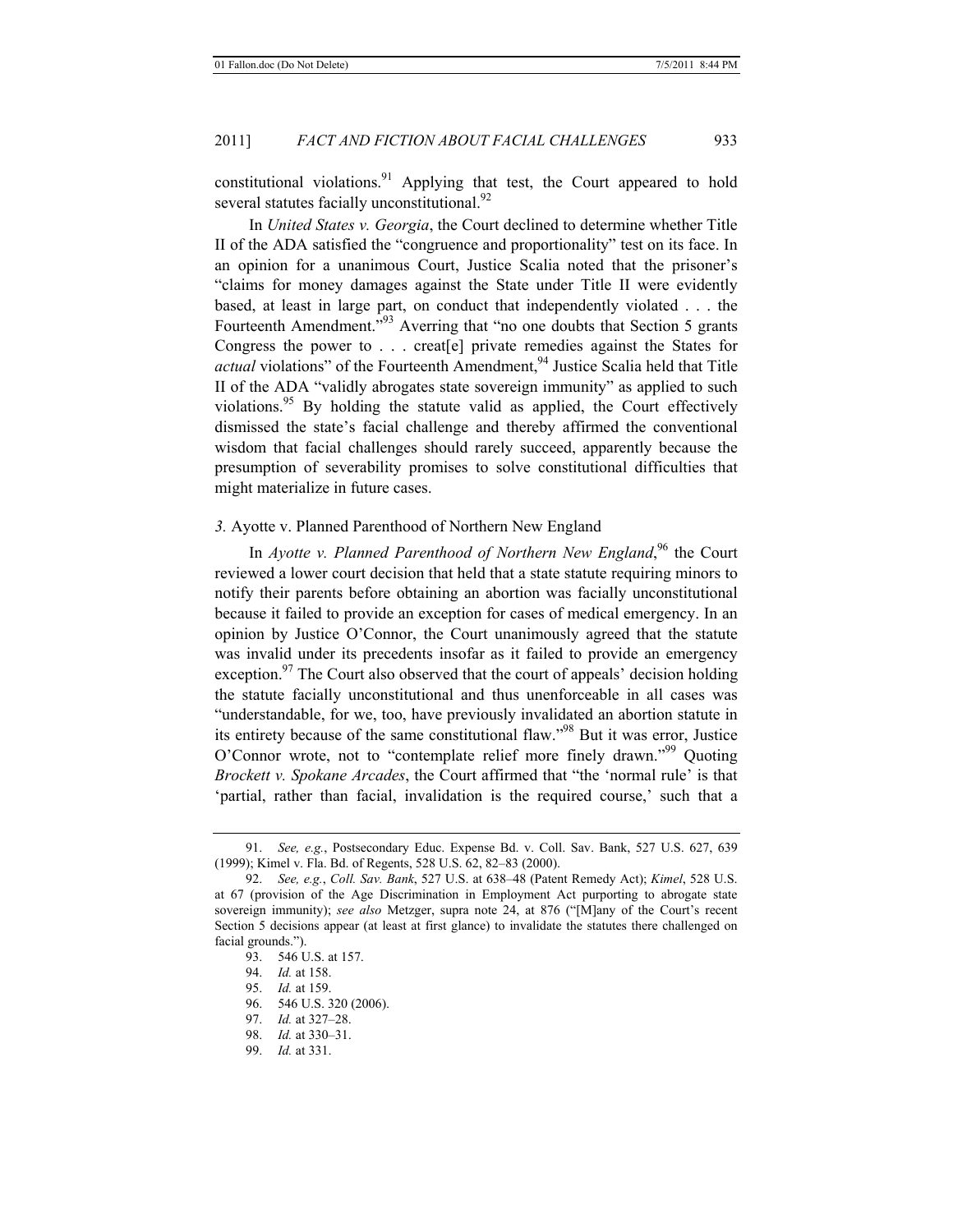constitutional violations.[91] Applying that test, the Court appeared to hold several statutes facially unconstitutional.[92]

In *United States v. Georgia*, the Court declined to determine whether Title II of the ADA satisfied the "congruence and proportionality" test on its face. In an opinion for a unanimous Court, Justice Scalia noted that the prisoner's "claims for money damages against the State under Title II were evidently based, at least in large part, on conduct that independently violated . . . the Fourteenth Amendment."[93] Averring that "no one doubts that Section 5 grants Congress the power to . . . creat[e] private remedies against the States for *actual* violations" of the Fourteenth Amendment,[94] Justice Scalia held that Title II of the ADA "validly abrogates state sovereign immunity" as applied to such violations.[95] By holding the statute valid as applied, the Court effectively dismissed the state's facial challenge and thereby affirmed the conventional wisdom that facial challenges should rarely succeed, apparently because the presumption of severability promises to solve constitutional difficulties that might materialize in future cases.

### *3.* Ayotte v. Planned Parenthood of Northern New England

In *Ayotte v. Planned Parenthood of Northern New England*,[96] the Court reviewed a lower court decision that held that a state statute requiring minors to notify their parents before obtaining an abortion was facially unconstitutional because it failed to provide an exception for cases of medical emergency. In an opinion by Justice O'Connor, the Court unanimously agreed that the statute was invalid under its precedents insofar as it failed to provide an emergency exception.[97] The Court also observed that the court of appeals' decision holding the statute facially unconstitutional and thus unenforceable in all cases was "understandable, for we, too, have previously invalidated an abortion statute in its entirety because of the same constitutional flaw."[98] But it was error, Justice O'Connor wrote, not to "contemplate relief more finely drawn."[99] Quoting *Brockett v. Spokane Arcades*, the Court affirmed that "the 'normal rule' is that 'partial, rather than facial, invalidation is the required course,' such that a

---

91. *See, e.g.*, Postsecondary Educ. Expense Bd. v. Coll. Sav. Bank, 527 U.S. 627, 639 (1999); Kimel v. Fla. Bd. of Regents, 528 U.S. 62, 82–83 (2000).

92. *See, e.g.*, *Coll. Sav. Bank*, 527 U.S. at 638–48 (Patent Remedy Act); *Kimel*, 528 U.S. at 67 (provision of the Age Discrimination in Employment Act purporting to abrogate state sovereign immunity); *see also* Metzger, supra note 24, at 876 ("[M]any of the Court's recent Section 5 decisions appear (at least at first glance) to invalidate the statutes there challenged on facial grounds.").

93. 546 U.S. at 157.

94. *Id.* at 158.

95. *Id.* at 159.

96. 546 U.S. 320 (2006).

97. *Id.* at 327–28.

98. *Id.* at 330–31.

99. *Id.* at 331.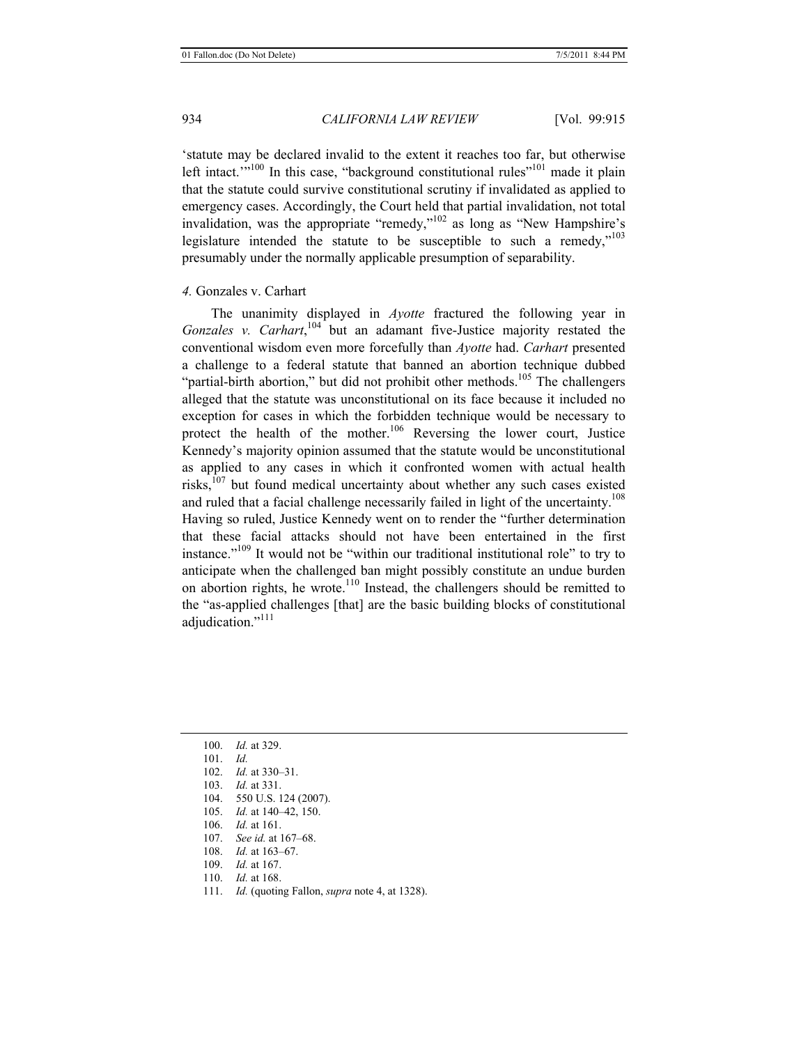'statute may be declared invalid to the extent it reaches too far, but otherwise left intact.'"[100] In this case, "background constitutional rules"[101] made it plain that the statute could survive constitutional scrutiny if invalidated as applied to emergency cases. Accordingly, the Court held that partial invalidation, not total invalidation, was the appropriate "remedy,"[102] as long as "New Hampshire's legislature intended the statute to be susceptible to such a remedy,"[103] presumably under the normally applicable presumption of separability.

#### *4.* Gonzales v. Carhart

The unanimity displayed in *Ayotte* fractured the following year in *Gonzales v. Carhart*,[104] but an adamant five-Justice majority restated the conventional wisdom even more forcefully than *Ayotte* had. *Carhart* presented a challenge to a federal statute that banned an abortion technique dubbed "partial-birth abortion," but did not prohibit other methods.[105] The challengers alleged that the statute was unconstitutional on its face because it included no exception for cases in which the forbidden technique would be necessary to protect the health of the mother.[106] Reversing the lower court, Justice Kennedy's majority opinion assumed that the statute would be unconstitutional as applied to any cases in which it confronted women with actual health risks,[107] but found medical uncertainty about whether any such cases existed and ruled that a facial challenge necessarily failed in light of the uncertainty.[108] Having so ruled, Justice Kennedy went on to render the "further determination that these facial attacks should not have been entertained in the first instance."[109] It would not be "within our traditional institutional role" to try to anticipate when the challenged ban might possibly constitute an undue burden on abortion rights, he wrote.[110] Instead, the challengers should be remitted to the "as-applied challenges [that] are the basic building blocks of constitutional adjudication."[111]

---

100. *Id.* at 329.
101. *Id.*
102. *Id.* at 330–31.
103. *Id.* at 331.
104. 550 U.S. 124 (2007).
105. *Id.* at 140–42, 150.
106. *Id.* at 161.
107. *See id.* at 167–68.
108. *Id.* at 163–67.
109. *Id.* at 167.
110. *Id.* at 168.
111. *Id.* (quoting Fallon, *supra* note 4, at 1328).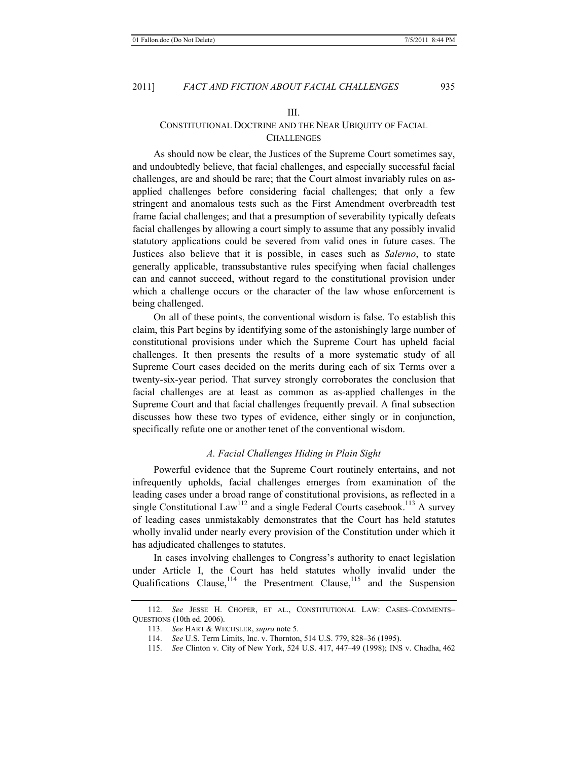## III. CONSTITUTIONAL DOCTRINE AND THE NEAR UBIQUITY OF FACIAL CHALLENGES

As should now be clear, the Justices of the Supreme Court sometimes say, and undoubtedly believe, that facial challenges, and especially successful facial challenges, are and should be rare; that the Court almost invariably rules on as-applied challenges before considering facial challenges; that only a few stringent and anomalous tests such as the First Amendment overbreadth test frame facial challenges; and that a presumption of severability typically defeats facial challenges by allowing a court simply to assume that any possibly invalid statutory applications could be severed from valid ones in future cases. The Justices also believe that it is possible, in cases such as *Salerno*, to state generally applicable, transsubstantive rules specifying when facial challenges can and cannot succeed, without regard to the constitutional provision under which a challenge occurs or the character of the law whose enforcement is being challenged.

On all of these points, the conventional wisdom is false. To establish this claim, this Part begins by identifying some of the astonishingly large number of constitutional provisions under which the Supreme Court has upheld facial challenges. It then presents the results of a more systematic study of all Supreme Court cases decided on the merits during each of six Terms over a twenty-six-year period. That survey strongly corroborates the conclusion that facial challenges are at least as common as as-applied challenges in the Supreme Court and that facial challenges frequently prevail. A final subsection discusses how these two types of evidence, either singly or in conjunction, specifically refute one or another tenet of the conventional wisdom.

### *A. Facial Challenges Hiding in Plain Sight*

Powerful evidence that the Supreme Court routinely entertains, and not infrequently upholds, facial challenges emerges from examination of the leading cases under a broad range of constitutional provisions, as reflected in a single Constitutional Law[112] and a single Federal Courts casebook.[113] A survey of leading cases unmistakably demonstrates that the Court has held statutes wholly invalid under nearly every provision of the Constitution under which it has adjudicated challenges to statutes.

In cases involving challenges to Congress's authority to enact legislation under Article I, the Court has held statutes wholly invalid under the Qualifications Clause,[114] the Presentment Clause,[115] and the Suspension

---

112. *See* JESSE H. CHOPER, ET AL., CONSTITUTIONAL LAW: CASES–COMMENTS–QUESTIONS (10th ed. 2006).

113. *See* HART & WECHSLER, *supra* note 5.

114. *See* U.S. Term Limits, Inc. v. Thornton, 514 U.S. 779, 828–36 (1995).

115. *See* Clinton v. City of New York, 524 U.S. 417, 447–49 (1998); INS v. Chadha, 462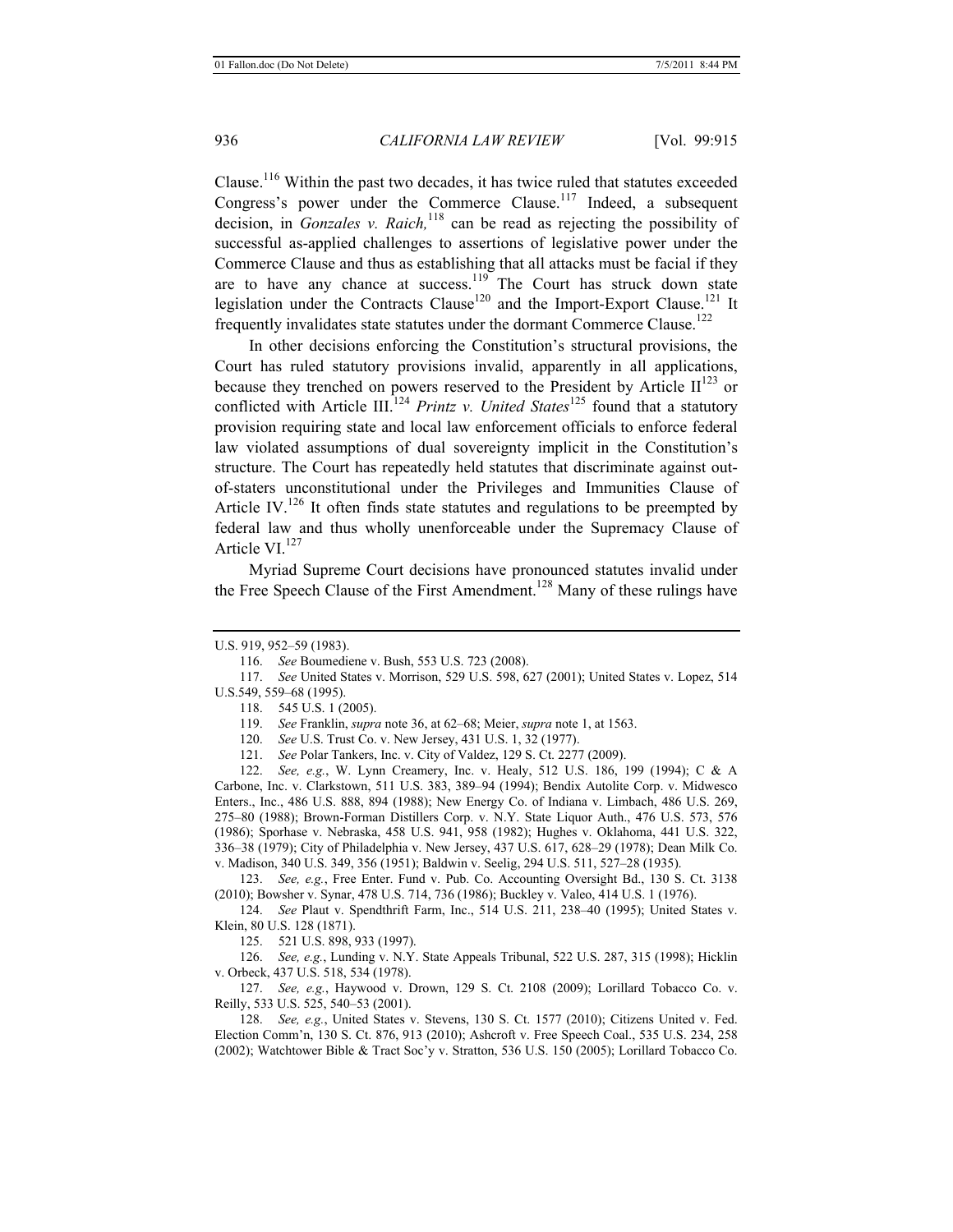Clause.[116] Within the past two decades, it has twice ruled that statutes exceeded Congress's power under the Commerce Clause.[117] Indeed, a subsequent decision, in *Gonzales v. Raich,*[118] can be read as rejecting the possibility of successful as-applied challenges to assertions of legislative power under the Commerce Clause and thus as establishing that all attacks must be facial if they are to have any chance at success.[119] The Court has struck down state legislation under the Contracts Clause[120] and the Import-Export Clause.[121] It frequently invalidates state statutes under the dormant Commerce Clause.[122]

In other decisions enforcing the Constitution's structural provisions, the Court has ruled statutory provisions invalid, apparently in all applications, because they trenched on powers reserved to the President by Article II[123] or conflicted with Article III.[124] *Printz v. United States*[125] found that a statutory provision requiring state and local law enforcement officials to enforce federal law violated assumptions of dual sovereignty implicit in the Constitution's structure. The Court has repeatedly held statutes that discriminate against out-of-staters unconstitutional under the Privileges and Immunities Clause of Article IV.[126] It often finds state statutes and regulations to be preempted by federal law and thus wholly unenforceable under the Supremacy Clause of Article VI.[127]

Myriad Supreme Court decisions have pronounced statutes invalid under the Free Speech Clause of the First Amendment.[128] Many of these rulings have

---

U.S. 919, 952–59 (1983).

116. *See* Boumediene v. Bush, 553 U.S. 723 (2008).

117. *See* United States v. Morrison, 529 U.S. 598, 627 (2001); United States v. Lopez, 514 U.S.549, 559–68 (1995).

118. 545 U.S. 1 (2005).

119. *See* Franklin, *supra* note 36, at 62–68; Meier, *supra* note 1, at 1563.

120. *See* U.S. Trust Co. v. New Jersey, 431 U.S. 1, 32 (1977).

121. *See* Polar Tankers, Inc. v. City of Valdez, 129 S. Ct. 2277 (2009).

122. *See, e.g.*, W. Lynn Creamery, Inc. v. Healy, 512 U.S. 186, 199 (1994); C & A Carbone, Inc. v. Clarkstown, 511 U.S. 383, 389–94 (1994); Bendix Autolite Corp. v. Midwesco Enters., Inc., 486 U.S. 888, 894 (1988); New Energy Co. of Indiana v. Limbach, 486 U.S. 269, 275–80 (1988); Brown-Forman Distillers Corp. v. N.Y. State Liquor Auth., 476 U.S. 573, 576 (1986); Sporhase v. Nebraska, 458 U.S. 941, 958 (1982); Hughes v. Oklahoma, 441 U.S. 322, 336–38 (1979); City of Philadelphia v. New Jersey, 437 U.S. 617, 628–29 (1978); Dean Milk Co. v. Madison, 340 U.S. 349, 356 (1951); Baldwin v. Seelig, 294 U.S. 511, 527–28 (1935).

123. *See, e.g.*, Free Enter. Fund v. Pub. Co. Accounting Oversight Bd., 130 S. Ct. 3138 (2010); Bowsher v. Synar, 478 U.S. 714, 736 (1986); Buckley v. Valeo, 414 U.S. 1 (1976).

124. *See* Plaut v. Spendthrift Farm, Inc., 514 U.S. 211, 238–40 (1995); United States v. Klein, 80 U.S. 128 (1871).

125. 521 U.S. 898, 933 (1997).

126. *See, e.g.*, Lunding v. N.Y. State Appeals Tribunal, 522 U.S. 287, 315 (1998); Hicklin v. Orbeck, 437 U.S. 518, 534 (1978).

127. *See, e.g.*, Haywood v. Drown, 129 S. Ct. 2108 (2009); Lorillard Tobacco Co. v. Reilly, 533 U.S. 525, 540–53 (2001).

128. *See, e.g.*, United States v. Stevens, 130 S. Ct. 1577 (2010); Citizens United v. Fed. Election Comm'n, 130 S. Ct. 876, 913 (2010); Ashcroft v. Free Speech Coal., 535 U.S. 234, 258 (2002); Watchtower Bible & Tract Soc'y v. Stratton, 536 U.S. 150 (2005); Lorillard Tobacco Co.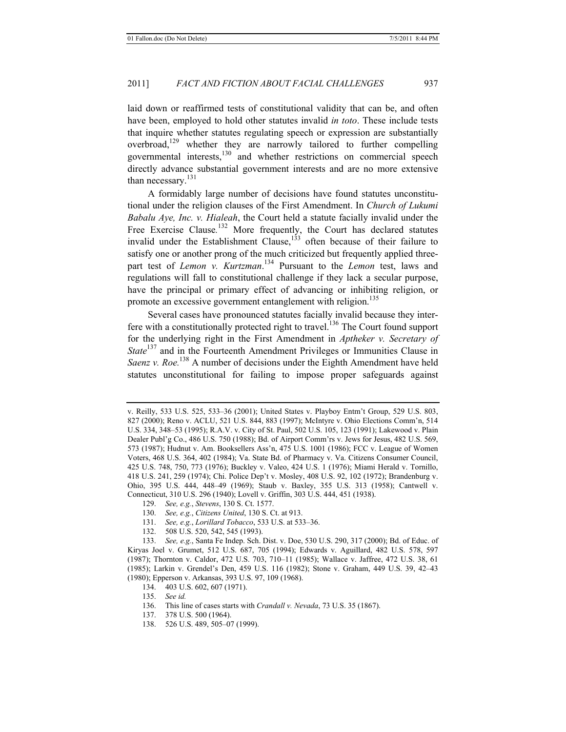laid down or reaffirmed tests of constitutional validity that can be, and often have been, employed to hold other statutes invalid *in toto*. These include tests that inquire whether statutes regulating speech or expression are substantially overbroad,[129] whether they are narrowly tailored to further compelling governmental interests,[130] and whether restrictions on commercial speech directly advance substantial government interests and are no more extensive than necessary.[131]

A formidably large number of decisions have found statutes unconstitutional under the religion clauses of the First Amendment. In *Church of Lukumi Babalu Aye, Inc. v. Hialeah*, the Court held a statute facially invalid under the Free Exercise Clause.[132] More frequently, the Court has declared statutes invalid under the Establishment Clause,[133] often because of their failure to satisfy one or another prong of the much criticized but frequently applied three-part test of *Lemon v. Kurtzman*.[134] Pursuant to the *Lemon* test, laws and regulations will fall to constitutional challenge if they lack a secular purpose, have the principal or primary effect of advancing or inhibiting religion, or promote an excessive government entanglement with religion.[135]

Several cases have pronounced statutes facially invalid because they interfere with a constitutionally protected right to travel.[136] The Court found support for the underlying right in the First Amendment in *Aptheker v. Secretary of State*[137] and in the Fourteenth Amendment Privileges or Immunities Clause in *Saenz v. Roe.*[138] A number of decisions under the Eighth Amendment have held statutes unconstitutional for failing to impose proper safeguards against

---

v. Reilly, 533 U.S. 525, 533–36 (2001); United States v. Playboy Entm't Group, 529 U.S. 803, 827 (2000); Reno v. ACLU, 521 U.S. 844, 883 (1997); McIntyre v. Ohio Elections Comm'n, 514 U.S. 334, 348–53 (1995); R.A.V. v. City of St. Paul, 502 U.S. 105, 123 (1991); Lakewood v. Plain Dealer Publ'g Co., 486 U.S. 750 (1988); Bd. of Airport Comm'rs v. Jews for Jesus, 482 U.S. 569, 573 (1987); Hudnut v. Am. Booksellers Ass'n, 475 U.S. 1001 (1986); FCC v. League of Women Voters, 468 U.S. 364, 402 (1984); Va. State Bd. of Pharmacy v. Va. Citizens Consumer Council, 425 U.S. 748, 750, 773 (1976); Buckley v. Valeo, 424 U.S. 1 (1976); Miami Herald v. Tornillo, 418 U.S. 241, 259 (1974); Chi. Police Dep't v. Mosley, 408 U.S. 92, 102 (1972); Brandenburg v. Ohio, 395 U.S. 444, 448–49 (1969); Staub v. Baxley, 355 U.S. 313 (1958); Cantwell v. Connecticut, 310 U.S. 296 (1940); Lovell v. Griffin, 303 U.S. 444, 451 (1938).

129. *See, e.g.*, *Stevens*, 130 S. Ct. 1577.

130. *See, e.g.*, *Citizens United*, 130 S. Ct. at 913.

131. *See, e.g.*, *Lorillard Tobacco*, 533 U.S. at 533–36.

132. 508 U.S. 520, 542, 545 (1993).

133. *See, e.g.*, Santa Fe Indep. Sch. Dist. v. Doe, 530 U.S. 290, 317 (2000); Bd. of Educ. of Kiryas Joel v. Grumet, 512 U.S. 687, 705 (1994); Edwards v. Aguillard, 482 U.S. 578, 597 (1987); Thornton v. Caldor, 472 U.S. 703, 710–11 (1985); Wallace v. Jaffree, 472 U.S. 38, 61 (1985); Larkin v. Grendel's Den, 459 U.S. 116 (1982); Stone v. Graham, 449 U.S. 39, 42–43 (1980); Epperson v. Arkansas, 393 U.S. 97, 109 (1968).

134. 403 U.S. 602, 607 (1971).

135. *See id.*

136. This line of cases starts with *Crandall v. Nevada*, 73 U.S. 35 (1867).

137. 378 U.S. 500 (1964).

138. 526 U.S. 489, 505–07 (1999).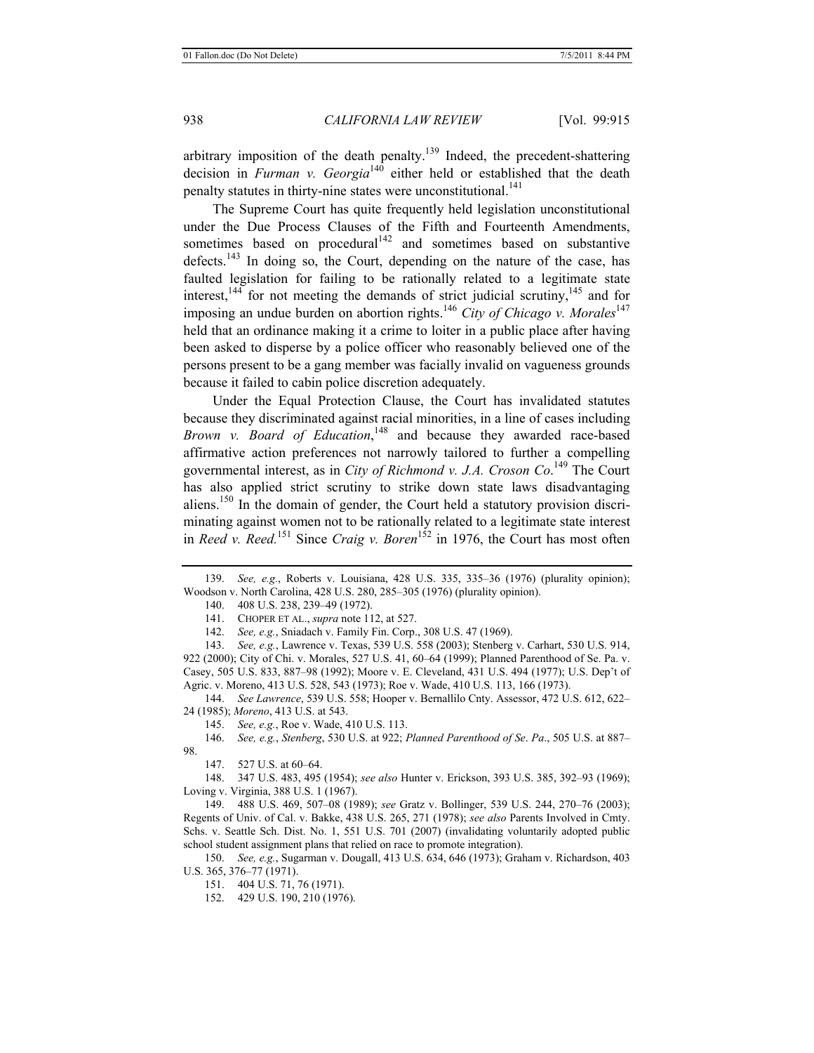arbitrary imposition of the death penalty.[139] Indeed, the precedent-shattering decision in *Furman v. Georgia*[140] either held or established that the death penalty statutes in thirty-nine states were unconstitutional.[141]

The Supreme Court has quite frequently held legislation unconstitutional under the Due Process Clauses of the Fifth and Fourteenth Amendments, sometimes based on procedural[142] and sometimes based on substantive defects.[143] In doing so, the Court, depending on the nature of the case, has faulted legislation for failing to be rationally related to a legitimate state interest,[144] for not meeting the demands of strict judicial scrutiny,[145] and for imposing an undue burden on abortion rights.[146] *City of Chicago v. Morales*[147] held that an ordinance making it a crime to loiter in a public place after having been asked to disperse by a police officer who reasonably believed one of the persons present to be a gang member was facially invalid on vagueness grounds because it failed to cabin police discretion adequately.

Under the Equal Protection Clause, the Court has invalidated statutes because they discriminated against racial minorities, in a line of cases including *Brown v. Board of Education*,[148] and because they awarded race-based affirmative action preferences not narrowly tailored to further a compelling governmental interest, as in *City of Richmond v. J.A. Croson Co*.[149] The Court has also applied strict scrutiny to strike down state laws disadvantaging aliens.[150] In the domain of gender, the Court held a statutory provision discriminating against women not to be rationally related to a legitimate state interest in *Reed v. Reed.*[151] Since *Craig v. Boren*[152] in 1976, the Court has most often

---

139. *See, e.g.*, Roberts v. Louisiana, 428 U.S. 335, 335–36 (1976) (plurality opinion); Woodson v. North Carolina, 428 U.S. 280, 285–305 (1976) (plurality opinion).

140. 408 U.S. 238, 239–49 (1972).

141. CHOPER ET AL., *supra* note 112, at 527.

142. *See, e.g.*, Sniadach v. Family Fin. Corp., 308 U.S. 47 (1969).

143. *See, e.g.*, Lawrence v. Texas, 539 U.S. 558 (2003); Stenberg v. Carhart, 530 U.S. 914, 922 (2000); City of Chi. v. Morales, 527 U.S. 41, 60–64 (1999); Planned Parenthood of Se. Pa. v. Casey, 505 U.S. 833, 887–98 (1992); Moore v. E. Cleveland, 431 U.S. 494 (1977); U.S. Dep't of Agric. v. Moreno, 413 U.S. 528, 543 (1973); Roe v. Wade, 410 U.S. 113, 166 (1973).

144. *See Lawrence*, 539 U.S. 558; Hooper v. Bernallilo Cnty. Assessor, 472 U.S. 612, 622–24 (1985); *Moreno*, 413 U.S. at 543.

145. *See, e.g.*, Roe v. Wade, 410 U.S. 113.

146. *See, e.g.*, *Stenberg*, 530 U.S. at 922; *Planned Parenthood of Se. Pa.*, 505 U.S. at 887–98.

147. 527 U.S. at 60–64.

148. 347 U.S. 483, 495 (1954); *see also* Hunter v. Erickson, 393 U.S. 385, 392–93 (1969); Loving v. Virginia, 388 U.S. 1 (1967).

149. 488 U.S. 469, 507–08 (1989); *see* Gratz v. Bollinger, 539 U.S. 244, 270–76 (2003); Regents of Univ. of Cal. v. Bakke, 438 U.S. 265, 271 (1978); *see also* Parents Involved in Cmty. Schs. v. Seattle Sch. Dist. No. 1, 551 U.S. 701 (2007) (invalidating voluntarily adopted public school student assignment plans that relied on race to promote integration).

150. *See, e.g.*, Sugarman v. Dougall, 413 U.S. 634, 646 (1973); Graham v. Richardson, 403 U.S. 365, 376–77 (1971).

151. 404 U.S. 71, 76 (1971).

152. 429 U.S. 190, 210 (1976).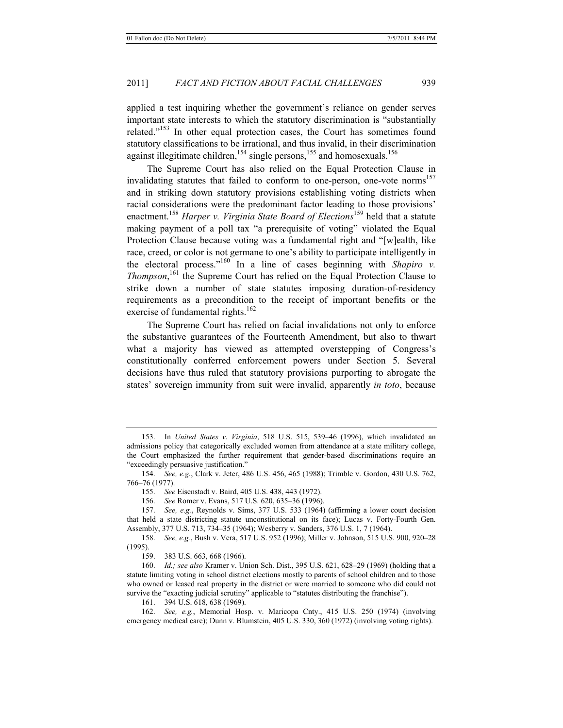applied a test inquiring whether the government's reliance on gender serves important state interests to which the statutory discrimination is "substantially related."[153] In other equal protection cases, the Court has sometimes found statutory classifications to be irrational, and thus invalid, in their discrimination against illegitimate children,[154] single persons,[155] and homosexuals.[156]

The Supreme Court has also relied on the Equal Protection Clause in invalidating statutes that failed to conform to one-person, one-vote norms[157] and in striking down statutory provisions establishing voting districts when racial considerations were the predominant factor leading to those provisions' enactment.[158] *Harper v. Virginia State Board of Elections*[159] held that a statute making payment of a poll tax "a prerequisite of voting" violated the Equal Protection Clause because voting was a fundamental right and "[w]ealth, like race, creed, or color is not germane to one's ability to participate intelligently in the electoral process."[160] In a line of cases beginning with *Shapiro v. Thompson*,[161] the Supreme Court has relied on the Equal Protection Clause to strike down a number of state statutes imposing duration-of-residency requirements as a precondition to the receipt of important benefits or the exercise of fundamental rights.[162]

The Supreme Court has relied on facial invalidations not only to enforce the substantive guarantees of the Fourteenth Amendment, but also to thwart what a majority has viewed as attempted overstepping of Congress's constitutionally conferred enforcement powers under Section 5. Several decisions have thus ruled that statutory provisions purporting to abrogate the states' sovereign immunity from suit were invalid, apparently *in toto*, because

---

153. In *United States v. Virginia*, 518 U.S. 515, 539–46 (1996), which invalidated an admissions policy that categorically excluded women from attendance at a state military college, the Court emphasized the further requirement that gender-based discriminations require an "exceedingly persuasive justification."

154. *See, e.g.*, Clark v. Jeter, 486 U.S. 456, 465 (1988); Trimble v. Gordon, 430 U.S. 762, 766–76 (1977).

155. *See* Eisenstadt v. Baird, 405 U.S. 438, 443 (1972).

156. *See* Romer v. Evans, 517 U.S. 620, 635–36 (1996).

157. *See, e.g.*, Reynolds v. Sims, 377 U.S. 533 (1964) (affirming a lower court decision that held a state districting statute unconstitutional on its face); Lucas v. Forty-Fourth Gen. Assembly, 377 U.S. 713, 734–35 (1964); Wesberry v. Sanders, 376 U.S. 1, 7 (1964).

158. *See, e.g.*, Bush v. Vera, 517 U.S. 952 (1996); Miller v. Johnson, 515 U.S. 900, 920–28 (1995).

159. 383 U.S. 663, 668 (1966).

160. *Id.; see also* Kramer v. Union Sch. Dist., 395 U.S. 621, 628–29 (1969) (holding that a statute limiting voting in school district elections mostly to parents of school children and to those who owned or leased real property in the district or were married to someone who did could not survive the "exacting judicial scrutiny" applicable to "statutes distributing the franchise").

161. 394 U.S. 618, 638 (1969).

162. *See, e.g.*, Memorial Hosp. v. Maricopa Cnty., 415 U.S. 250 (1974) (involving emergency medical care); Dunn v. Blumstein, 405 U.S. 330, 360 (1972) (involving voting rights).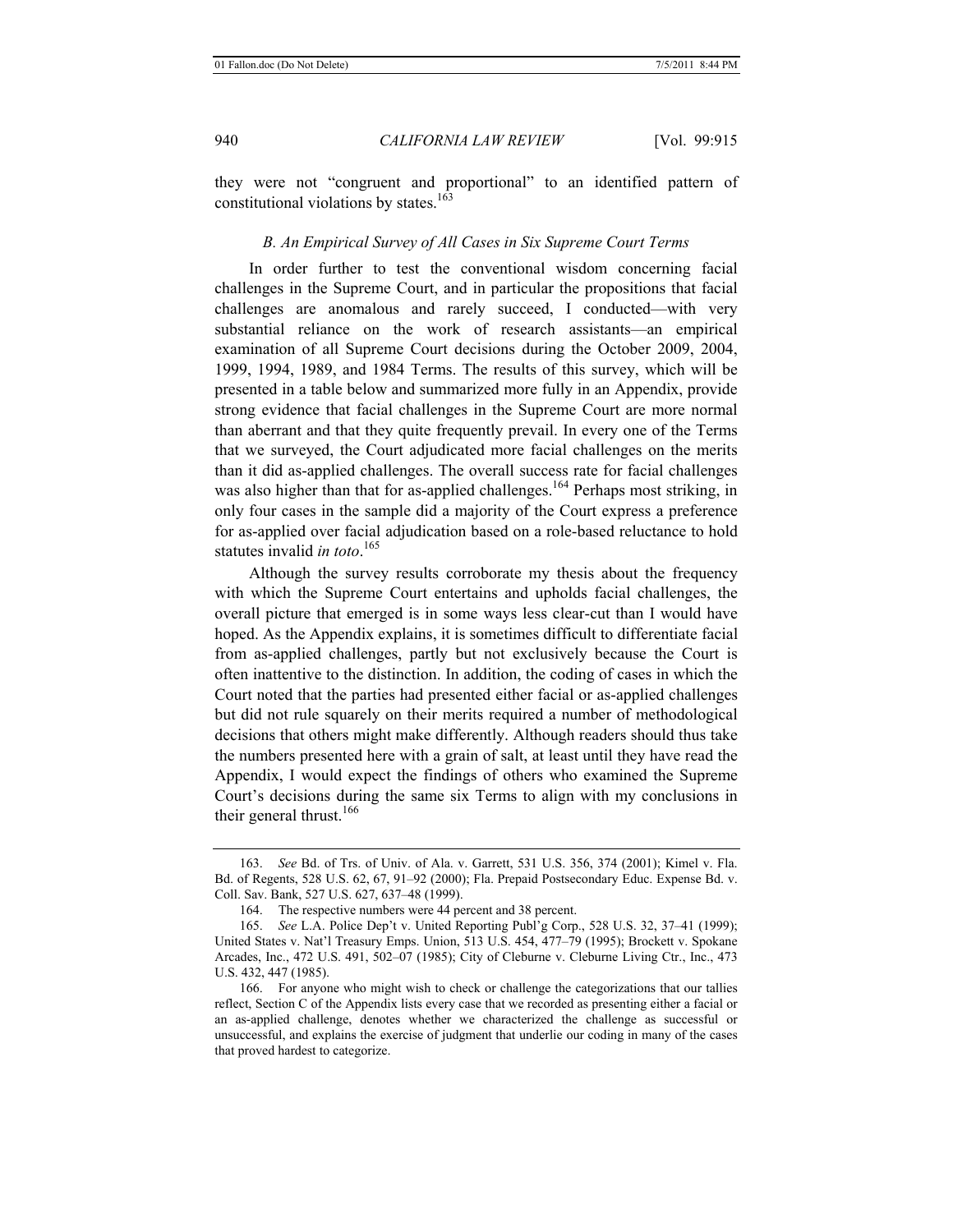they were not "congruent and proportional" to an identified pattern of constitutional violations by states.[163]

### *B. An Empirical Survey of All Cases in Six Supreme Court Terms*

In order further to test the conventional wisdom concerning facial challenges in the Supreme Court, and in particular the propositions that facial challenges are anomalous and rarely succeed, I conducted—with very substantial reliance on the work of research assistants—an empirical examination of all Supreme Court decisions during the October 2009, 2004, 1999, 1994, 1989, and 1984 Terms. The results of this survey, which will be presented in a table below and summarized more fully in an Appendix, provide strong evidence that facial challenges in the Supreme Court are more normal than aberrant and that they quite frequently prevail. In every one of the Terms that we surveyed, the Court adjudicated more facial challenges on the merits than it did as-applied challenges. The overall success rate for facial challenges was also higher than that for as-applied challenges.[164] Perhaps most striking, in only four cases in the sample did a majority of the Court express a preference for as-applied over facial adjudication based on a role-based reluctance to hold statutes invalid *in toto*.[165]

Although the survey results corroborate my thesis about the frequency with which the Supreme Court entertains and upholds facial challenges, the overall picture that emerged is in some ways less clear-cut than I would have hoped. As the Appendix explains, it is sometimes difficult to differentiate facial from as-applied challenges, partly but not exclusively because the Court is often inattentive to the distinction. In addition, the coding of cases in which the Court noted that the parties had presented either facial or as-applied challenges but did not rule squarely on their merits required a number of methodological decisions that others might make differently. Although readers should thus take the numbers presented here with a grain of salt, at least until they have read the Appendix, I would expect the findings of others who examined the Supreme Court's decisions during the same six Terms to align with my conclusions in their general thrust.[166]

---

163. *See* Bd. of Trs. of Univ. of Ala. v. Garrett, 531 U.S. 356, 374 (2001); Kimel v. Fla. Bd. of Regents, 528 U.S. 62, 67, 91–92 (2000); Fla. Prepaid Postsecondary Educ. Expense Bd. v. Coll. Sav. Bank, 527 U.S. 627, 637–48 (1999).

164. The respective numbers were 44 percent and 38 percent.

165. *See* L.A. Police Dep't v. United Reporting Publ'g Corp., 528 U.S. 32, 37–41 (1999); United States v. Nat'l Treasury Emps. Union, 513 U.S. 454, 477–79 (1995); Brockett v. Spokane Arcades, Inc., 472 U.S. 491, 502–07 (1985); City of Cleburne v. Cleburne Living Ctr., Inc., 473 U.S. 432, 447 (1985).

166. For anyone who might wish to check or challenge the categorizations that our tallies reflect, Section C of the Appendix lists every case that we recorded as presenting either a facial or an as-applied challenge, denotes whether we characterized the challenge as successful or unsuccessful, and explains the exercise of judgment that underlie our coding in many of the cases that proved hardest to categorize.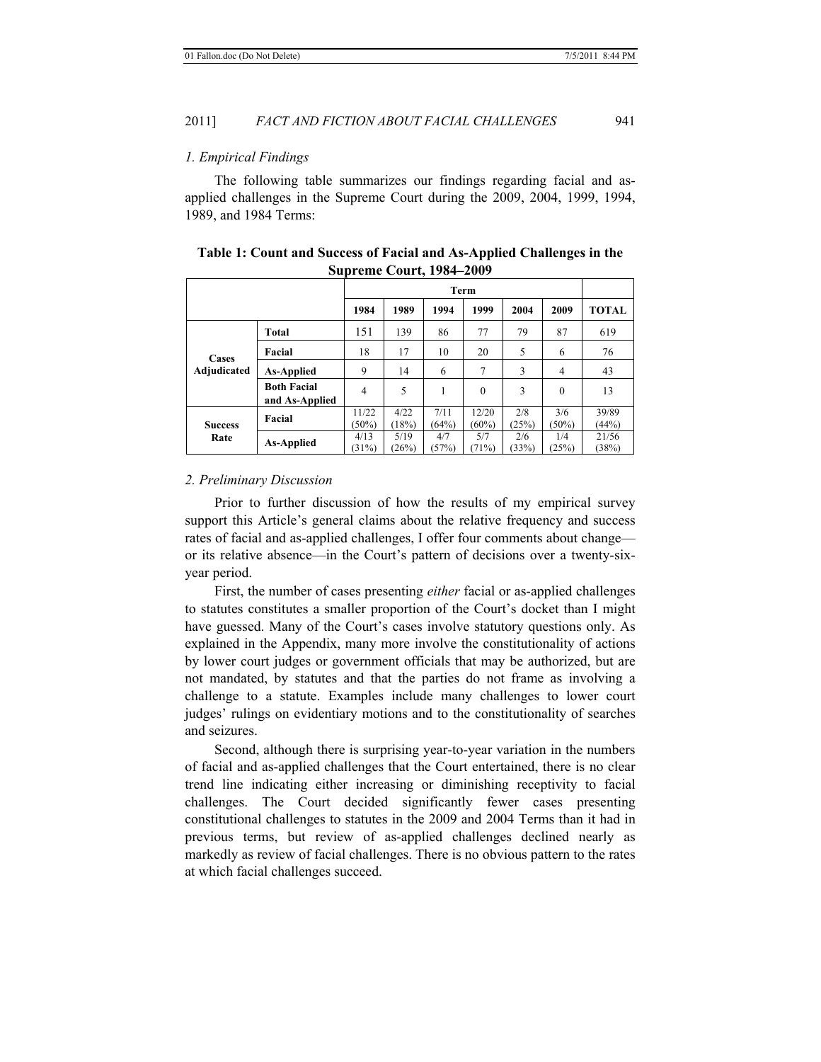*1. Empirical Findings*

The following table summarizes our findings regarding facial and as-applied challenges in the Supreme Court during the 2009, 2004, 1999, 1994, 1989, and 1984 Terms:

**Table 1: Count and Success of Facial and As-Applied Challenges in the Supreme Court, 1984–2009**

| | | Term | | | | | | |
|---|---|---|---|---|---|---|---|---|
| | | **1984** | **1989** | **1994** | **1999** | **2004** | **2009** | **TOTAL** |
| **Cases Adjudicated** | **Total** | 151 | 139 | 86 | 77 | 79 | 87 | 619 |
| | **Facial** | 18 | 17 | 10 | 20 | 5 | 6 | 76 |
| | **As-Applied** | 9 | 14 | 6 | 7 | 3 | 4 | 43 |
| | **Both Facial and As-Applied** | 4 | 5 | 1 | 0 | 3 | 0 | 13 |
| **Success Rate** | **Facial** | 11/22 (50%) | 4/22 (18%) | 7/11 (64%) | 12/20 (60%) | 2/8 (25%) | 3/6 (50%) | 39/89 (44%) |
| | **As-Applied** | 4/13 (31%) | 5/19 (26%) | 4/7 (57%) | 5/7 (71%) | 2/6 (33%) | 1/4 (25%) | 21/56 (38%) |

*2. Preliminary Discussion*

Prior to further discussion of how the results of my empirical survey support this Article's general claims about the relative frequency and success rates of facial and as-applied challenges, I offer four comments about change—or its relative absence—in the Court's pattern of decisions over a twenty-six-year period.

First, the number of cases presenting *either* facial or as-applied challenges to statutes constitutes a smaller proportion of the Court's docket than I might have guessed. Many of the Court's cases involve statutory questions only. As explained in the Appendix, many more involve the constitutionality of actions by lower court judges or government officials that may be authorized, but are not mandated, by statutes and that the parties do not frame as involving a challenge to a statute. Examples include many challenges to lower court judges' rulings on evidentiary motions and to the constitutionality of searches and seizures.

Second, although there is surprising year-to-year variation in the numbers of facial and as-applied challenges that the Court entertained, there is no clear trend line indicating either increasing or diminishing receptivity to facial challenges. The Court decided significantly fewer cases presenting constitutional challenges to statutes in the 2009 and 2004 Terms than it had in previous terms, but review of as-applied challenges declined nearly as markedly as review of facial challenges. There is no obvious pattern to the rates at which facial challenges succeed.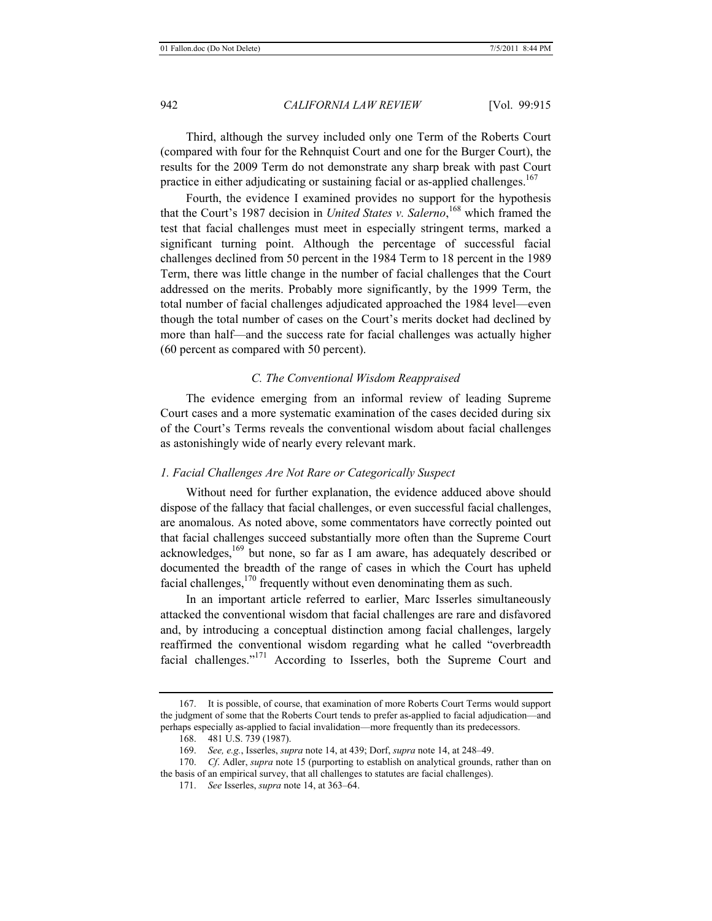Third, although the survey included only one Term of the Roberts Court (compared with four for the Rehnquist Court and one for the Burger Court), the results for the 2009 Term do not demonstrate any sharp break with past Court practice in either adjudicating or sustaining facial or as-applied challenges.[167]

Fourth, the evidence I examined provides no support for the hypothesis that the Court's 1987 decision in *United States v. Salerno*,[168] which framed the test that facial challenges must meet in especially stringent terms, marked a significant turning point. Although the percentage of successful facial challenges declined from 50 percent in the 1984 Term to 18 percent in the 1989 Term, there was little change in the number of facial challenges that the Court addressed on the merits. Probably more significantly, by the 1999 Term, the total number of facial challenges adjudicated approached the 1984 level—even though the total number of cases on the Court's merits docket had declined by more than half—and the success rate for facial challenges was actually higher (60 percent as compared with 50 percent).

### *C. The Conventional Wisdom Reappraised*

The evidence emerging from an informal review of leading Supreme Court cases and a more systematic examination of the cases decided during six of the Court's Terms reveals the conventional wisdom about facial challenges as astonishingly wide of nearly every relevant mark.

#### *1. Facial Challenges Are Not Rare or Categorically Suspect*

Without need for further explanation, the evidence adduced above should dispose of the fallacy that facial challenges, or even successful facial challenges, are anomalous. As noted above, some commentators have correctly pointed out that facial challenges succeed substantially more often than the Supreme Court acknowledges,[169] but none, so far as I am aware, has adequately described or documented the breadth of the range of cases in which the Court has upheld facial challenges,[170] frequently without even denominating them as such.

In an important article referred to earlier, Marc Isserles simultaneously attacked the conventional wisdom that facial challenges are rare and disfavored and, by introducing a conceptual distinction among facial challenges, largely reaffirmed the conventional wisdom regarding what he called "overbreadth facial challenges."[171] According to Isserles, both the Supreme Court and

---

167. It is possible, of course, that examination of more Roberts Court Terms would support the judgment of some that the Roberts Court tends to prefer as-applied to facial adjudication—and perhaps especially as-applied to facial invalidation—more frequently than its predecessors.

168. 481 U.S. 739 (1987).

169. *See, e.g.*, Isserles, *supra* note 14, at 439; Dorf, *supra* note 14, at 248–49.

170. *Cf.* Adler, *supra* note 15 (purporting to establish on analytical grounds, rather than on the basis of an empirical survey, that all challenges to statutes are facial challenges).

171. *See* Isserles, *supra* note 14, at 363–64.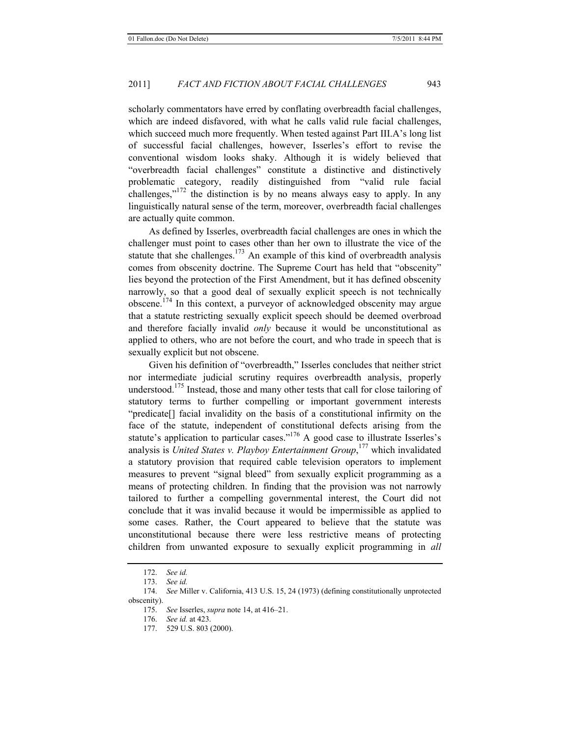scholarly commentators have erred by conflating overbreadth facial challenges, which are indeed disfavored, with what he calls valid rule facial challenges, which succeed much more frequently. When tested against Part III.A's long list of successful facial challenges, however, Isserles's effort to revise the conventional wisdom looks shaky. Although it is widely believed that "overbreadth facial challenges" constitute a distinctive and distinctively problematic category, readily distinguished from "valid rule facial challenges,"[172] the distinction is by no means always easy to apply. In any linguistically natural sense of the term, moreover, overbreadth facial challenges are actually quite common.

As defined by Isserles, overbreadth facial challenges are ones in which the challenger must point to cases other than her own to illustrate the vice of the statute that she challenges.[173] An example of this kind of overbreadth analysis comes from obscenity doctrine. The Supreme Court has held that "obscenity" lies beyond the protection of the First Amendment, but it has defined obscenity narrowly, so that a good deal of sexually explicit speech is not technically obscene.[174] In this context, a purveyor of acknowledged obscenity may argue that a statute restricting sexually explicit speech should be deemed overbroad and therefore facially invalid *only* because it would be unconstitutional as applied to others, who are not before the court, and who trade in speech that is sexually explicit but not obscene.

Given his definition of "overbreadth," Isserles concludes that neither strict nor intermediate judicial scrutiny requires overbreadth analysis, properly understood.[175] Instead, those and many other tests that call for close tailoring of statutory terms to further compelling or important government interests "predicate[] facial invalidity on the basis of a constitutional infirmity on the face of the statute, independent of constitutional defects arising from the statute's application to particular cases."[176] A good case to illustrate Isserles's analysis is *United States v. Playboy Entertainment Group*,[177] which invalidated a statutory provision that required cable television operators to implement measures to prevent "signal bleed" from sexually explicit programming as a means of protecting children. In finding that the provision was not narrowly tailored to further a compelling governmental interest, the Court did not conclude that it was invalid because it would be impermissible as applied to some cases. Rather, the Court appeared to believe that the statute was unconstitutional because there were less restrictive means of protecting children from unwanted exposure to sexually explicit programming in *all*

---

172. *See id.*

173. *See id.*

174. *See* Miller v. California, 413 U.S. 15, 24 (1973) (defining constitutionally unprotected obscenity).

175. *See* Isserles, *supra* note 14, at 416–21.

176. *See id.* at 423.

177. 529 U.S. 803 (2000).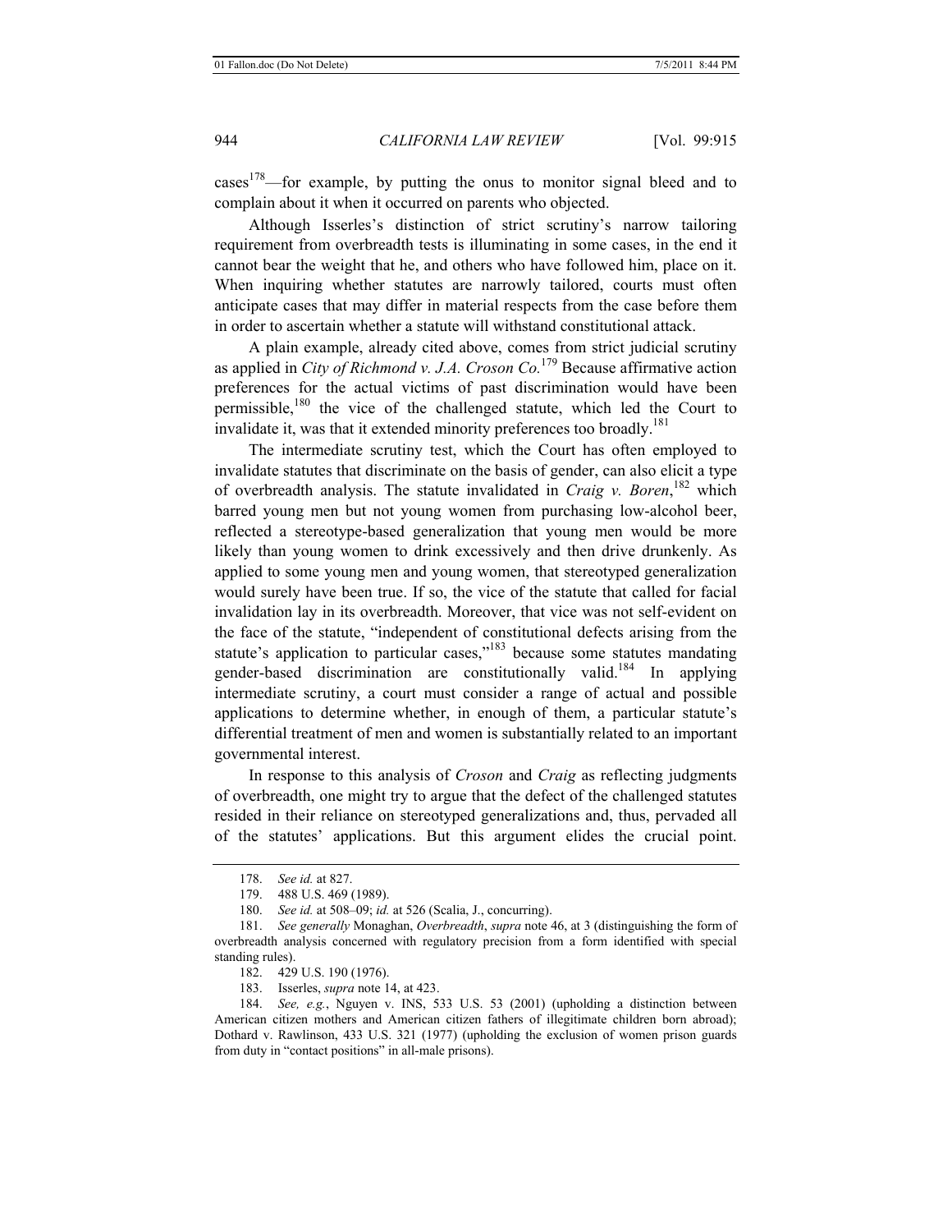cases[178]—for example, by putting the onus to monitor signal bleed and to complain about it when it occurred on parents who objected.

Although Isserles's distinction of strict scrutiny's narrow tailoring requirement from overbreadth tests is illuminating in some cases, in the end it cannot bear the weight that he, and others who have followed him, place on it. When inquiring whether statutes are narrowly tailored, courts must often anticipate cases that may differ in material respects from the case before them in order to ascertain whether a statute will withstand constitutional attack.

A plain example, already cited above, comes from strict judicial scrutiny as applied in *City of Richmond v. J.A. Croson Co.*[179] Because affirmative action preferences for the actual victims of past discrimination would have been permissible,[180] the vice of the challenged statute, which led the Court to invalidate it, was that it extended minority preferences too broadly.[181]

The intermediate scrutiny test, which the Court has often employed to invalidate statutes that discriminate on the basis of gender, can also elicit a type of overbreadth analysis. The statute invalidated in *Craig v. Boren*,[182] which barred young men but not young women from purchasing low-alcohol beer, reflected a stereotype-based generalization that young men would be more likely than young women to drink excessively and then drive drunkenly. As applied to some young men and young women, that stereotyped generalization would surely have been true. If so, the vice of the statute that called for facial invalidation lay in its overbreadth. Moreover, that vice was not self-evident on the face of the statute, "independent of constitutional defects arising from the statute's application to particular cases,"[183] because some statutes mandating gender-based discrimination are constitutionally valid.[184] In applying intermediate scrutiny, a court must consider a range of actual and possible applications to determine whether, in enough of them, a particular statute's differential treatment of men and women is substantially related to an important governmental interest.

In response to this analysis of *Croson* and *Craig* as reflecting judgments of overbreadth, one might try to argue that the defect of the challenged statutes resided in their reliance on stereotyped generalizations and, thus, pervaded all of the statutes' applications. But this argument elides the crucial point.

---

178. *See id.* at 827.

179. 488 U.S. 469 (1989).

180. *See id.* at 508–09; *id.* at 526 (Scalia, J., concurring).

181. *See generally* Monaghan, *Overbreadth*, *supra* note 46, at 3 (distinguishing the form of overbreadth analysis concerned with regulatory precision from a form identified with special standing rules).

182. 429 U.S. 190 (1976).

183. Isserles, *supra* note 14, at 423.

184. *See, e.g.*, Nguyen v. INS, 533 U.S. 53 (2001) (upholding a distinction between American citizen mothers and American citizen fathers of illegitimate children born abroad); Dothard v. Rawlinson, 433 U.S. 321 (1977) (upholding the exclusion of women prison guards from duty in "contact positions" in all-male prisons).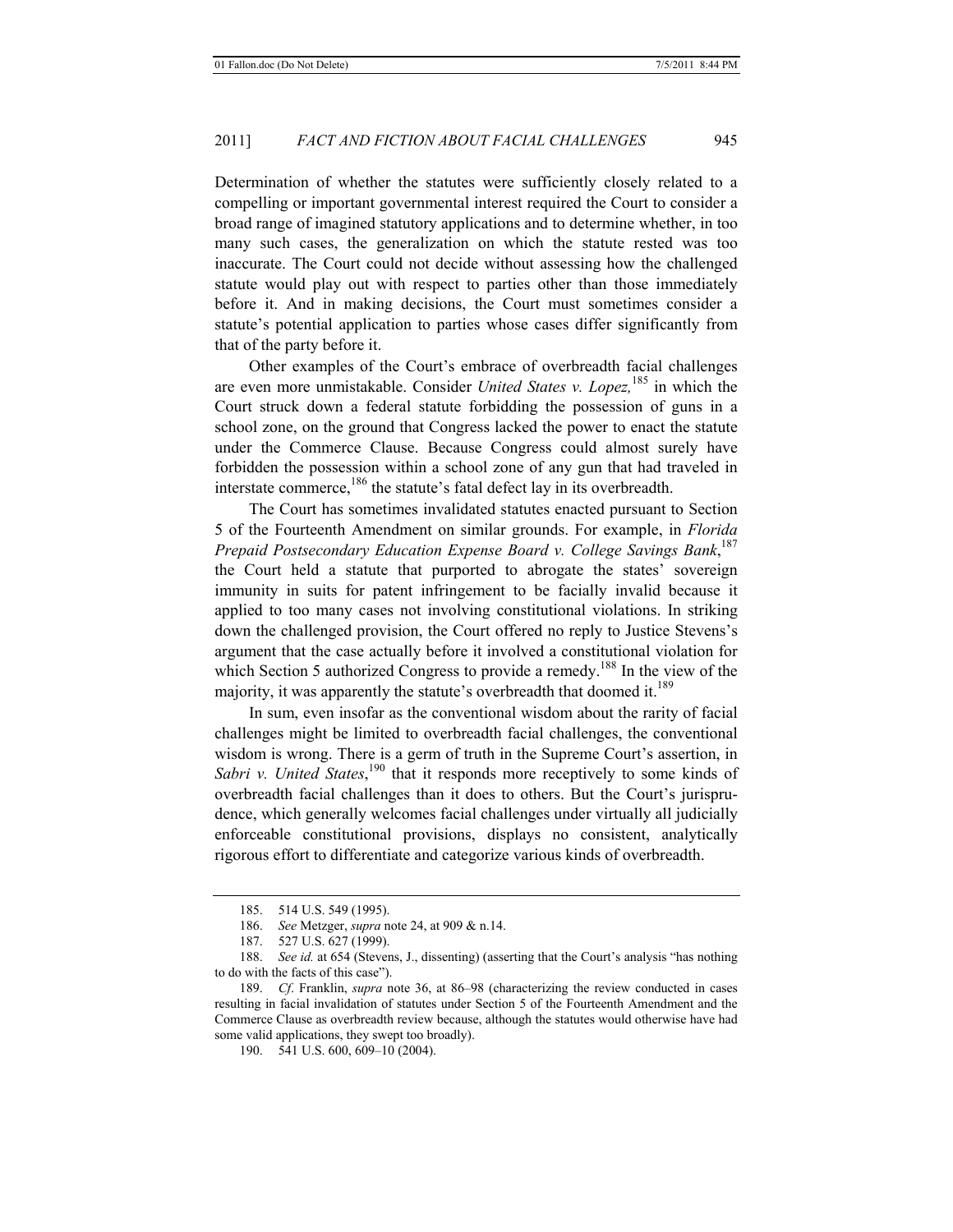Determination of whether the statutes were sufficiently closely related to a compelling or important governmental interest required the Court to consider a broad range of imagined statutory applications and to determine whether, in too many such cases, the generalization on which the statute rested was too inaccurate. The Court could not decide without assessing how the challenged statute would play out with respect to parties other than those immediately before it. And in making decisions, the Court must sometimes consider a statute's potential application to parties whose cases differ significantly from that of the party before it.

Other examples of the Court's embrace of overbreadth facial challenges are even more unmistakable. Consider *United States v. Lopez,*[185] in which the Court struck down a federal statute forbidding the possession of guns in a school zone, on the ground that Congress lacked the power to enact the statute under the Commerce Clause. Because Congress could almost surely have forbidden the possession within a school zone of any gun that had traveled in interstate commerce,[186] the statute's fatal defect lay in its overbreadth.

The Court has sometimes invalidated statutes enacted pursuant to Section 5 of the Fourteenth Amendment on similar grounds. For example, in *Florida Prepaid Postsecondary Education Expense Board v. College Savings Bank*,[187] the Court held a statute that purported to abrogate the states' sovereign immunity in suits for patent infringement to be facially invalid because it applied to too many cases not involving constitutional violations. In striking down the challenged provision, the Court offered no reply to Justice Stevens's argument that the case actually before it involved a constitutional violation for which Section 5 authorized Congress to provide a remedy.[188] In the view of the majority, it was apparently the statute's overbreadth that doomed it.[189]

In sum, even insofar as the conventional wisdom about the rarity of facial challenges might be limited to overbreadth facial challenges, the conventional wisdom is wrong. There is a germ of truth in the Supreme Court's assertion, in *Sabri v. United States*,[190] that it responds more receptively to some kinds of overbreadth facial challenges than it does to others. But the Court's jurisprudence, which generally welcomes facial challenges under virtually all judicially enforceable constitutional provisions, displays no consistent, analytically rigorous effort to differentiate and categorize various kinds of overbreadth.

---

185. 514 U.S. 549 (1995).

186. *See* Metzger, *supra* note 24, at 909 & n.14.

187. 527 U.S. 627 (1999).

188. *See id.* at 654 (Stevens, J., dissenting) (asserting that the Court's analysis "has nothing to do with the facts of this case").

189. *Cf*. Franklin, *supra* note 36, at 86–98 (characterizing the review conducted in cases resulting in facial invalidation of statutes under Section 5 of the Fourteenth Amendment and the Commerce Clause as overbreadth review because, although the statutes would otherwise have had some valid applications, they swept too broadly).

190. 541 U.S. 600, 609–10 (2004).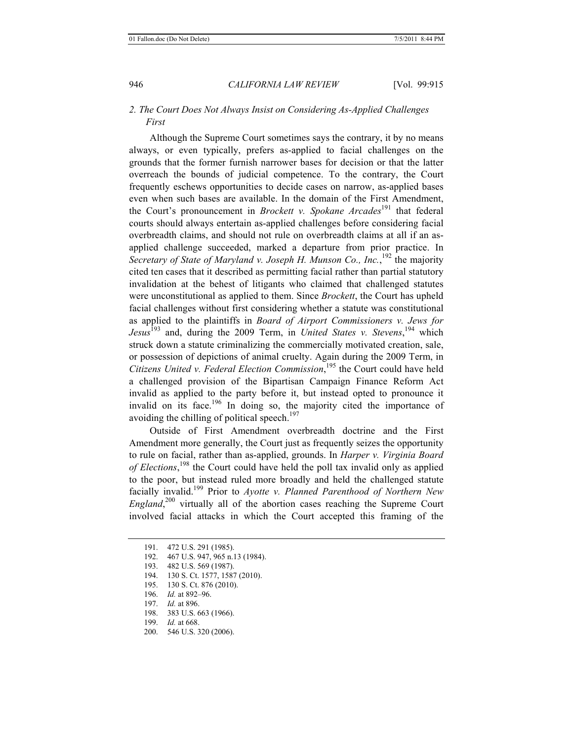### 2. *The Court Does Not Always Insist on Considering As-Applied Challenges First*

Although the Supreme Court sometimes says the contrary, it by no means always, or even typically, prefers as-applied to facial challenges on the grounds that the former furnish narrower bases for decision or that the latter overreach the bounds of judicial competence. To the contrary, the Court frequently eschews opportunities to decide cases on narrow, as-applied bases even when such bases are available. In the domain of the First Amendment, the Court's pronouncement in *Brockett v. Spokane Arcades*[191] that federal courts should always entertain as-applied challenges before considering facial overbreadth claims, and should not rule on overbreadth claims at all if an as-applied challenge succeeded, marked a departure from prior practice. In *Secretary of State of Maryland v. Joseph H. Munson Co., Inc.*,[192] the majority cited ten cases that it described as permitting facial rather than partial statutory invalidation at the behest of litigants who claimed that challenged statutes were unconstitutional as applied to them. Since *Brockett*, the Court has upheld facial challenges without first considering whether a statute was constitutional as applied to the plaintiffs in *Board of Airport Commissioners v. Jews for Jesus*[193] and, during the 2009 Term, in *United States v. Stevens*,[194] which struck down a statute criminalizing the commercially motivated creation, sale, or possession of depictions of animal cruelty. Again during the 2009 Term, in *Citizens United v. Federal Election Commission*,[195] the Court could have held a challenged provision of the Bipartisan Campaign Finance Reform Act invalid as applied to the party before it, but instead opted to pronounce it invalid on its face.[196] In doing so, the majority cited the importance of avoiding the chilling of political speech.[197]

Outside of First Amendment overbreadth doctrine and the First Amendment more generally, the Court just as frequently seizes the opportunity to rule on facial, rather than as-applied, grounds. In *Harper v. Virginia Board of Elections*,[198] the Court could have held the poll tax invalid only as applied to the poor, but instead ruled more broadly and held the challenged statute facially invalid.[199] Prior to *Ayotte v. Planned Parenthood of Northern New England*,[200] virtually all of the abortion cases reaching the Supreme Court involved facial attacks in which the Court accepted this framing of the

---

191. 472 U.S. 291 (1985).

192. 467 U.S. 947, 965 n.13 (1984).

193. 482 U.S. 569 (1987).

194. 130 S. Ct. 1577, 1587 (2010).

195. 130 S. Ct. 876 (2010).

196. *Id.* at 892–96.

197. *Id.* at 896.

198. 383 U.S. 663 (1966).

199. *Id.* at 668.

200. 546 U.S. 320 (2006).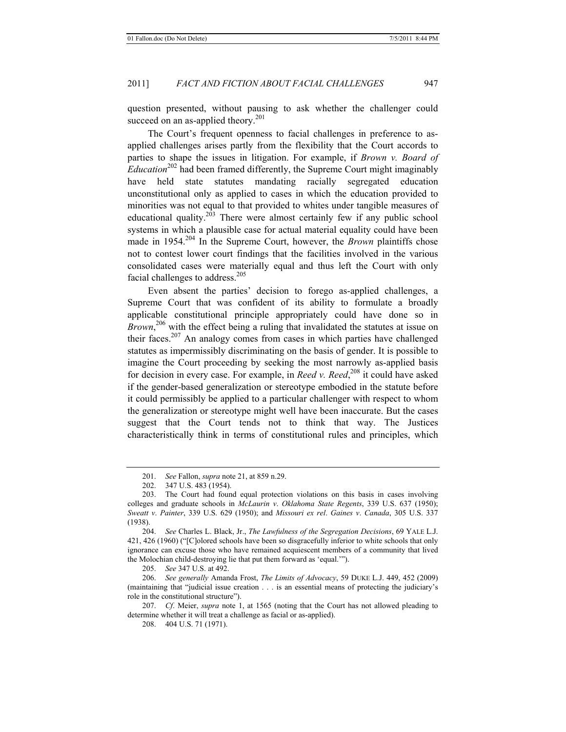question presented, without pausing to ask whether the challenger could succeed on an as-applied theory.[201]

The Court's frequent openness to facial challenges in preference to as-applied challenges arises partly from the flexibility that the Court accords to parties to shape the issues in litigation. For example, if *Brown v. Board of Education*[202] had been framed differently, the Supreme Court might imaginably have held state statutes mandating racially segregated education unconstitutional only as applied to cases in which the education provided to minorities was not equal to that provided to whites under tangible measures of educational quality.[203] There were almost certainly few if any public school systems in which a plausible case for actual material equality could have been made in 1954.[204] In the Supreme Court, however, the *Brown* plaintiffs chose not to contest lower court findings that the facilities involved in the various consolidated cases were materially equal and thus left the Court with only facial challenges to address.[205]

Even absent the parties' decision to forego as-applied challenges, a Supreme Court that was confident of its ability to formulate a broadly applicable constitutional principle appropriately could have done so in *Brown*,[206] with the effect being a ruling that invalidated the statutes at issue on their faces.[207] An analogy comes from cases in which parties have challenged statutes as impermissibly discriminating on the basis of gender. It is possible to imagine the Court proceeding by seeking the most narrowly as-applied basis for decision in every case. For example, in *Reed v. Reed*,[208] it could have asked if the gender-based generalization or stereotype embodied in the statute before it could permissibly be applied to a particular challenger with respect to whom the generalization or stereotype might well have been inaccurate. But the cases suggest that the Court tends not to think that way. The Justices characteristically think in terms of constitutional rules and principles, which

---

201. *See* Fallon, *supra* note 21, at 859 n.29.

202. 347 U.S. 483 (1954).

203. The Court had found equal protection violations on this basis in cases involving colleges and graduate schools in *McLaurin v. Oklahoma State Regents*, 339 U.S. 637 (1950); *Sweatt v. Painter*, 339 U.S. 629 (1950); and *Missouri ex rel. Gaines v. Canada*, 305 U.S. 337 (1938).

204. *See* Charles L. Black, Jr., *The Lawfulness of the Segregation Decisions*, 69 YALE L.J. 421, 426 (1960) ("[C]olored schools have been so disgracefully inferior to white schools that only ignorance can excuse those who have remained acquiescent members of a community that lived the Molochian child-destroying lie that put them forward as 'equal.'").

205. *See* 347 U.S. at 492.

206. *See generally* Amanda Frost, *The Limits of Advocacy*, 59 DUKE L.J. 449, 452 (2009) (maintaining that "judicial issue creation . . . is an essential means of protecting the judiciary's role in the constitutional structure").

207. *Cf.* Meier, *supra* note 1, at 1565 (noting that the Court has not allowed pleading to determine whether it will treat a challenge as facial or as-applied).

208. 404 U.S. 71 (1971).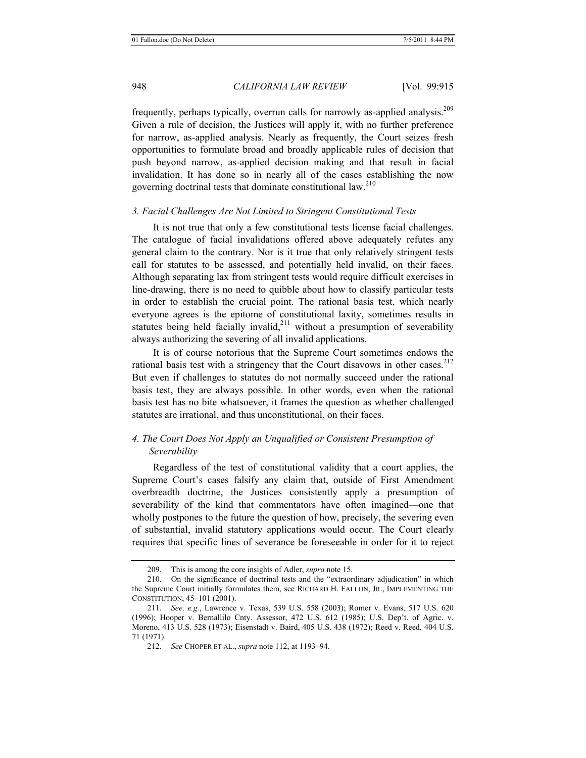frequently, perhaps typically, overrun calls for narrowly as-applied analysis.[209] Given a rule of decision, the Justices will apply it, with no further preference for narrow, as-applied analysis. Nearly as frequently, the Court seizes fresh opportunities to formulate broad and broadly applicable rules of decision that push beyond narrow, as-applied decision making and that result in facial invalidation. It has done so in nearly all of the cases establishing the now governing doctrinal tests that dominate constitutional law.[210]

### *3. Facial Challenges Are Not Limited to Stringent Constitutional Tests*

It is not true that only a few constitutional tests license facial challenges. The catalogue of facial invalidations offered above adequately refutes any general claim to the contrary. Nor is it true that only relatively stringent tests call for statutes to be assessed, and potentially held invalid, on their faces. Although separating lax from stringent tests would require difficult exercises in line-drawing, there is no need to quibble about how to classify particular tests in order to establish the crucial point. The rational basis test, which nearly everyone agrees is the epitome of constitutional laxity, sometimes results in statutes being held facially invalid,[211] without a presumption of severability always authorizing the severing of all invalid applications.

It is of course notorious that the Supreme Court sometimes endows the rational basis test with a stringency that the Court disavows in other cases.[212] But even if challenges to statutes do not normally succeed under the rational basis test, they are always possible. In other words, even when the rational basis test has no bite whatsoever, it frames the question as whether challenged statutes are irrational, and thus unconstitutional, on their faces.

### *4. The Court Does Not Apply an Unqualified or Consistent Presumption of Severability*

Regardless of the test of constitutional validity that a court applies, the Supreme Court's cases falsify any claim that, outside of First Amendment overbreadth doctrine, the Justices consistently apply a presumption of severability of the kind that commentators have often imagined—one that wholly postpones to the future the question of how, precisely, the severing even of substantial, invalid statutory applications would occur. The Court clearly requires that specific lines of severance be foreseeable in order for it to reject

---

209. This is among the core insights of Adler, *supra* note 15.

210. On the significance of doctrinal tests and the "extraordinary adjudication" in which the Supreme Court initially formulates them, see RICHARD H. FALLON, JR., IMPLEMENTING THE CONSTITUTION, 45–101 (2001).

211. *See, e.g.*, Lawrence v. Texas, 539 U.S. 558 (2003); Romer v. Evans, 517 U.S. 620 (1996); Hooper v. Bernallilo Cnty. Assessor, 472 U.S. 612 (1985); U.S. Dep't. of Agric. v. Moreno, 413 U.S. 528 (1973); Eisenstadt v. Baird, 405 U.S. 438 (1972); Reed v. Reed, 404 U.S. 71 (1971).

212. *See* CHOPER ET AL., *supra* note 112, at 1193–94.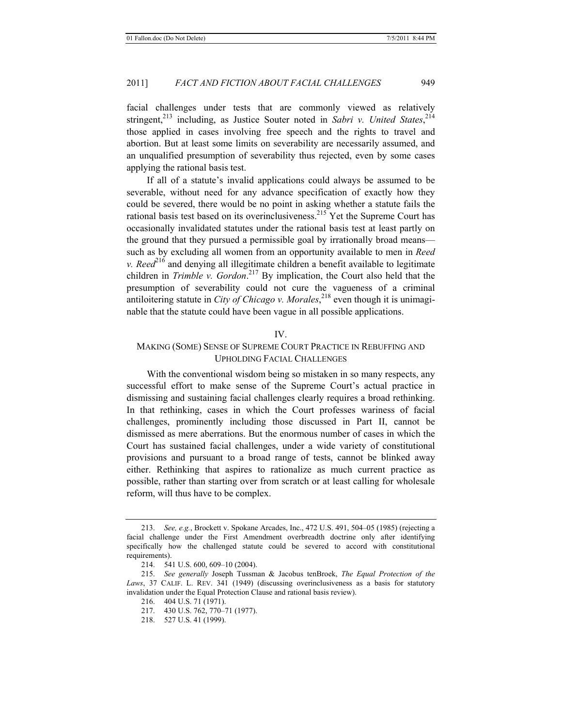facial challenges under tests that are commonly viewed as relatively stringent,[213] including, as Justice Souter noted in *Sabri v. United States*,[214] those applied in cases involving free speech and the rights to travel and abortion. But at least some limits on severability are necessarily assumed, and an unqualified presumption of severability thus rejected, even by some cases applying the rational basis test.

If all of a statute's invalid applications could always be assumed to be severable, without need for any advance specification of exactly how they could be severed, there would be no point in asking whether a statute fails the rational basis test based on its overinclusiveness.[215] Yet the Supreme Court has occasionally invalidated statutes under the rational basis test at least partly on the ground that they pursued a permissible goal by irrationally broad means—such as by excluding all women from an opportunity available to men in *Reed v. Reed*[216] and denying all illegitimate children a benefit available to legitimate children in *Trimble v. Gordon*.[217] By implication, the Court also held that the presumption of severability could not cure the vagueness of a criminal antiloitering statute in *City of Chicago v. Morales*,[218] even though it is unimaginable that the statute could have been vague in all possible applications.

## IV.
## MAKING (SOME) SENSE OF SUPREME COURT PRACTICE IN REBUFFING AND UPHOLDING FACIAL CHALLENGES

With the conventional wisdom being so mistaken in so many respects, any successful effort to make sense of the Supreme Court's actual practice in dismissing and sustaining facial challenges clearly requires a broad rethinking. In that rethinking, cases in which the Court professes wariness of facial challenges, prominently including those discussed in Part II, cannot be dismissed as mere aberrations. But the enormous number of cases in which the Court has sustained facial challenges, under a wide variety of constitutional provisions and pursuant to a broad range of tests, cannot be blinked away either. Rethinking that aspires to rationalize as much current practice as possible, rather than starting over from scratch or at least calling for wholesale reform, will thus have to be complex.

---

213. *See, e.g.*, Brockett v. Spokane Arcades, Inc., 472 U.S. 491, 504–05 (1985) (rejecting a facial challenge under the First Amendment overbreadth doctrine only after identifying specifically how the challenged statute could be severed to accord with constitutional requirements).

214. 541 U.S. 600, 609–10 (2004).

215. *See generally* Joseph Tussman & Jacobus tenBroek, *The Equal Protection of the Laws*, 37 CALIF. L. REV. 341 (1949) (discussing overinclusiveness as a basis for statutory invalidation under the Equal Protection Clause and rational basis review).

216. 404 U.S. 71 (1971).

217. 430 U.S. 762, 770–71 (1977).

218. 527 U.S. 41 (1999).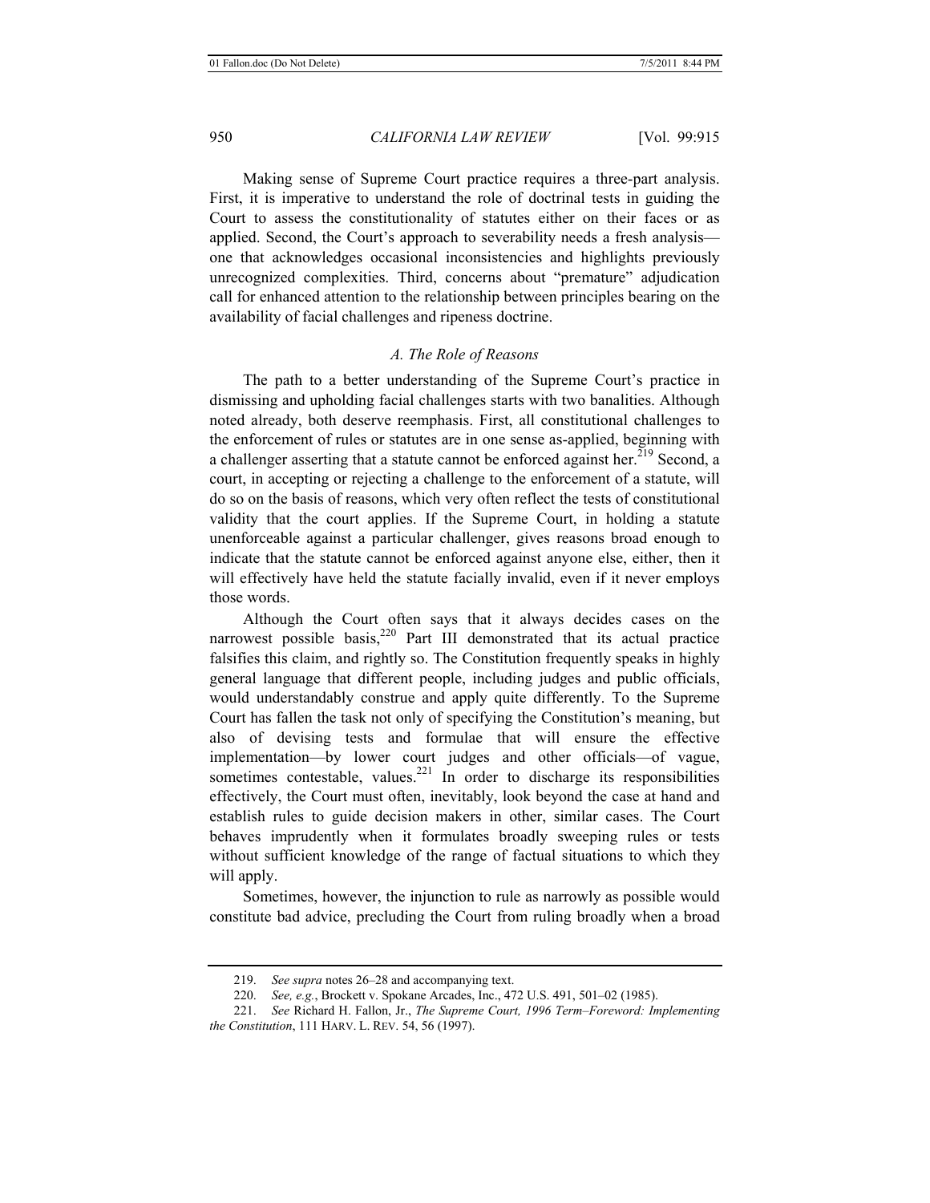Making sense of Supreme Court practice requires a three-part analysis. First, it is imperative to understand the role of doctrinal tests in guiding the Court to assess the constitutionality of statutes either on their faces or as applied. Second, the Court's approach to severability needs a fresh analysis—one that acknowledges occasional inconsistencies and highlights previously unrecognized complexities. Third, concerns about "premature" adjudication call for enhanced attention to the relationship between principles bearing on the availability of facial challenges and ripeness doctrine.

### *A. The Role of Reasons*

The path to a better understanding of the Supreme Court's practice in dismissing and upholding facial challenges starts with two banalities. Although noted already, both deserve reemphasis. First, all constitutional challenges to the enforcement of rules or statutes are in one sense as-applied, beginning with a challenger asserting that a statute cannot be enforced against her.[219] Second, a court, in accepting or rejecting a challenge to the enforcement of a statute, will do so on the basis of reasons, which very often reflect the tests of constitutional validity that the court applies. If the Supreme Court, in holding a statute unenforceable against a particular challenger, gives reasons broad enough to indicate that the statute cannot be enforced against anyone else, either, then it will effectively have held the statute facially invalid, even if it never employs those words.

Although the Court often says that it always decides cases on the narrowest possible basis,[220] Part III demonstrated that its actual practice falsifies this claim, and rightly so. The Constitution frequently speaks in highly general language that different people, including judges and public officials, would understandably construe and apply quite differently. To the Supreme Court has fallen the task not only of specifying the Constitution's meaning, but also of devising tests and formulae that will ensure the effective implementation—by lower court judges and other officials—of vague, sometimes contestable, values.[221] In order to discharge its responsibilities effectively, the Court must often, inevitably, look beyond the case at hand and establish rules to guide decision makers in other, similar cases. The Court behaves imprudently when it formulates broadly sweeping rules or tests without sufficient knowledge of the range of factual situations to which they will apply.

Sometimes, however, the injunction to rule as narrowly as possible would constitute bad advice, precluding the Court from ruling broadly when a broad

---

219. *See supra* notes 26–28 and accompanying text.

220. *See, e.g.*, Brockett v. Spokane Arcades, Inc., 472 U.S. 491, 501–02 (1985).

221. *See* Richard H. Fallon, Jr., *The Supreme Court, 1996 Term–Foreword: Implementing the Constitution*, 111 HARV. L. REV. 54, 56 (1997).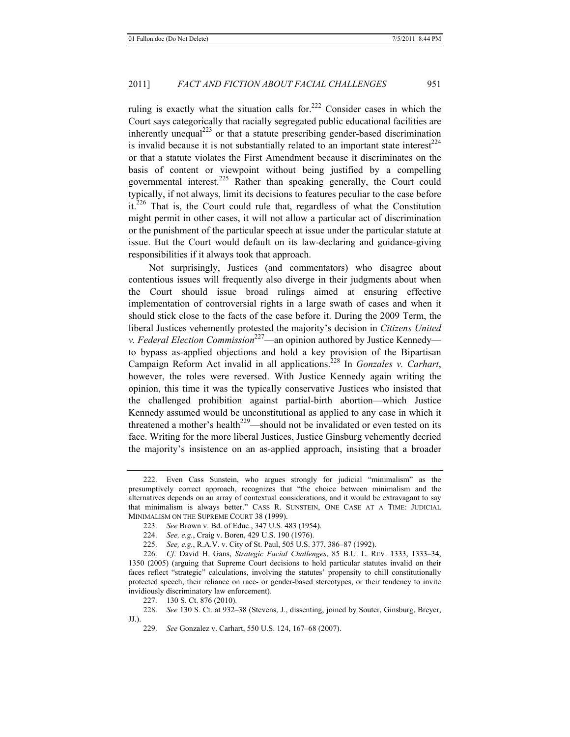ruling is exactly what the situation calls for.[222] Consider cases in which the Court says categorically that racially segregated public educational facilities are inherently unequal[223] or that a statute prescribing gender-based discrimination is invalid because it is not substantially related to an important state interest[224] or that a statute violates the First Amendment because it discriminates on the basis of content or viewpoint without being justified by a compelling governmental interest.[225] Rather than speaking generally, the Court could typically, if not always, limit its decisions to features peculiar to the case before it.[226] That is, the Court could rule that, regardless of what the Constitution might permit in other cases, it will not allow a particular act of discrimination or the punishment of the particular speech at issue under the particular statute at issue. But the Court would default on its law-declaring and guidance-giving responsibilities if it always took that approach.

Not surprisingly, Justices (and commentators) who disagree about contentious issues will frequently also diverge in their judgments about when the Court should issue broad rulings aimed at ensuring effective implementation of controversial rights in a large swath of cases and when it should stick close to the facts of the case before it. During the 2009 Term, the liberal Justices vehemently protested the majority's decision in *Citizens United v. Federal Election Commission*[227]—an opinion authored by Justice Kennedy—to bypass as-applied objections and hold a key provision of the Bipartisan Campaign Reform Act invalid in all applications.[228] In *Gonzales v. Carhart*, however, the roles were reversed. With Justice Kennedy again writing the opinion, this time it was the typically conservative Justices who insisted that the challenged prohibition against partial-birth abortion—which Justice Kennedy assumed would be unconstitutional as applied to any case in which it threatened a mother's health[229]—should not be invalidated or even tested on its face. Writing for the more liberal Justices, Justice Ginsburg vehemently decried the majority's insistence on an as-applied approach, insisting that a broader

---

222. Even Cass Sunstein, who argues strongly for judicial "minimalism" as the presumptively correct approach, recognizes that "the choice between minimalism and the alternatives depends on an array of contextual considerations, and it would be extravagant to say that minimalism is always better." CASS R. SUNSTEIN, ONE CASE AT A TIME: JUDICIAL MINIMALISM ON THE SUPREME COURT 38 (1999).

223. *See* Brown v. Bd. of Educ., 347 U.S. 483 (1954).

224. *See, e.g.*, Craig v. Boren, 429 U.S. 190 (1976).

225. *See, e.g.*, R.A.V. v. City of St. Paul, 505 U.S. 377, 386–87 (1992).

226. *Cf.* David H. Gans, *Strategic Facial Challenges*, 85 B.U. L. REV. 1333, 1333–34, 1350 (2005) (arguing that Supreme Court decisions to hold particular statutes invalid on their faces reflect "strategic" calculations, involving the statutes' propensity to chill constitutionally protected speech, their reliance on race- or gender-based stereotypes, or their tendency to invite invidiously discriminatory law enforcement).

227. 130 S. Ct. 876 (2010).

228. *See* 130 S. Ct. at 932–38 (Stevens, J., dissenting, joined by Souter, Ginsburg, Breyer, JJ.).

229. *See* Gonzalez v. Carhart, 550 U.S. 124, 167–68 (2007).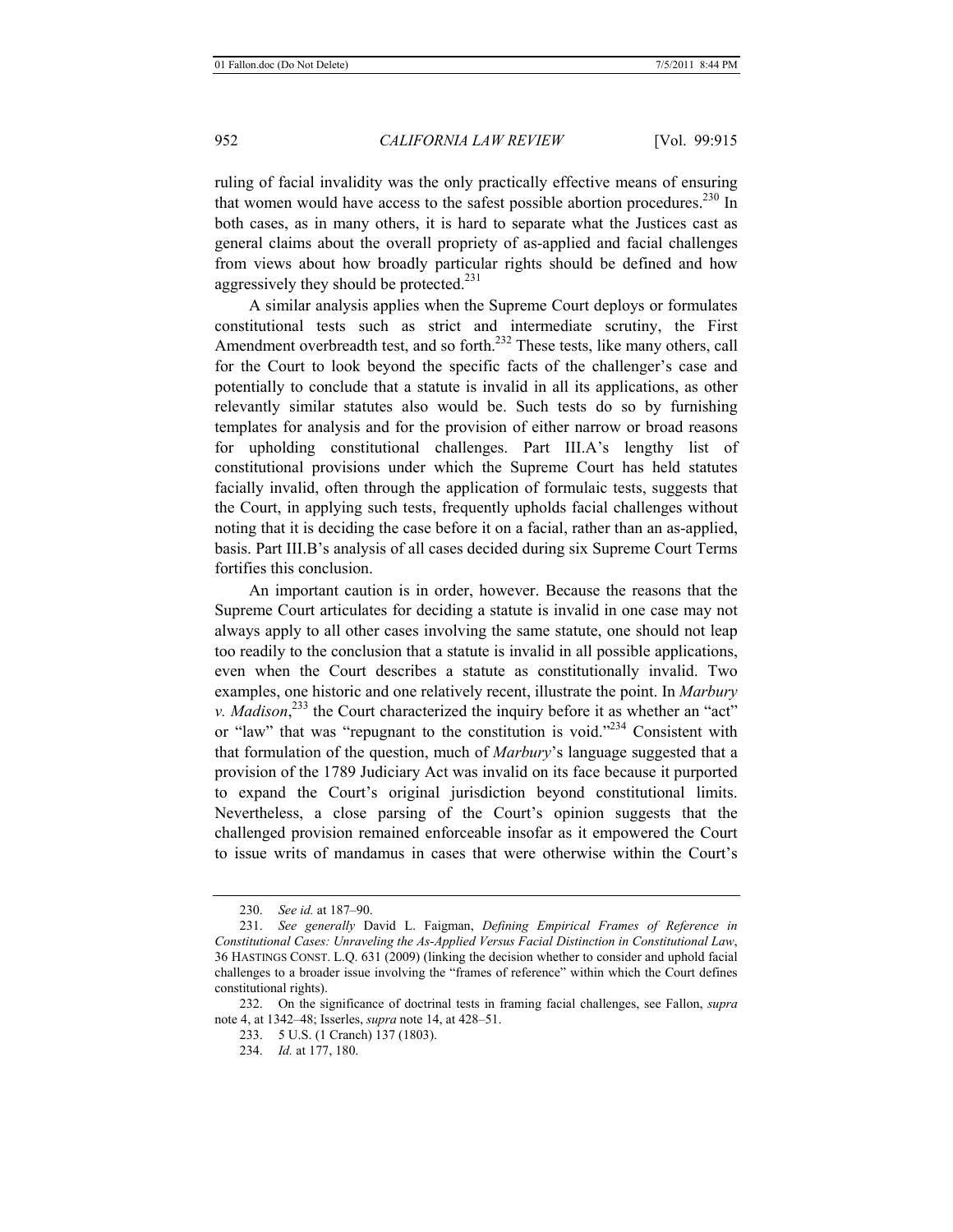ruling of facial invalidity was the only practically effective means of ensuring that women would have access to the safest possible abortion procedures.[230] In both cases, as in many others, it is hard to separate what the Justices cast as general claims about the overall propriety of as-applied and facial challenges from views about how broadly particular rights should be defined and how aggressively they should be protected.[231]

A similar analysis applies when the Supreme Court deploys or formulates constitutional tests such as strict and intermediate scrutiny, the First Amendment overbreadth test, and so forth.[232] These tests, like many others, call for the Court to look beyond the specific facts of the challenger's case and potentially to conclude that a statute is invalid in all its applications, as other relevantly similar statutes also would be. Such tests do so by furnishing templates for analysis and for the provision of either narrow or broad reasons for upholding constitutional challenges. Part III.A's lengthy list of constitutional provisions under which the Supreme Court has held statutes facially invalid, often through the application of formulaic tests, suggests that the Court, in applying such tests, frequently upholds facial challenges without noting that it is deciding the case before it on a facial, rather than an as-applied, basis. Part III.B's analysis of all cases decided during six Supreme Court Terms fortifies this conclusion.

An important caution is in order, however. Because the reasons that the Supreme Court articulates for deciding a statute is invalid in one case may not always apply to all other cases involving the same statute, one should not leap too readily to the conclusion that a statute is invalid in all possible applications, even when the Court describes a statute as constitutionally invalid. Two examples, one historic and one relatively recent, illustrate the point. In *Marbury v. Madison*,[233] the Court characterized the inquiry before it as whether an "act" or "law" that was "repugnant to the constitution is void."[234] Consistent with that formulation of the question, much of *Marbury*'s language suggested that a provision of the 1789 Judiciary Act was invalid on its face because it purported to expand the Court's original jurisdiction beyond constitutional limits. Nevertheless, a close parsing of the Court's opinion suggests that the challenged provision remained enforceable insofar as it empowered the Court to issue writs of mandamus in cases that were otherwise within the Court's

---

230. *See id.* at 187–90.

231. *See generally* David L. Faigman, *Defining Empirical Frames of Reference in Constitutional Cases: Unraveling the As-Applied Versus Facial Distinction in Constitutional Law*, 36 HASTINGS CONST. L.Q. 631 (2009) (linking the decision whether to consider and uphold facial challenges to a broader issue involving the "frames of reference" within which the Court defines constitutional rights).

232. On the significance of doctrinal tests in framing facial challenges, see Fallon, *supra* note 4, at 1342–48; Isserles, *supra* note 14, at 428–51.

233. 5 U.S. (1 Cranch) 137 (1803).

234. *Id.* at 177, 180.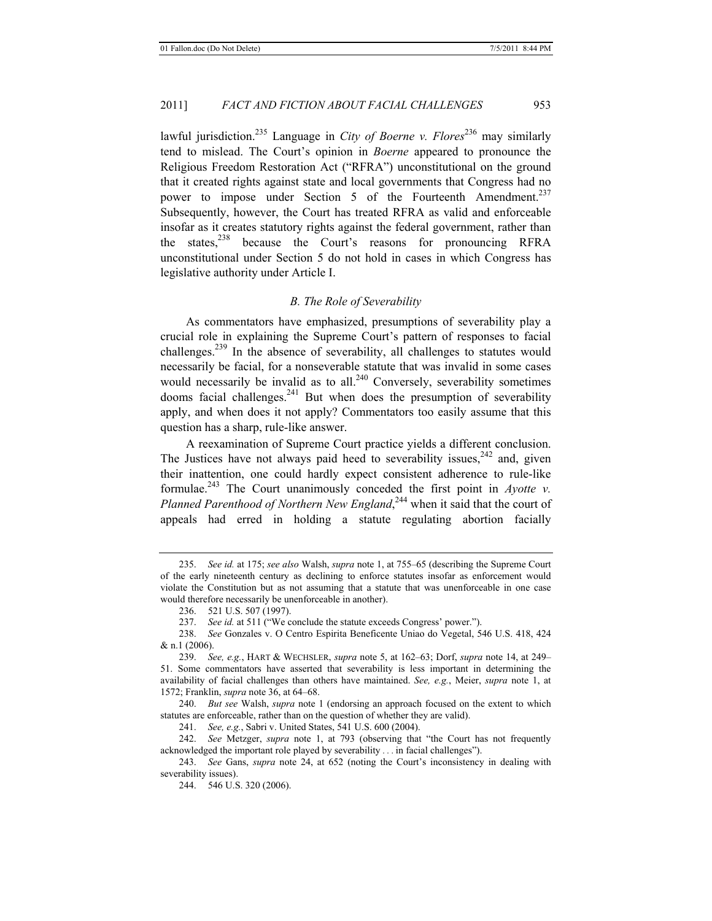lawful jurisdiction.[235] Language in *City of Boerne v. Flores*[236] may similarly tend to mislead. The Court's opinion in *Boerne* appeared to pronounce the Religious Freedom Restoration Act ("RFRA") unconstitutional on the ground that it created rights against state and local governments that Congress had no power to impose under Section 5 of the Fourteenth Amendment.[237] Subsequently, however, the Court has treated RFRA as valid and enforceable insofar as it creates statutory rights against the federal government, rather than the states,[238] because the Court's reasons for pronouncing RFRA unconstitutional under Section 5 do not hold in cases in which Congress has legislative authority under Article I.

### *B. The Role of Severability*

As commentators have emphasized, presumptions of severability play a crucial role in explaining the Supreme Court's pattern of responses to facial challenges.[239] In the absence of severability, all challenges to statutes would necessarily be facial, for a nonseverable statute that was invalid in some cases would necessarily be invalid as to all.[240] Conversely, severability sometimes dooms facial challenges.[241] But when does the presumption of severability apply, and when does it not apply? Commentators too easily assume that this question has a sharp, rule-like answer.

A reexamination of Supreme Court practice yields a different conclusion. The Justices have not always paid heed to severability issues,[242] and, given their inattention, one could hardly expect consistent adherence to rule-like formulae.[243] The Court unanimously conceded the first point in *Ayotte v. Planned Parenthood of Northern New England*,[244] when it said that the court of appeals had erred in holding a statute regulating abortion facially

---

235. *See id.* at 175; *see also* Walsh, *supra* note 1, at 755–65 (describing the Supreme Court of the early nineteenth century as declining to enforce statutes insofar as enforcement would violate the Constitution but as not assuming that a statute that was unenforceable in one case would therefore necessarily be unenforceable in another).

236. 521 U.S. 507 (1997).

237. *See id.* at 511 ("We conclude the statute exceeds Congress' power.").

238. *See* Gonzales v. O Centro Espirita Beneficente Uniao do Vegetal, 546 U.S. 418, 424 & n.1 (2006).

239. *See, e.g.*, HART & WECHSLER, *supra* note 5, at 162–63; Dorf, *supra* note 14, at 249–51. Some commentators have asserted that severability is less important in determining the availability of facial challenges than others have maintained. *See, e.g.*, Meier, *supra* note 1, at 1572; Franklin, *supra* note 36, at 64–68.

240. *But see* Walsh, *supra* note 1 (endorsing an approach focused on the extent to which statutes are enforceable, rather than on the question of whether they are valid).

241. *See, e.g.*, Sabri v. United States, 541 U.S. 600 (2004).

242. *See* Metzger, *supra* note 1, at 793 (observing that "the Court has not frequently acknowledged the important role played by severability . . . in facial challenges").

243. *See* Gans, *supra* note 24, at 652 (noting the Court's inconsistency in dealing with severability issues).

244. 546 U.S. 320 (2006).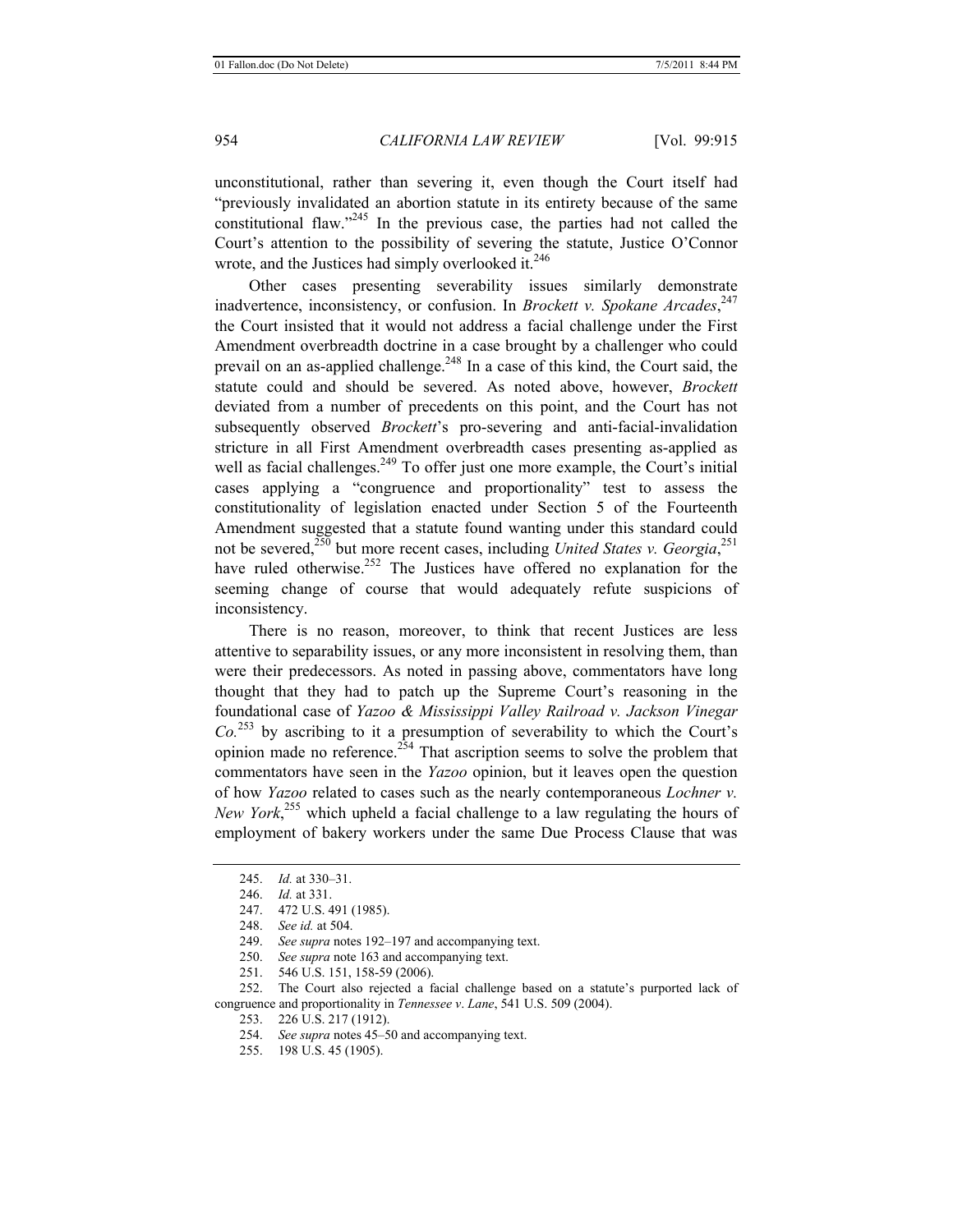unconstitutional, rather than severing it, even though the Court itself had "previously invalidated an abortion statute in its entirety because of the same constitutional flaw."[245] In the previous case, the parties had not called the Court's attention to the possibility of severing the statute, Justice O'Connor wrote, and the Justices had simply overlooked it.[246]

Other cases presenting severability issues similarly demonstrate inadvertence, inconsistency, or confusion. In *Brockett v. Spokane Arcades*,[247] the Court insisted that it would not address a facial challenge under the First Amendment overbreadth doctrine in a case brought by a challenger who could prevail on an as-applied challenge.[248] In a case of this kind, the Court said, the statute could and should be severed. As noted above, however, *Brockett* deviated from a number of precedents on this point, and the Court has not subsequently observed *Brockett*'s pro-severing and anti-facial-invalidation stricture in all First Amendment overbreadth cases presenting as-applied as well as facial challenges.[249] To offer just one more example, the Court's initial cases applying a "congruence and proportionality" test to assess the constitutionality of legislation enacted under Section 5 of the Fourteenth Amendment suggested that a statute found wanting under this standard could not be severed,[250] but more recent cases, including *United States v. Georgia*,[251] have ruled otherwise.[252] The Justices have offered no explanation for the seeming change of course that would adequately refute suspicions of inconsistency.

There is no reason, moreover, to think that recent Justices are less attentive to separability issues, or any more inconsistent in resolving them, than were their predecessors. As noted in passing above, commentators have long thought that they had to patch up the Supreme Court's reasoning in the foundational case of *Yazoo & Mississippi Valley Railroad v. Jackson Vinegar Co.*[253] by ascribing to it a presumption of severability to which the Court's opinion made no reference.[254] That ascription seems to solve the problem that commentators have seen in the *Yazoo* opinion, but it leaves open the question of how *Yazoo* related to cases such as the nearly contemporaneous *Lochner v. New York*,[255] which upheld a facial challenge to a law regulating the hours of employment of bakery workers under the same Due Process Clause that was

---

245. *Id.* at 330–31.

246. *Id.* at 331.

247. 472 U.S. 491 (1985).

248. *See id.* at 504.

249. *See supra* notes 192–197 and accompanying text.

250. *See supra* note 163 and accompanying text.

251. 546 U.S. 151, 158-59 (2006).

252. The Court also rejected a facial challenge based on a statute's purported lack of congruence and proportionality in *Tennessee v. Lane*, 541 U.S. 509 (2004).

253. 226 U.S. 217 (1912).

254. *See supra* notes 45–50 and accompanying text.

255. 198 U.S. 45 (1905).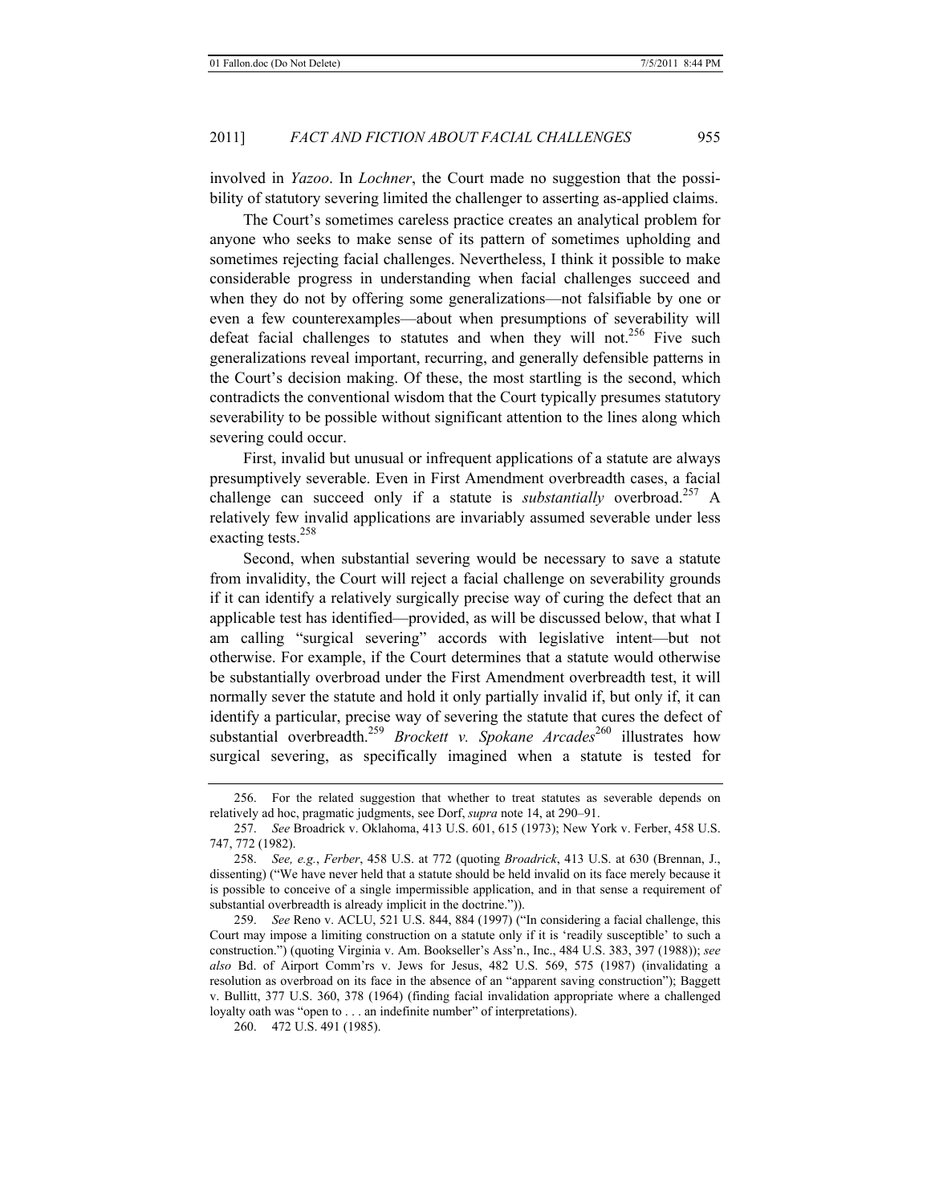involved in *Yazoo*. In *Lochner*, the Court made no suggestion that the possibility of statutory severing limited the challenger to asserting as-applied claims.

The Court's sometimes careless practice creates an analytical problem for anyone who seeks to make sense of its pattern of sometimes upholding and sometimes rejecting facial challenges. Nevertheless, I think it possible to make considerable progress in understanding when facial challenges succeed and when they do not by offering some generalizations—not falsifiable by one or even a few counterexamples—about when presumptions of severability will defeat facial challenges to statutes and when they will not.[256] Five such generalizations reveal important, recurring, and generally defensible patterns in the Court's decision making. Of these, the most startling is the second, which contradicts the conventional wisdom that the Court typically presumes statutory severability to be possible without significant attention to the lines along which severing could occur.

First, invalid but unusual or infrequent applications of a statute are always presumptively severable. Even in First Amendment overbreadth cases, a facial challenge can succeed only if a statute is *substantially* overbroad.[257] A relatively few invalid applications are invariably assumed severable under less exacting tests.[258]

Second, when substantial severing would be necessary to save a statute from invalidity, the Court will reject a facial challenge on severability grounds if it can identify a relatively surgically precise way of curing the defect that an applicable test has identified—provided, as will be discussed below, that what I am calling "surgical severing" accords with legislative intent—but not otherwise. For example, if the Court determines that a statute would otherwise be substantially overbroad under the First Amendment overbreadth test, it will normally sever the statute and hold it only partially invalid if, but only if, it can identify a particular, precise way of severing the statute that cures the defect of substantial overbreadth.[259] *Brockett v. Spokane Arcades*[260] illustrates how surgical severing, as specifically imagined when a statute is tested for

---

256. For the related suggestion that whether to treat statutes as severable depends on relatively ad hoc, pragmatic judgments, see Dorf, *supra* note 14, at 290–91.

257. *See* Broadrick v. Oklahoma, 413 U.S. 601, 615 (1973); New York v. Ferber, 458 U.S. 747, 772 (1982).

258. *See, e.g.*, *Ferber*, 458 U.S. at 772 (quoting *Broadrick*, 413 U.S. at 630 (Brennan, J., dissenting) ("We have never held that a statute should be held invalid on its face merely because it is possible to conceive of a single impermissible application, and in that sense a requirement of substantial overbreadth is already implicit in the doctrine.")).

259. *See* Reno v. ACLU, 521 U.S. 844, 884 (1997) ("In considering a facial challenge, this Court may impose a limiting construction on a statute only if it is 'readily susceptible' to such a construction.") (quoting Virginia v. Am. Bookseller's Ass'n., Inc., 484 U.S. 383, 397 (1988)); *see also* Bd. of Airport Comm'rs v. Jews for Jesus, 482 U.S. 569, 575 (1987) (invalidating a resolution as overbroad on its face in the absence of an "apparent saving construction"); Baggett v. Bullitt, 377 U.S. 360, 378 (1964) (finding facial invalidation appropriate where a challenged loyalty oath was "open to . . . an indefinite number" of interpretations).

260. 472 U.S. 491 (1985).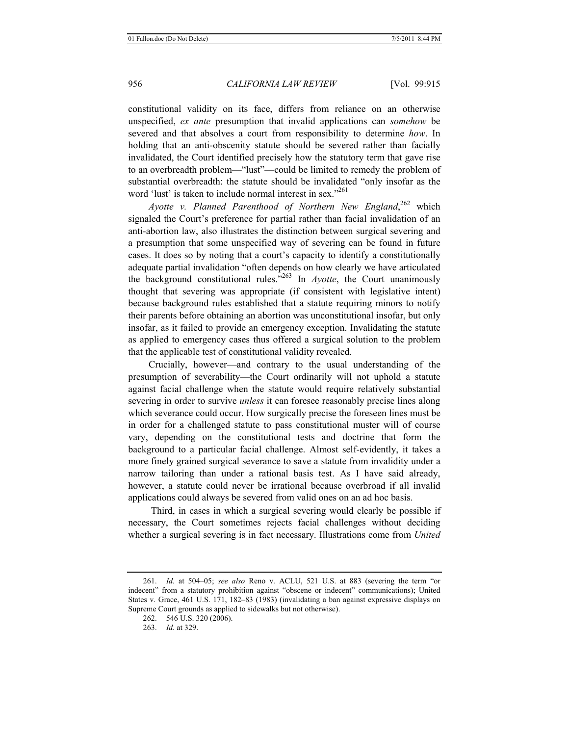constitutional validity on its face, differs from reliance on an otherwise unspecified, *ex ante* presumption that invalid applications can *somehow* be severed and that absolves a court from responsibility to determine *how*. In holding that an anti-obscenity statute should be severed rather than facially invalidated, the Court identified precisely how the statutory term that gave rise to an overbreadth problem—"lust"—could be limited to remedy the problem of substantial overbreadth: the statute should be invalidated "only insofar as the word 'lust' is taken to include normal interest in sex."[261]

*Ayotte v. Planned Parenthood of Northern New England*,[262] which signaled the Court's preference for partial rather than facial invalidation of an anti-abortion law, also illustrates the distinction between surgical severing and a presumption that some unspecified way of severing can be found in future cases. It does so by noting that a court's capacity to identify a constitutionally adequate partial invalidation "often depends on how clearly we have articulated the background constitutional rules."[263] In *Ayotte*, the Court unanimously thought that severing was appropriate (if consistent with legislative intent) because background rules established that a statute requiring minors to notify their parents before obtaining an abortion was unconstitutional insofar, but only insofar, as it failed to provide an emergency exception. Invalidating the statute as applied to emergency cases thus offered a surgical solution to the problem that the applicable test of constitutional validity revealed.

Crucially, however—and contrary to the usual understanding of the presumption of severability—the Court ordinarily will not uphold a statute against facial challenge when the statute would require relatively substantial severing in order to survive *unless* it can foresee reasonably precise lines along which severance could occur. How surgically precise the foreseen lines must be in order for a challenged statute to pass constitutional muster will of course vary, depending on the constitutional tests and doctrine that form the background to a particular facial challenge. Almost self-evidently, it takes a more finely grained surgical severance to save a statute from invalidity under a narrow tailoring than under a rational basis test. As I have said already, however, a statute could never be irrational because overbroad if all invalid applications could always be severed from valid ones on an ad hoc basis.

Third, in cases in which a surgical severing would clearly be possible if necessary, the Court sometimes rejects facial challenges without deciding whether a surgical severing is in fact necessary. Illustrations come from *United*

---

261. *Id.* at 504–05; *see also* Reno v. ACLU, 521 U.S. at 883 (severing the term "or indecent" from a statutory prohibition against "obscene or indecent" communications); United States v. Grace, 461 U.S. 171, 182–83 (1983) (invalidating a ban against expressive displays on Supreme Court grounds as applied to sidewalks but not otherwise).

262. 546 U.S. 320 (2006).

263. *Id.* at 329.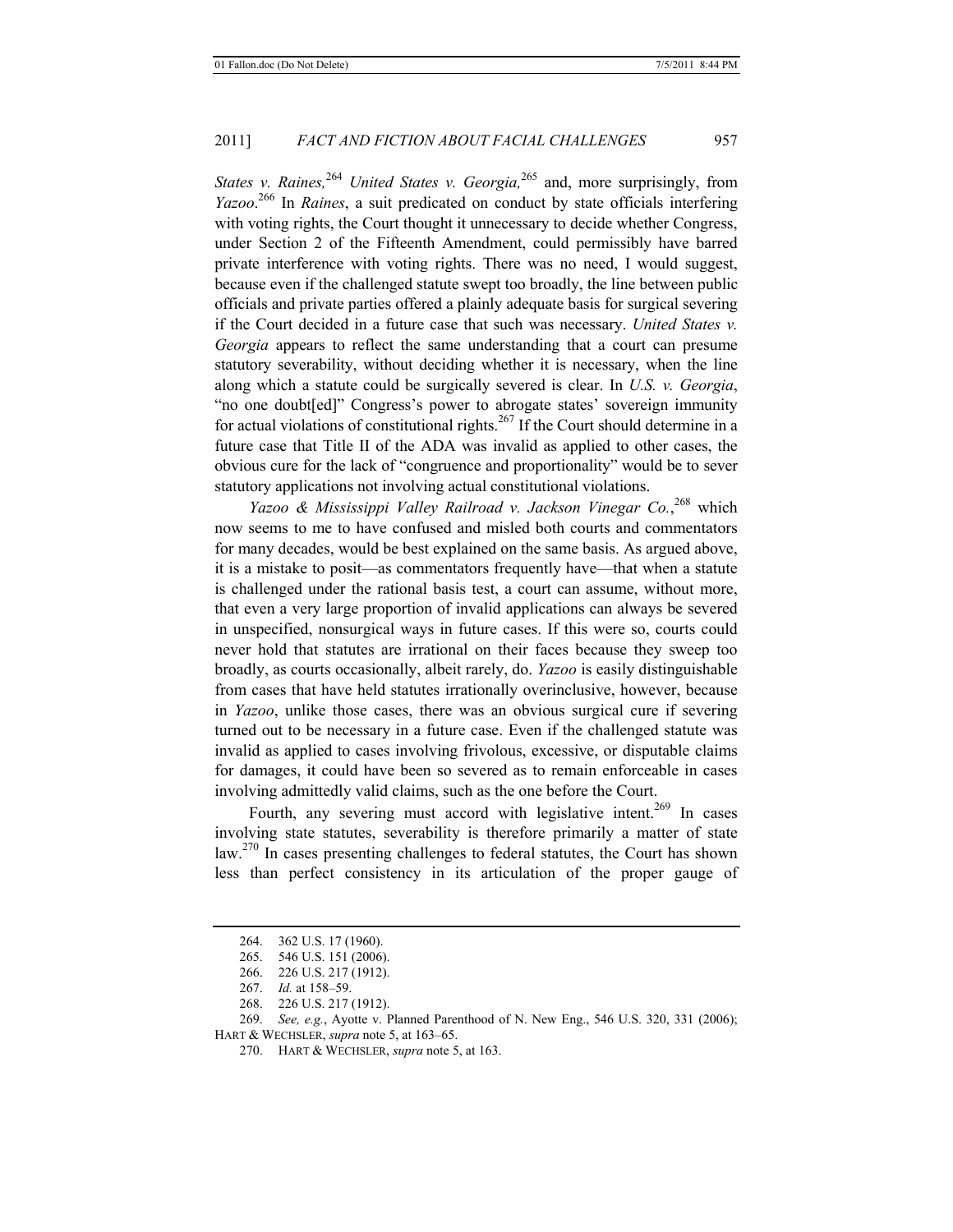*States v. Raines,*[264] *United States v. Georgia,*[265] and, more surprisingly, from *Yazoo*.[266] In *Raines*, a suit predicated on conduct by state officials interfering with voting rights, the Court thought it unnecessary to decide whether Congress, under Section 2 of the Fifteenth Amendment, could permissibly have barred private interference with voting rights. There was no need, I would suggest, because even if the challenged statute swept too broadly, the line between public officials and private parties offered a plainly adequate basis for surgical severing if the Court decided in a future case that such was necessary. *United States v. Georgia* appears to reflect the same understanding that a court can presume statutory severability, without deciding whether it is necessary, when the line along which a statute could be surgically severed is clear. In *U.S. v. Georgia*, "no one doubt[ed]" Congress's power to abrogate states' sovereign immunity for actual violations of constitutional rights.[267] If the Court should determine in a future case that Title II of the ADA was invalid as applied to other cases, the obvious cure for the lack of "congruence and proportionality" would be to sever statutory applications not involving actual constitutional violations.

*Yazoo & Mississippi Valley Railroad v. Jackson Vinegar Co.*,[268] which now seems to me to have confused and misled both courts and commentators for many decades, would be best explained on the same basis. As argued above, it is a mistake to posit—as commentators frequently have—that when a statute is challenged under the rational basis test, a court can assume, without more, that even a very large proportion of invalid applications can always be severed in unspecified, nonsurgical ways in future cases. If this were so, courts could never hold that statutes are irrational on their faces because they sweep too broadly, as courts occasionally, albeit rarely, do. *Yazoo* is easily distinguishable from cases that have held statutes irrationally overinclusive, however, because in *Yazoo*, unlike those cases, there was an obvious surgical cure if severing turned out to be necessary in a future case. Even if the challenged statute was invalid as applied to cases involving frivolous, excessive, or disputable claims for damages, it could have been so severed as to remain enforceable in cases involving admittedly valid claims, such as the one before the Court.

Fourth, any severing must accord with legislative intent.[269] In cases involving state statutes, severability is therefore primarily a matter of state law.[270] In cases presenting challenges to federal statutes, the Court has shown less than perfect consistency in its articulation of the proper gauge of

---

264. 362 U.S. 17 (1960).

265. 546 U.S. 151 (2006).

266. 226 U.S. 217 (1912).

267. *Id.* at 158–59.

268. 226 U.S. 217 (1912).

269. *See, e.g.*, Ayotte v. Planned Parenthood of N. New Eng., 546 U.S. 320, 331 (2006); HART & WECHSLER, *supra* note 5, at 163–65.

270. HART & WECHSLER, *supra* note 5, at 163.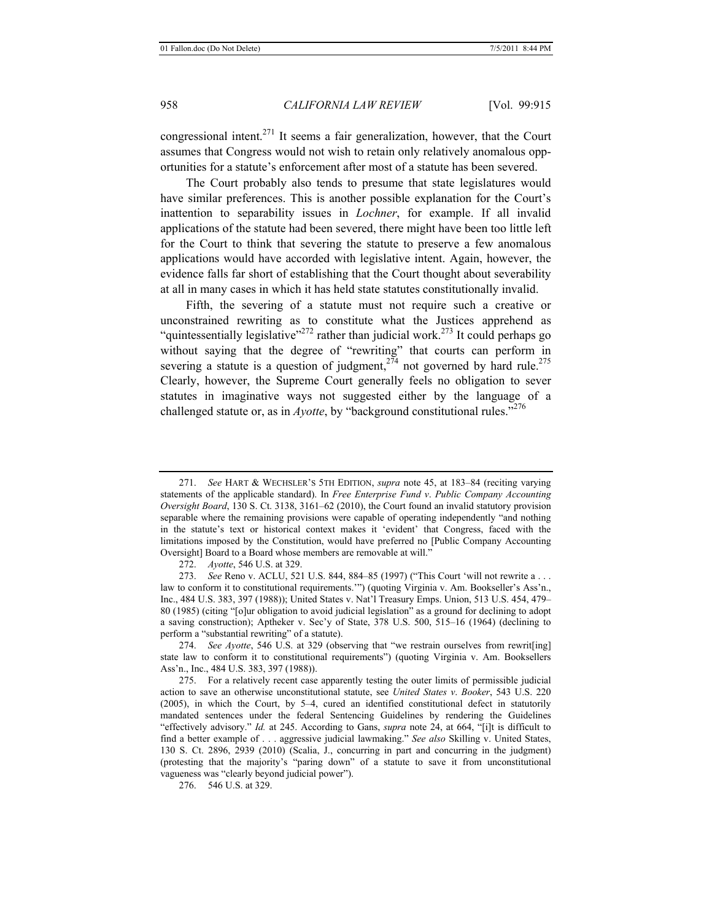congressional intent.[271] It seems a fair generalization, however, that the Court assumes that Congress would not wish to retain only relatively anomalous opportunities for a statute's enforcement after most of a statute has been severed.

The Court probably also tends to presume that state legislatures would have similar preferences. This is another possible explanation for the Court's inattention to separability issues in *Lochner*, for example. If all invalid applications of the statute had been severed, there might have been too little left for the Court to think that severing the statute to preserve a few anomalous applications would have accorded with legislative intent. Again, however, the evidence falls far short of establishing that the Court thought about severability at all in many cases in which it has held state statutes constitutionally invalid.

Fifth, the severing of a statute must not require such a creative or unconstrained rewriting as to constitute what the Justices apprehend as "quintessentially legislative"[272] rather than judicial work.[273] It could perhaps go without saying that the degree of "rewriting" that courts can perform in severing a statute is a question of judgment,[274] not governed by hard rule.[275] Clearly, however, the Supreme Court generally feels no obligation to sever statutes in imaginative ways not suggested either by the language of a challenged statute or, as in *Ayotte*, by "background constitutional rules."[276]

---

271. *See* HART & WECHSLER'S 5TH EDITION, *supra* note 45, at 183–84 (reciting varying statements of the applicable standard). In *Free Enterprise Fund v. Public Company Accounting Oversight Board*, 130 S. Ct. 3138, 3161–62 (2010), the Court found an invalid statutory provision separable where the remaining provisions were capable of operating independently "and nothing in the statute's text or historical context makes it 'evident' that Congress, faced with the limitations imposed by the Constitution, would have preferred no [Public Company Accounting Oversight] Board to a Board whose members are removable at will."

272. *Ayotte*, 546 U.S. at 329.

273. *See* Reno v. ACLU, 521 U.S. 844, 884–85 (1997) ("This Court 'will not rewrite a . . . law to conform it to constitutional requirements.'") (quoting Virginia v. Am. Bookseller's Ass'n., Inc., 484 U.S. 383, 397 (1988)); United States v. Nat'l Treasury Emps. Union, 513 U.S. 454, 479–80 (1985) (citing "[o]ur obligation to avoid judicial legislation" as a ground for declining to adopt a saving construction); Aptheker v. Sec'y of State, 378 U.S. 500, 515–16 (1964) (declining to perform a "substantial rewriting" of a statute).

274. *See Ayotte*, 546 U.S. at 329 (observing that "we restrain ourselves from rewrit[ing] state law to conform it to constitutional requirements") (quoting Virginia v. Am. Booksellers Ass'n., Inc., 484 U.S. 383, 397 (1988)).

275. For a relatively recent case apparently testing the outer limits of permissible judicial action to save an otherwise unconstitutional statute, see *United States v. Booker*, 543 U.S. 220 (2005), in which the Court, by 5–4, cured an identified constitutional defect in statutorily mandated sentences under the federal Sentencing Guidelines by rendering the Guidelines "effectively advisory." *Id.* at 245. According to Gans, *supra* note 24, at 664, "[i]t is difficult to find a better example of . . . aggressive judicial lawmaking." *See also* Skilling v. United States, 130 S. Ct. 2896, 2939 (2010) (Scalia, J., concurring in part and concurring in the judgment) (protesting that the majority's "paring down" of a statute to save it from unconstitutional vagueness was "clearly beyond judicial power").

276. 546 U.S. at 329.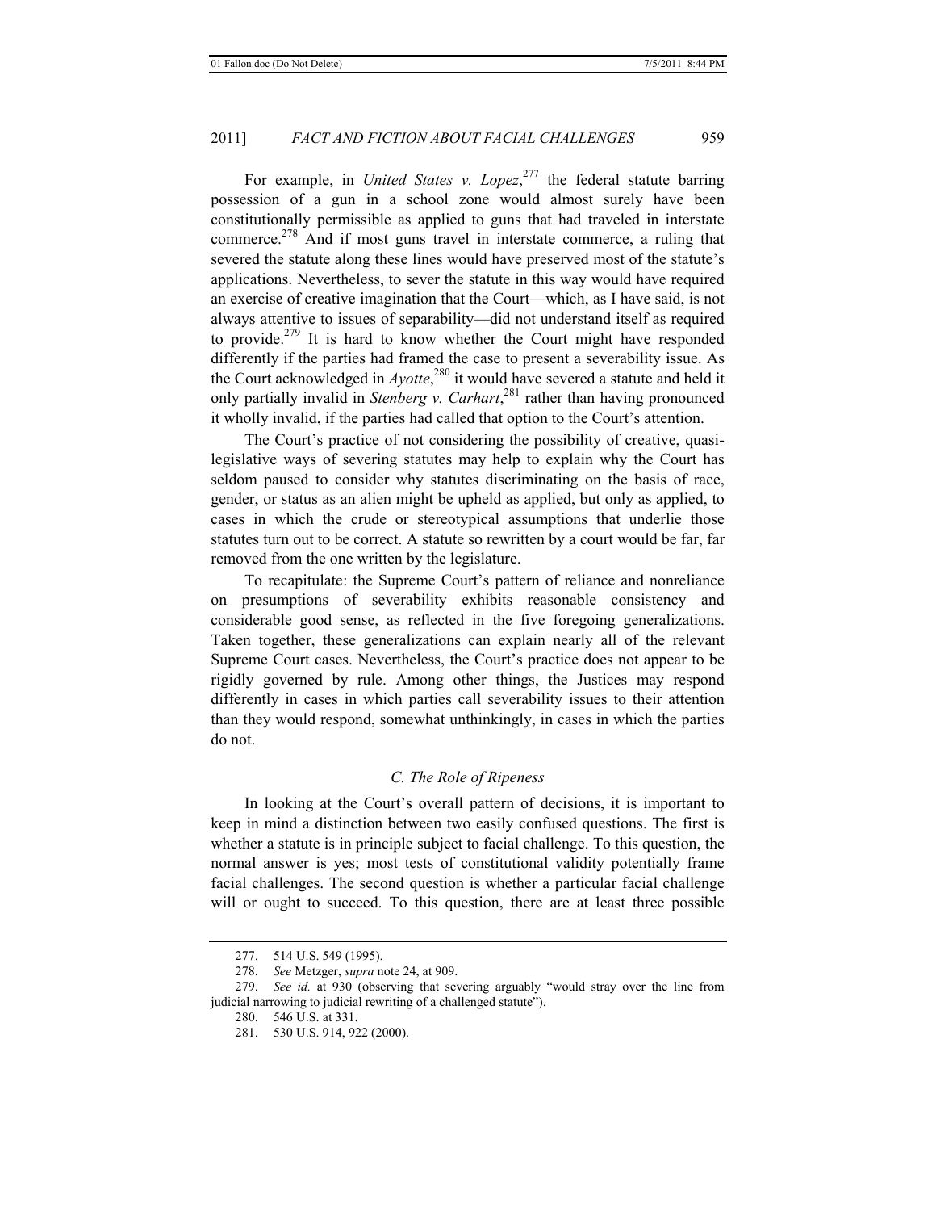For example, in *United States v. Lopez*,[277] the federal statute barring possession of a gun in a school zone would almost surely have been constitutionally permissible as applied to guns that had traveled in interstate commerce.[278] And if most guns travel in interstate commerce, a ruling that severed the statute along these lines would have preserved most of the statute's applications. Nevertheless, to sever the statute in this way would have required an exercise of creative imagination that the Court—which, as I have said, is not always attentive to issues of separability—did not understand itself as required to provide.[279] It is hard to know whether the Court might have responded differently if the parties had framed the case to present a severability issue. As the Court acknowledged in *Ayotte*,[280] it would have severed a statute and held it only partially invalid in *Stenberg v. Carhart*,[281] rather than having pronounced it wholly invalid, if the parties had called that option to the Court's attention.

The Court's practice of not considering the possibility of creative, quasi-legislative ways of severing statutes may help to explain why the Court has seldom paused to consider why statutes discriminating on the basis of race, gender, or status as an alien might be upheld as applied, but only as applied, to cases in which the crude or stereotypical assumptions that underlie those statutes turn out to be correct. A statute so rewritten by a court would be far, far removed from the one written by the legislature.

To recapitulate: the Supreme Court's pattern of reliance and nonreliance on presumptions of severability exhibits reasonable consistency and considerable good sense, as reflected in the five foregoing generalizations. Taken together, these generalizations can explain nearly all of the relevant Supreme Court cases. Nevertheless, the Court's practice does not appear to be rigidly governed by rule. Among other things, the Justices may respond differently in cases in which parties call severability issues to their attention than they would respond, somewhat unthinkingly, in cases in which the parties do not.

### *C. The Role of Ripeness*

In looking at the Court's overall pattern of decisions, it is important to keep in mind a distinction between two easily confused questions. The first is whether a statute is in principle subject to facial challenge. To this question, the normal answer is yes; most tests of constitutional validity potentially frame facial challenges. The second question is whether a particular facial challenge will or ought to succeed. To this question, there are at least three possible

---

277. 514 U.S. 549 (1995).

278. *See* Metzger, *supra* note 24, at 909.

279. *See id.* at 930 (observing that severing arguably "would stray over the line from judicial narrowing to judicial rewriting of a challenged statute").

280. 546 U.S. at 331.

281. 530 U.S. 914, 922 (2000).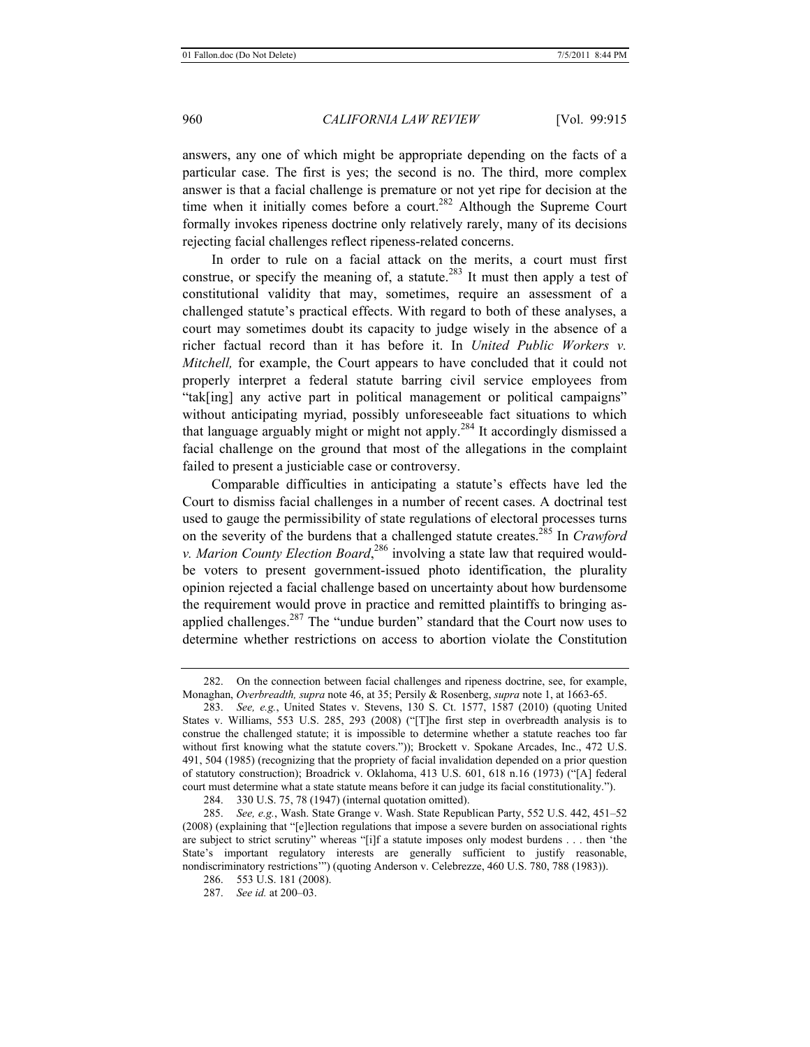answers, any one of which might be appropriate depending on the facts of a particular case. The first is yes; the second is no. The third, more complex answer is that a facial challenge is premature or not yet ripe for decision at the time when it initially comes before a court.[282] Although the Supreme Court formally invokes ripeness doctrine only relatively rarely, many of its decisions rejecting facial challenges reflect ripeness-related concerns.

In order to rule on a facial attack on the merits, a court must first construe, or specify the meaning of, a statute.[283] It must then apply a test of constitutional validity that may, sometimes, require an assessment of a challenged statute's practical effects. With regard to both of these analyses, a court may sometimes doubt its capacity to judge wisely in the absence of a richer factual record than it has before it. In *United Public Workers v. Mitchell,* for example, the Court appears to have concluded that it could not properly interpret a federal statute barring civil service employees from "tak[ing] any active part in political management or political campaigns" without anticipating myriad, possibly unforeseeable fact situations to which that language arguably might or might not apply.[284] It accordingly dismissed a facial challenge on the ground that most of the allegations in the complaint failed to present a justiciable case or controversy.

Comparable difficulties in anticipating a statute's effects have led the Court to dismiss facial challenges in a number of recent cases. A doctrinal test used to gauge the permissibility of state regulations of electoral processes turns on the severity of the burdens that a challenged statute creates.[285] In *Crawford v. Marion County Election Board*,[286] involving a state law that required would-be voters to present government-issued photo identification, the plurality opinion rejected a facial challenge based on uncertainty about how burdensome the requirement would prove in practice and remitted plaintiffs to bringing as-applied challenges.[287] The "undue burden" standard that the Court now uses to determine whether restrictions on access to abortion violate the Constitution

---

282. On the connection between facial challenges and ripeness doctrine, see, for example, Monaghan, *Overbreadth, supra* note 46, at 35; Persily & Rosenberg, *supra* note 1, at 1663-65.

283. *See, e.g.*, United States v. Stevens, 130 S. Ct. 1577, 1587 (2010) (quoting United States v. Williams, 553 U.S. 285, 293 (2008) ("[T]he first step in overbreadth analysis is to construe the challenged statute; it is impossible to determine whether a statute reaches too far without first knowing what the statute covers.")); Brockett v. Spokane Arcades, Inc., 472 U.S. 491, 504 (1985) (recognizing that the propriety of facial invalidation depended on a prior question of statutory construction); Broadrick v. Oklahoma, 413 U.S. 601, 618 n.16 (1973) ("[A] federal court must determine what a state statute means before it can judge its facial constitutionality.").

284. 330 U.S. 75, 78 (1947) (internal quotation omitted).

285. *See, e.g.*, Wash. State Grange v. Wash. State Republican Party, 552 U.S. 442, 451–52 (2008) (explaining that "[e]lection regulations that impose a severe burden on associational rights are subject to strict scrutiny" whereas "[i]f a statute imposes only modest burdens . . . then 'the State's important regulatory interests are generally sufficient to justify reasonable, nondiscriminatory restrictions'") (quoting Anderson v. Celebrezze, 460 U.S. 780, 788 (1983)).

286. 553 U.S. 181 (2008).

287. *See id.* at 200–03.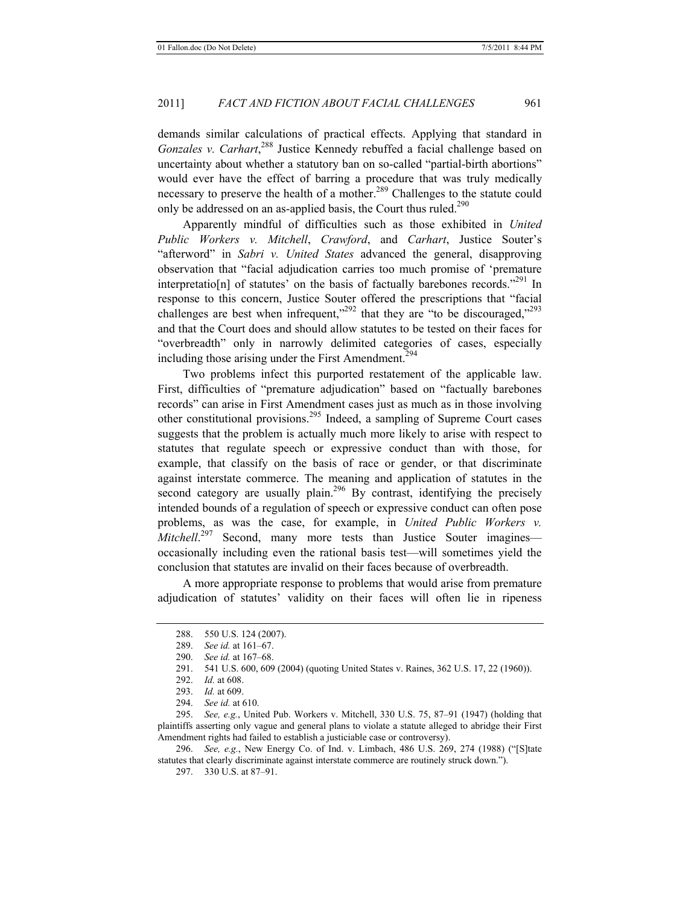demands similar calculations of practical effects. Applying that standard in *Gonzales v. Carhart*,[288] Justice Kennedy rebuffed a facial challenge based on uncertainty about whether a statutory ban on so-called "partial-birth abortions" would ever have the effect of barring a procedure that was truly medically necessary to preserve the health of a mother.[289] Challenges to the statute could only be addressed on an as-applied basis, the Court thus ruled.[290]

Apparently mindful of difficulties such as those exhibited in *United Public Workers v. Mitchell*, *Crawford*, and *Carhart*, Justice Souter's "afterword" in *Sabri v. United States* advanced the general, disapproving observation that "facial adjudication carries too much promise of 'premature interpretatio[n] of statutes' on the basis of factually barebones records."[291] In response to this concern, Justice Souter offered the prescriptions that "facial challenges are best when infrequent,"[292] that they are "to be discouraged,"[293] and that the Court does and should allow statutes to be tested on their faces for "overbreadth" only in narrowly delimited categories of cases, especially including those arising under the First Amendment.[294]

Two problems infect this purported restatement of the applicable law. First, difficulties of "premature adjudication" based on "factually barebones records" can arise in First Amendment cases just as much as in those involving other constitutional provisions.[295] Indeed, a sampling of Supreme Court cases suggests that the problem is actually much more likely to arise with respect to statutes that regulate speech or expressive conduct than with those, for example, that classify on the basis of race or gender, or that discriminate against interstate commerce. The meaning and application of statutes in the second category are usually plain.[296] By contrast, identifying the precisely intended bounds of a regulation of speech or expressive conduct can often pose problems, as was the case, for example, in *United Public Workers v. Mitchell*.[297] Second, many more tests than Justice Souter imagines—occasionally including even the rational basis test—will sometimes yield the conclusion that statutes are invalid on their faces because of overbreadth.

A more appropriate response to problems that would arise from premature adjudication of statutes' validity on their faces will often lie in ripeness

288. 550 U.S. 124 (2007).

289. *See id.* at 161–67.

290. *See id.* at 167–68.

291. 541 U.S. 600, 609 (2004) (quoting United States v. Raines, 362 U.S. 17, 22 (1960)).

292. *Id.* at 608.

293. *Id.* at 609.

294. *See id.* at 610.

295. *See, e.g.*, United Pub. Workers v. Mitchell, 330 U.S. 75, 87–91 (1947) (holding that plaintiffs asserting only vague and general plans to violate a statute alleged to abridge their First Amendment rights had failed to establish a justiciable case or controversy).

296. *See, e.g.*, New Energy Co. of Ind. v. Limbach, 486 U.S. 269, 274 (1988) ("[S]tate statutes that clearly discriminate against interstate commerce are routinely struck down.").

297. 330 U.S. at 87–91.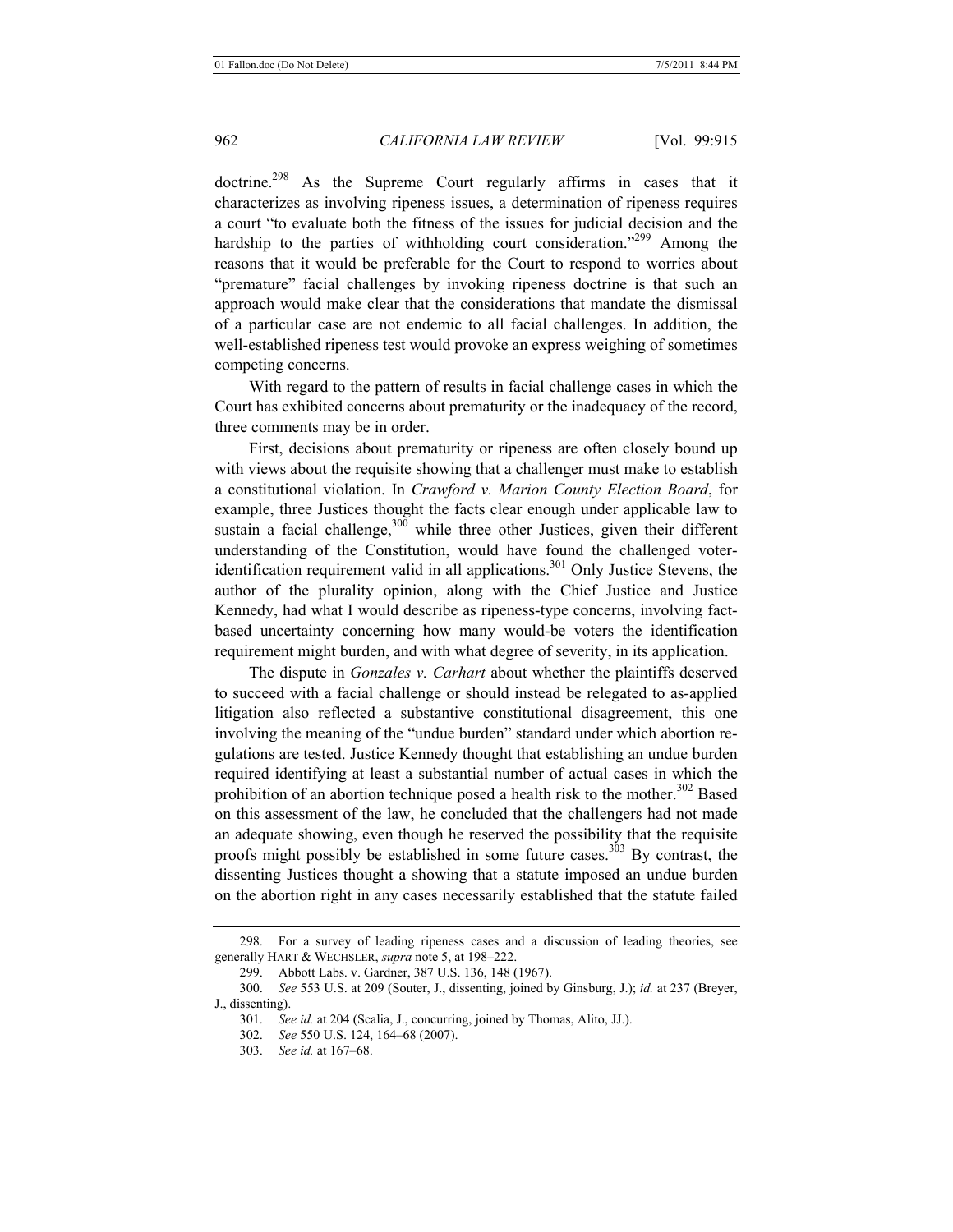doctrine.[298] As the Supreme Court regularly affirms in cases that it characterizes as involving ripeness issues, a determination of ripeness requires a court "to evaluate both the fitness of the issues for judicial decision and the hardship to the parties of withholding court consideration."[299] Among the reasons that it would be preferable for the Court to respond to worries about "premature" facial challenges by invoking ripeness doctrine is that such an approach would make clear that the considerations that mandate the dismissal of a particular case are not endemic to all facial challenges. In addition, the well-established ripeness test would provoke an express weighing of sometimes competing concerns.

With regard to the pattern of results in facial challenge cases in which the Court has exhibited concerns about prematurity or the inadequacy of the record, three comments may be in order.

First, decisions about prematurity or ripeness are often closely bound up with views about the requisite showing that a challenger must make to establish a constitutional violation. In *Crawford v. Marion County Election Board*, for example, three Justices thought the facts clear enough under applicable law to sustain a facial challenge,[300] while three other Justices, given their different understanding of the Constitution, would have found the challenged voter-identification requirement valid in all applications.[301] Only Justice Stevens, the author of the plurality opinion, along with the Chief Justice and Justice Kennedy, had what I would describe as ripeness-type concerns, involving fact-based uncertainty concerning how many would-be voters the identification requirement might burden, and with what degree of severity, in its application.

The dispute in *Gonzales v. Carhart* about whether the plaintiffs deserved to succeed with a facial challenge or should instead be relegated to as-applied litigation also reflected a substantive constitutional disagreement, this one involving the meaning of the "undue burden" standard under which abortion regulations are tested. Justice Kennedy thought that establishing an undue burden required identifying at least a substantial number of actual cases in which the prohibition of an abortion technique posed a health risk to the mother.[302] Based on this assessment of the law, he concluded that the challengers had not made an adequate showing, even though he reserved the possibility that the requisite proofs might possibly be established in some future cases.[303] By contrast, the dissenting Justices thought a showing that a statute imposed an undue burden on the abortion right in any cases necessarily established that the statute failed

---

298. For a survey of leading ripeness cases and a discussion of leading theories, see generally HART & WECHSLER, *supra* note 5, at 198–222.

299. Abbott Labs. v. Gardner, 387 U.S. 136, 148 (1967).

300. *See* 553 U.S. at 209 (Souter, J., dissenting, joined by Ginsburg, J.); *id.* at 237 (Breyer, J., dissenting).

301. *See id.* at 204 (Scalia, J., concurring, joined by Thomas, Alito, JJ.).

302. *See* 550 U.S. 124, 164–68 (2007).

303. *See id.* at 167–68.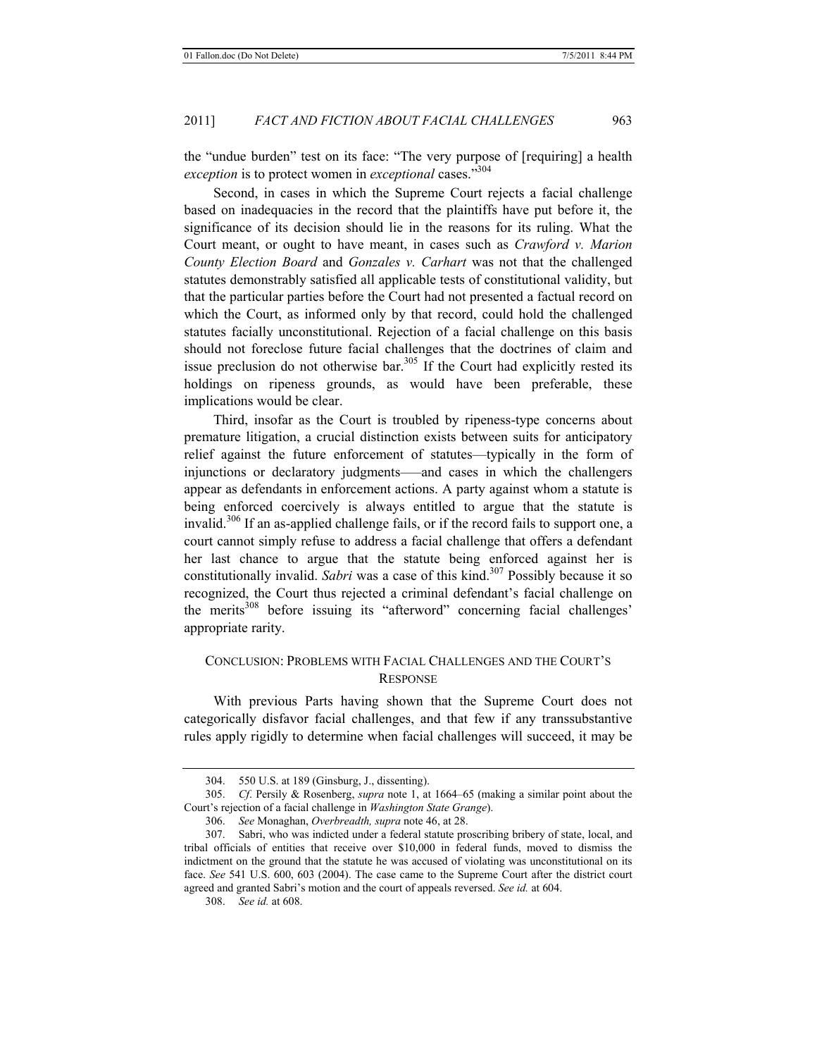the "undue burden" test on its face: "The very purpose of [requiring] a health *exception* is to protect women in *exceptional* cases."[304]

Second, in cases in which the Supreme Court rejects a facial challenge based on inadequacies in the record that the plaintiffs have put before it, the significance of its decision should lie in the reasons for its ruling. What the Court meant, or ought to have meant, in cases such as *Crawford v. Marion County Election Board* and *Gonzales v. Carhart* was not that the challenged statutes demonstrably satisfied all applicable tests of constitutional validity, but that the particular parties before the Court had not presented a factual record on which the Court, as informed only by that record, could hold the challenged statutes facially unconstitutional. Rejection of a facial challenge on this basis should not foreclose future facial challenges that the doctrines of claim and issue preclusion do not otherwise bar.[305] If the Court had explicitly rested its holdings on ripeness grounds, as would have been preferable, these implications would be clear.

Third, insofar as the Court is troubled by ripeness-type concerns about premature litigation, a crucial distinction exists between suits for anticipatory relief against the future enforcement of statutes—typically in the form of injunctions or declaratory judgments—and cases in which the challengers appear as defendants in enforcement actions. A party against whom a statute is being enforced coercively is always entitled to argue that the statute is invalid.[306] If an as-applied challenge fails, or if the record fails to support one, a court cannot simply refuse to address a facial challenge that offers a defendant her last chance to argue that the statute being enforced against her is constitutionally invalid. *Sabri* was a case of this kind.[307] Possibly because it so recognized, the Court thus rejected a criminal defendant's facial challenge on the merits[308] before issuing its "afterword" concerning facial challenges' appropriate rarity.

## CONCLUSION: PROBLEMS WITH FACIAL CHALLENGES AND THE COURT'S RESPONSE

With previous Parts having shown that the Supreme Court does not categorically disfavor facial challenges, and that few if any transsubstantive rules apply rigidly to determine when facial challenges will succeed, it may be

---

304. 550 U.S. at 189 (Ginsburg, J., dissenting).

305. *Cf.* Persily & Rosenberg, *supra* note 1, at 1664–65 (making a similar point about the Court's rejection of a facial challenge in *Washington State Grange*).

306. *See* Monaghan, *Overbreadth*, *supra* note 46, at 28.

307. Sabri, who was indicted under a federal statute proscribing bribery of state, local, and tribal officials of entities that receive over $10,000 in federal funds, moved to dismiss the indictment on the ground that the statute he was accused of violating was unconstitutional on its face. *See* 541 U.S. 600, 603 (2004). The case came to the Supreme Court after the district court agreed and granted Sabri's motion and the court of appeals reversed. *See id.* at 604.

308. *See id.* at 608.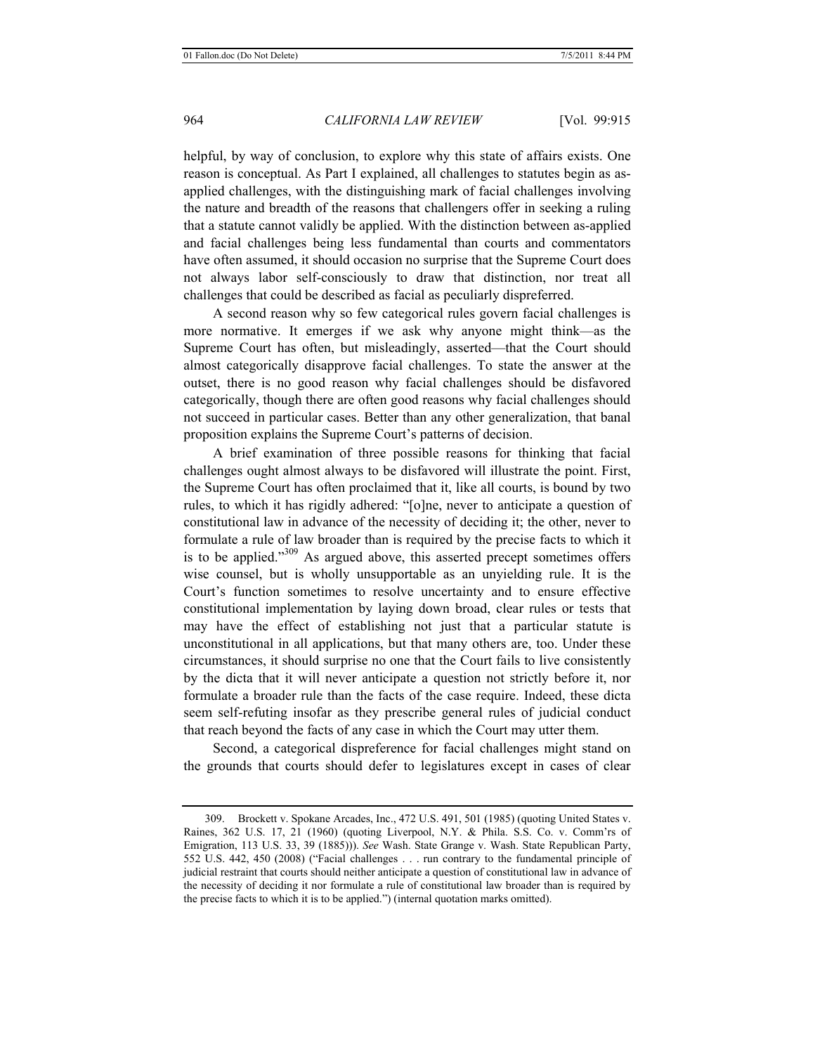helpful, by way of conclusion, to explore why this state of affairs exists. One reason is conceptual. As Part I explained, all challenges to statutes begin as as-applied challenges, with the distinguishing mark of facial challenges involving the nature and breadth of the reasons that challengers offer in seeking a ruling that a statute cannot validly be applied. With the distinction between as-applied and facial challenges being less fundamental than courts and commentators have often assumed, it should occasion no surprise that the Supreme Court does not always labor self-consciously to draw that distinction, nor treat all challenges that could be described as facial as peculiarly dispreferred.

A second reason why so few categorical rules govern facial challenges is more normative. It emerges if we ask why anyone might think—as the Supreme Court has often, but misleadingly, asserted—that the Court should almost categorically disapprove facial challenges. To state the answer at the outset, there is no good reason why facial challenges should be disfavored categorically, though there are often good reasons why facial challenges should not succeed in particular cases. Better than any other generalization, that banal proposition explains the Supreme Court's patterns of decision.

A brief examination of three possible reasons for thinking that facial challenges ought almost always to be disfavored will illustrate the point. First, the Supreme Court has often proclaimed that it, like all courts, is bound by two rules, to which it has rigidly adhered: "[o]ne, never to anticipate a question of constitutional law in advance of the necessity of deciding it; the other, never to formulate a rule of law broader than is required by the precise facts to which it is to be applied."[309] As argued above, this asserted precept sometimes offers wise counsel, but is wholly unsupportable as an unyielding rule. It is the Court's function sometimes to resolve uncertainty and to ensure effective constitutional implementation by laying down broad, clear rules or tests that may have the effect of establishing not just that a particular statute is unconstitutional in all applications, but that many others are, too. Under these circumstances, it should surprise no one that the Court fails to live consistently by the dicta that it will never anticipate a question not strictly before it, nor formulate a broader rule than the facts of the case require. Indeed, these dicta seem self-refuting insofar as they prescribe general rules of judicial conduct that reach beyond the facts of any case in which the Court may utter them.

Second, a categorical dispreference for facial challenges might stand on the grounds that courts should defer to legislatures except in cases of clear

---

309. Brockett v. Spokane Arcades, Inc., 472 U.S. 491, 501 (1985) (quoting United States v. Raines, 362 U.S. 17, 21 (1960) (quoting Liverpool, N.Y. & Phila. S.S. Co. v. Comm'rs of Emigration, 113 U.S. 33, 39 (1885))). *See* Wash. State Grange v. Wash. State Republican Party, 552 U.S. 442, 450 (2008) ("Facial challenges . . . run contrary to the fundamental principle of judicial restraint that courts should neither anticipate a question of constitutional law in advance of the necessity of deciding it nor formulate a rule of constitutional law broader than is required by the precise facts to which it is to be applied.") (internal quotation marks omitted).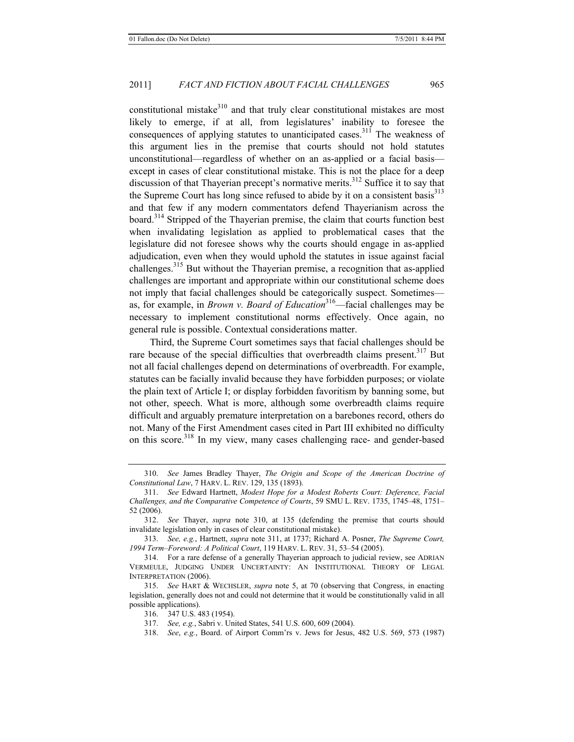constitutional mistake[310] and that truly clear constitutional mistakes are most likely to emerge, if at all, from legislatures' inability to foresee the consequences of applying statutes to unanticipated cases.[311] The weakness of this argument lies in the premise that courts should not hold statutes unconstitutional—regardless of whether on an as-applied or a facial basis—except in cases of clear constitutional mistake. This is not the place for a deep discussion of that Thayerian precept's normative merits.[312] Suffice it to say that the Supreme Court has long since refused to abide by it on a consistent basis[313] and that few if any modern commentators defend Thayerianism across the board.[314] Stripped of the Thayerian premise, the claim that courts function best when invalidating legislation as applied to problematical cases that the legislature did not foresee shows why the courts should engage in as-applied adjudication, even when they would uphold the statutes in issue against facial challenges.[315] But without the Thayerian premise, a recognition that as-applied challenges are important and appropriate within our constitutional scheme does not imply that facial challenges should be categorically suspect. Sometimes—as, for example, in *Brown v. Board of Education*[316]—facial challenges may be necessary to implement constitutional norms effectively. Once again, no general rule is possible. Contextual considerations matter.

Third, the Supreme Court sometimes says that facial challenges should be rare because of the special difficulties that overbreadth claims present.[317] But not all facial challenges depend on determinations of overbreadth. For example, statutes can be facially invalid because they have forbidden purposes; or violate the plain text of Article I; or display forbidden favoritism by banning some, but not other, speech. What is more, although some overbreadth claims require difficult and arguably premature interpretation on a barebones record, others do not. Many of the First Amendment cases cited in Part III exhibited no difficulty on this score.[318] In my view, many cases challenging race- and gender-based

---

310. *See* James Bradley Thayer, *The Origin and Scope of the American Doctrine of Constitutional Law*, 7 HARV. L. REV. 129, 135 (1893).

311. *See* Edward Hartnett, *Modest Hope for a Modest Roberts Court: Deference, Facial Challenges, and the Comparative Competence of Courts*, 59 SMU L. REV. 1735, 1745–48, 1751–52 (2006).

312. *See* Thayer, *supra* note 310, at 135 (defending the premise that courts should invalidate legislation only in cases of clear constitutional mistake).

313. *See, e.g.*, Hartnett, *supra* note 311, at 1737; Richard A. Posner, *The Supreme Court, 1994 Term–Foreword: A Political Court*, 119 HARV. L. REV. 31, 53–54 (2005).

314. For a rare defense of a generally Thayerian approach to judicial review, see ADRIAN VERMEULE, JUDGING UNDER UNCERTAINTY: AN INSTITUTIONAL THEORY OF LEGAL INTERPRETATION (2006).

315. *See* HART & WECHSLER, *supra* note 5, at 70 (observing that Congress, in enacting legislation, generally does not and could not determine that it would be constitutionally valid in all possible applications).

316. 347 U.S. 483 (1954).

317. *See, e.g.*, Sabri v. United States, 541 U.S. 600, 609 (2004).

318. *See*, *e.g.*, Board. of Airport Comm'rs v. Jews for Jesus, 482 U.S. 569, 573 (1987)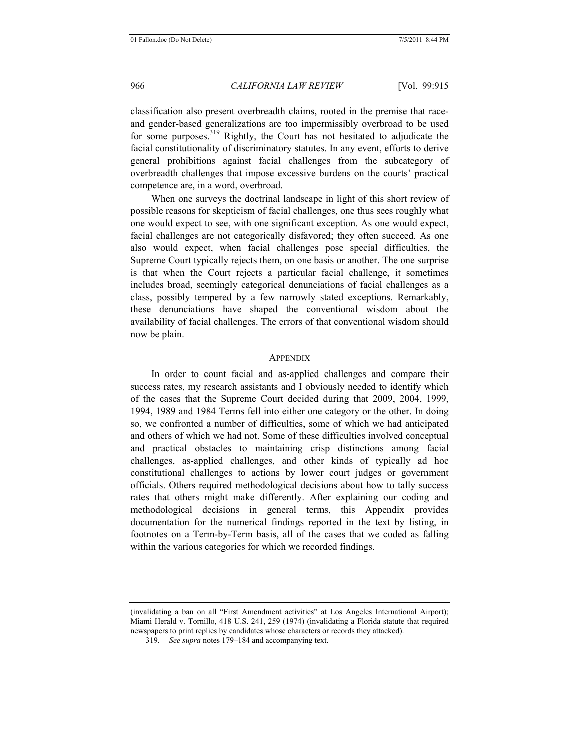classification also present overbreadth claims, rooted in the premise that race- and gender-based generalizations are too impermissibly overbroad to be used for some purposes.[319] Rightly, the Court has not hesitated to adjudicate the facial constitutionality of discriminatory statutes. In any event, efforts to derive general prohibitions against facial challenges from the subcategory of overbreadth challenges that impose excessive burdens on the courts' practical competence are, in a word, overbroad.

When one surveys the doctrinal landscape in light of this short review of possible reasons for skepticism of facial challenges, one thus sees roughly what one would expect to see, with one significant exception. As one would expect, facial challenges are not categorically disfavored; they often succeed. As one also would expect, when facial challenges pose special difficulties, the Supreme Court typically rejects them, on one basis or another. The one surprise is that when the Court rejects a particular facial challenge, it sometimes includes broad, seemingly categorical denunciations of facial challenges as a class, possibly tempered by a few narrowly stated exceptions. Remarkably, these denunciations have shaped the conventional wisdom about the availability of facial challenges. The errors of that conventional wisdom should now be plain.

## APPENDIX

In order to count facial and as-applied challenges and compare their success rates, my research assistants and I obviously needed to identify which of the cases that the Supreme Court decided during that 2009, 2004, 1999, 1994, 1989 and 1984 Terms fell into either one category or the other. In doing so, we confronted a number of difficulties, some of which we had anticipated and others of which we had not. Some of these difficulties involved conceptual and practical obstacles to maintaining crisp distinctions among facial challenges, as-applied challenges, and other kinds of typically ad hoc constitutional challenges to actions by lower court judges or government officials. Others required methodological decisions about how to tally success rates that others might make differently. After explaining our coding and methodological decisions in general terms, this Appendix provides documentation for the numerical findings reported in the text by listing, in footnotes on a Term-by-Term basis, all of the cases that we coded as falling within the various categories for which we recorded findings.

---

(invalidating a ban on all "First Amendment activities" at Los Angeles International Airport); Miami Herald v. Tornillo, 418 U.S. 241, 259 (1974) (invalidating a Florida statute that required newspapers to print replies by candidates whose characters or records they attacked).

319. *See supra* notes 179–184 and accompanying text.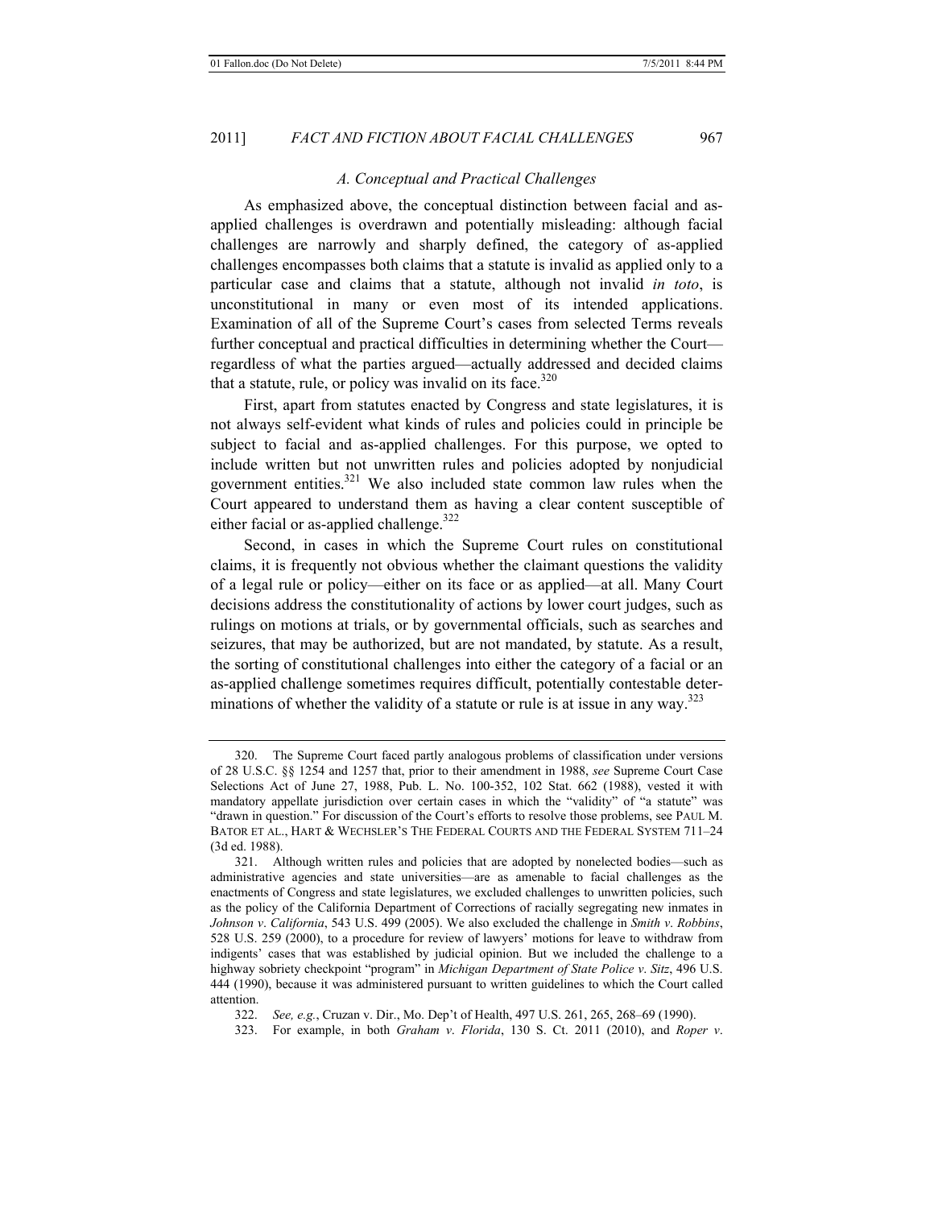### *A. Conceptual and Practical Challenges*

As emphasized above, the conceptual distinction between facial and as-applied challenges is overdrawn and potentially misleading: although facial challenges are narrowly and sharply defined, the category of as-applied challenges encompasses both claims that a statute is invalid as applied only to a particular case and claims that a statute, although not invalid *in toto*, is unconstitutional in many or even most of its intended applications. Examination of all of the Supreme Court's cases from selected Terms reveals further conceptual and practical difficulties in determining whether the Court—regardless of what the parties argued—actually addressed and decided claims that a statute, rule, or policy was invalid on its face.[320]

First, apart from statutes enacted by Congress and state legislatures, it is not always self-evident what kinds of rules and policies could in principle be subject to facial and as-applied challenges. For this purpose, we opted to include written but not unwritten rules and policies adopted by nonjudicial government entities.[321] We also included state common law rules when the Court appeared to understand them as having a clear content susceptible of either facial or as-applied challenge.[322]

Second, in cases in which the Supreme Court rules on constitutional claims, it is frequently not obvious whether the claimant questions the validity of a legal rule or policy—either on its face or as applied—at all. Many Court decisions address the constitutionality of actions by lower court judges, such as rulings on motions at trials, or by governmental officials, such as searches and seizures, that may be authorized, but are not mandated, by statute. As a result, the sorting of constitutional challenges into either the category of a facial or an as-applied challenge sometimes requires difficult, potentially contestable determinations of whether the validity of a statute or rule is at issue in any way.[323]

---

320. The Supreme Court faced partly analogous problems of classification under versions of 28 U.S.C. §§ 1254 and 1257 that, prior to their amendment in 1988, *see* Supreme Court Case Selections Act of June 27, 1988, Pub. L. No. 100-352, 102 Stat. 662 (1988), vested it with mandatory appellate jurisdiction over certain cases in which the "validity" of "a statute" was "drawn in question." For discussion of the Court's efforts to resolve those problems, see PAUL M. BATOR ET AL., HART & WECHSLER'S THE FEDERAL COURTS AND THE FEDERAL SYSTEM 711–24 (3d ed. 1988).

321. Although written rules and policies that are adopted by nonelected bodies—such as administrative agencies and state universities—are as amenable to facial challenges as the enactments of Congress and state legislatures, we excluded challenges to unwritten policies, such as the policy of the California Department of Corrections of racially segregating new inmates in *Johnson v. California*, 543 U.S. 499 (2005). We also excluded the challenge in *Smith v. Robbins*, 528 U.S. 259 (2000), to a procedure for review of lawyers' motions for leave to withdraw from indigents' cases that was established by judicial opinion. But we included the challenge to a highway sobriety checkpoint "program" in *Michigan Department of State Police v. Sitz*, 496 U.S. 444 (1990), because it was administered pursuant to written guidelines to which the Court called attention.

322. *See, e.g.*, Cruzan v. Dir., Mo. Dep't of Health, 497 U.S. 261, 265, 268–69 (1990).

323. For example, in both *Graham v. Florida*, 130 S. Ct. 2011 (2010), and *Roper v.*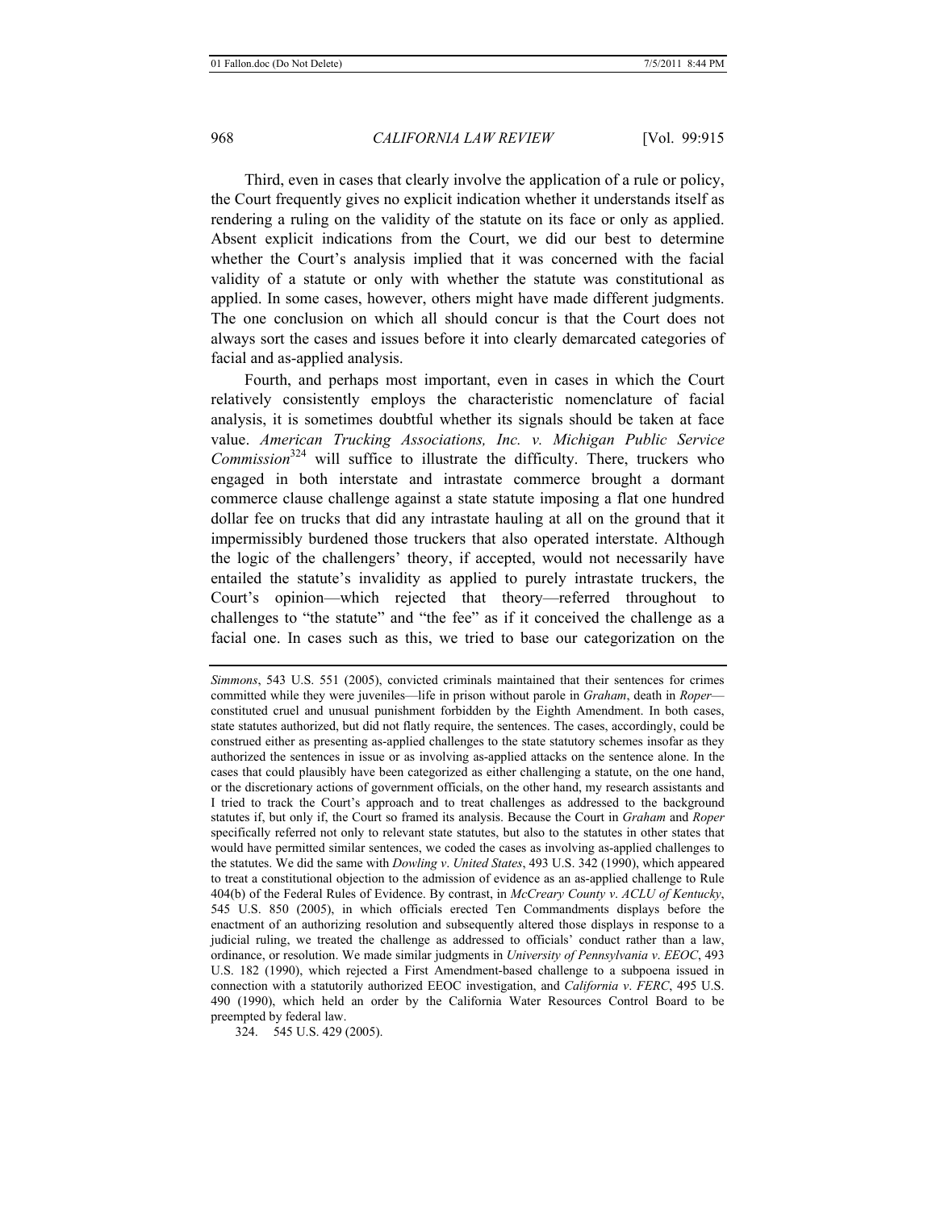Third, even in cases that clearly involve the application of a rule or policy, the Court frequently gives no explicit indication whether it understands itself as rendering a ruling on the validity of the statute on its face or only as applied. Absent explicit indications from the Court, we did our best to determine whether the Court's analysis implied that it was concerned with the facial validity of a statute or only with whether the statute was constitutional as applied. In some cases, however, others might have made different judgments. The one conclusion on which all should concur is that the Court does not always sort the cases and issues before it into clearly demarcated categories of facial and as-applied analysis.

Fourth, and perhaps most important, even in cases in which the Court relatively consistently employs the characteristic nomenclature of facial analysis, it is sometimes doubtful whether its signals should be taken at face value. *American Trucking Associations, Inc. v. Michigan Public Service Commission*[324] will suffice to illustrate the difficulty. There, truckers who engaged in both interstate and intrastate commerce brought a dormant commerce clause challenge against a state statute imposing a flat one hundred dollar fee on trucks that did any intrastate hauling at all on the ground that it impermissibly burdened those truckers that also operated interstate. Although the logic of the challengers' theory, if accepted, would not necessarily have entailed the statute's invalidity as applied to purely intrastate truckers, the Court's opinion—which rejected that theory—referred throughout to challenges to "the statute" and "the fee" as if it conceived the challenge as a facial one. In cases such as this, we tried to base our categorization on the

---

*Simmons*, 543 U.S. 551 (2005), convicted criminals maintained that their sentences for crimes committed while they were juveniles—life in prison without parole in *Graham*, death in *Roper*—constituted cruel and unusual punishment forbidden by the Eighth Amendment. In both cases, state statutes authorized, but did not flatly require, the sentences. The cases, accordingly, could be construed either as presenting as-applied challenges to the state statutory schemes insofar as they authorized the sentences in issue or as involving as-applied attacks on the sentence alone. In the cases that could plausibly have been categorized as either challenging a statute, on the one hand, or the discretionary actions of government officials, on the other hand, my research assistants and I tried to track the Court's approach and to treat challenges as addressed to the background statutes if, but only if, the Court so framed its analysis. Because the Court in *Graham* and *Roper* specifically referred not only to relevant state statutes, but also to the statutes in other states that would have permitted similar sentences, we coded the cases as involving as-applied challenges to the statutes. We did the same with *Dowling v. United States*, 493 U.S. 342 (1990), which appeared to treat a constitutional objection to the admission of evidence as an as-applied challenge to Rule 404(b) of the Federal Rules of Evidence. By contrast, in *McCreary County v. ACLU of Kentucky*, 545 U.S. 850 (2005), in which officials erected Ten Commandments displays before the enactment of an authorizing resolution and subsequently altered those displays in response to a judicial ruling, we treated the challenge as addressed to officials' conduct rather than a law, ordinance, or resolution. We made similar judgments in *University of Pennsylvania v. EEOC*, 493 U.S. 182 (1990), which rejected a First Amendment-based challenge to a subpoena issued in connection with a statutorily authorized EEOC investigation, and *California v. FERC*, 495 U.S. 490 (1990), which held an order by the California Water Resources Control Board to be preempted by federal law.

324. 545 U.S. 429 (2005).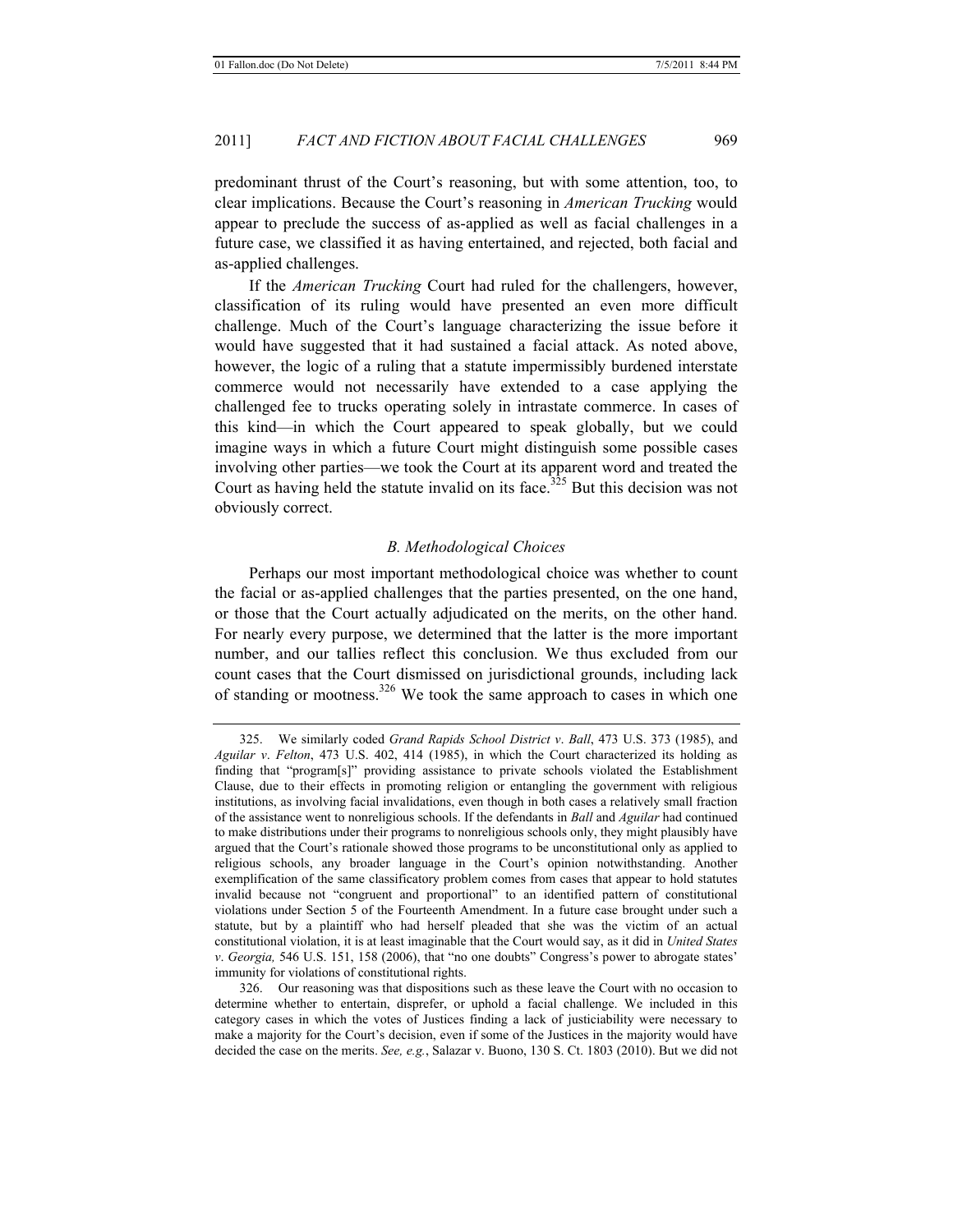predominant thrust of the Court's reasoning, but with some attention, too, to clear implications. Because the Court's reasoning in *American Trucking* would appear to preclude the success of as-applied as well as facial challenges in a future case, we classified it as having entertained, and rejected, both facial and as-applied challenges.

If the *American Trucking* Court had ruled for the challengers, however, classification of its ruling would have presented an even more difficult challenge. Much of the Court's language characterizing the issue before it would have suggested that it had sustained a facial attack. As noted above, however, the logic of a ruling that a statute impermissibly burdened interstate commerce would not necessarily have extended to a case applying the challenged fee to trucks operating solely in intrastate commerce. In cases of this kind—in which the Court appeared to speak globally, but we could imagine ways in which a future Court might distinguish some possible cases involving other parties—we took the Court at its apparent word and treated the Court as having held the statute invalid on its face.[325] But this decision was not obviously correct.

### *B. Methodological Choices*

Perhaps our most important methodological choice was whether to count the facial or as-applied challenges that the parties presented, on the one hand, or those that the Court actually adjudicated on the merits, on the other hand. For nearly every purpose, we determined that the latter is the more important number, and our tallies reflect this conclusion. We thus excluded from our count cases that the Court dismissed on jurisdictional grounds, including lack of standing or mootness.[326] We took the same approach to cases in which one

---

325. We similarly coded *Grand Rapids School District v. Ball*, 473 U.S. 373 (1985), and *Aguilar v. Felton*, 473 U.S. 402, 414 (1985), in which the Court characterized its holding as finding that "program[s]" providing assistance to private schools violated the Establishment Clause, due to their effects in promoting religion or entangling the government with religious institutions, as involving facial invalidations, even though in both cases a relatively small fraction of the assistance went to nonreligious schools. If the defendants in *Ball* and *Aguilar* had continued to make distributions under their programs to nonreligious schools only, they might plausibly have argued that the Court's rationale showed those programs to be unconstitutional only as applied to religious schools, any broader language in the Court's opinion notwithstanding. Another exemplification of the same classificatory problem comes from cases that appear to hold statutes invalid because not "congruent and proportional" to an identified pattern of constitutional violations under Section 5 of the Fourteenth Amendment. In a future case brought under such a statute, but by a plaintiff who had herself pleaded that she was the victim of an actual constitutional violation, it is at least imaginable that the Court would say, as it did in *United States v. Georgia,* 546 U.S. 151, 158 (2006), that "no one doubts" Congress's power to abrogate states' immunity for violations of constitutional rights.

326. Our reasoning was that dispositions such as these leave the Court with no occasion to determine whether to entertain, disprefer, or uphold a facial challenge. We included in this category cases in which the votes of Justices finding a lack of justiciability were necessary to make a majority for the Court's decision, even if some of the Justices in the majority would have decided the case on the merits. *See, e.g.*, Salazar v. Buono, 130 S. Ct. 1803 (2010). But we did not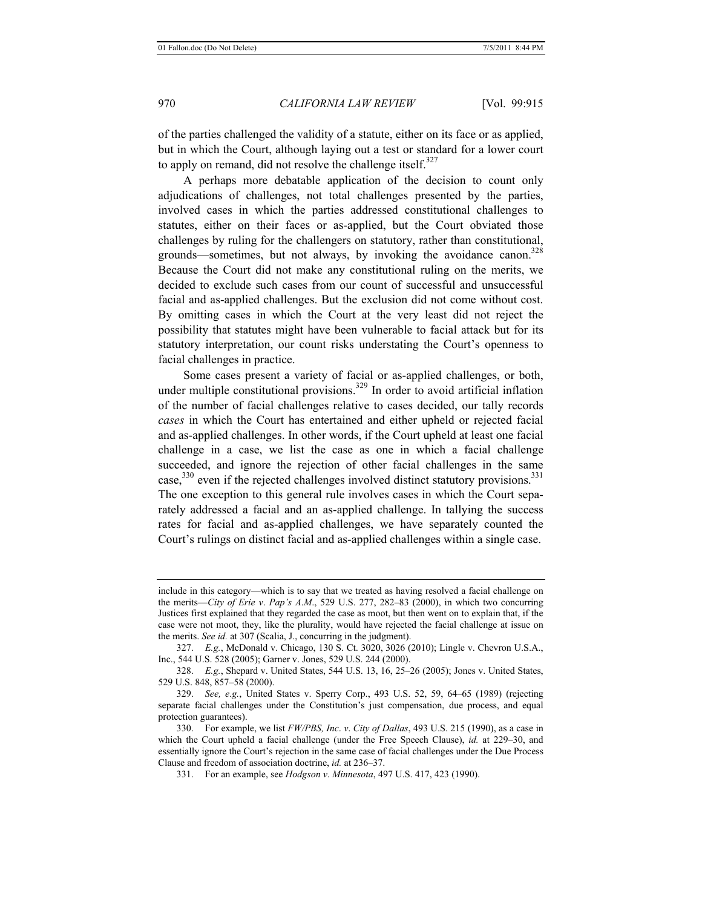of the parties challenged the validity of a statute, either on its face or as applied, but in which the Court, although laying out a test or standard for a lower court to apply on remand, did not resolve the challenge itself.[327]

A perhaps more debatable application of the decision to count only adjudications of challenges, not total challenges presented by the parties, involved cases in which the parties addressed constitutional challenges to statutes, either on their faces or as-applied, but the Court obviated those challenges by ruling for the challengers on statutory, rather than constitutional, grounds—sometimes, but not always, by invoking the avoidance canon.[328] Because the Court did not make any constitutional ruling on the merits, we decided to exclude such cases from our count of successful and unsuccessful facial and as-applied challenges. But the exclusion did not come without cost. By omitting cases in which the Court at the very least did not reject the possibility that statutes might have been vulnerable to facial attack but for its statutory interpretation, our count risks understating the Court's openness to facial challenges in practice.

Some cases present a variety of facial or as-applied challenges, or both, under multiple constitutional provisions.[329] In order to avoid artificial inflation of the number of facial challenges relative to cases decided, our tally records *cases* in which the Court has entertained and either upheld or rejected facial and as-applied challenges. In other words, if the Court upheld at least one facial challenge in a case, we list the case as one in which a facial challenge succeeded, and ignore the rejection of other facial challenges in the same case,[330] even if the rejected challenges involved distinct statutory provisions.[331] The one exception to this general rule involves cases in which the Court separately addressed a facial and an as-applied challenge. In tallying the success rates for facial and as-applied challenges, we have separately counted the Court's rulings on distinct facial and as-applied challenges within a single case.

---

include in this category—which is to say that we treated as having resolved a facial challenge on the merits—*City of Erie v. Pap's A.M.*, 529 U.S. 277, 282–83 (2000), in which two concurring Justices first explained that they regarded the case as moot, but then went on to explain that, if the case were not moot, they, like the plurality, would have rejected the facial challenge at issue on the merits. *See id.* at 307 (Scalia, J., concurring in the judgment).

327. *E.g.*, McDonald v. Chicago, 130 S. Ct. 3020, 3026 (2010); Lingle v. Chevron U.S.A., Inc., 544 U.S. 528 (2005); Garner v. Jones, 529 U.S. 244 (2000).

328. *E.g.*, Shepard v. United States, 544 U.S. 13, 16, 25–26 (2005); Jones v. United States, 529 U.S. 848, 857–58 (2000).

329. *See, e.g.*, United States v. Sperry Corp., 493 U.S. 52, 59, 64–65 (1989) (rejecting separate facial challenges under the Constitution's just compensation, due process, and equal protection guarantees).

330. For example, we list *FW/PBS, Inc. v. City of Dallas*, 493 U.S. 215 (1990), as a case in which the Court upheld a facial challenge (under the Free Speech Clause), *id.* at 229–30, and essentially ignore the Court's rejection in the same case of facial challenges under the Due Process Clause and freedom of association doctrine, *id.* at 236–37.

331. For an example, see *Hodgson v. Minnesota*, 497 U.S. 417, 423 (1990).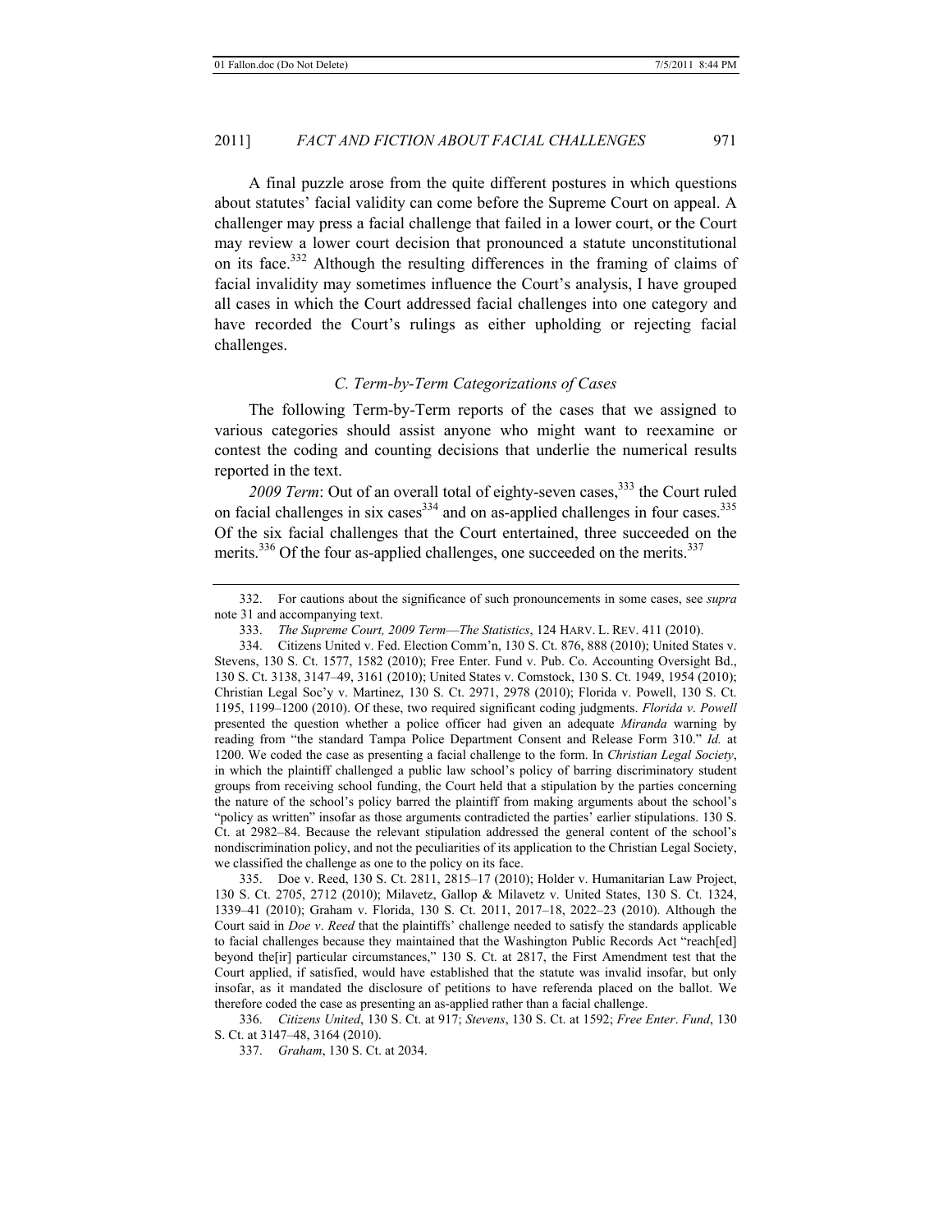A final puzzle arose from the quite different postures in which questions about statutes' facial validity can come before the Supreme Court on appeal. A challenger may press a facial challenge that failed in a lower court, or the Court may review a lower court decision that pronounced a statute unconstitutional on its face.[332] Although the resulting differences in the framing of claims of facial invalidity may sometimes influence the Court's analysis, I have grouped all cases in which the Court addressed facial challenges into one category and have recorded the Court's rulings as either upholding or rejecting facial challenges.

### *C. Term-by-Term Categorizations of Cases*

The following Term-by-Term reports of the cases that we assigned to various categories should assist anyone who might want to reexamine or contest the coding and counting decisions that underlie the numerical results reported in the text.

*2009 Term*: Out of an overall total of eighty-seven cases,[333] the Court ruled on facial challenges in six cases[334] and on as-applied challenges in four cases.[335] Of the six facial challenges that the Court entertained, three succeeded on the merits.[336] Of the four as-applied challenges, one succeeded on the merits.[337]

---

332. For cautions about the significance of such pronouncements in some cases, see *supra* note 31 and accompanying text.

333. *The Supreme Court, 2009 Term—The Statistics*, 124 HARV. L. REV. 411 (2010).

334. Citizens United v. Fed. Election Comm'n, 130 S. Ct. 876, 888 (2010); United States v. Stevens, 130 S. Ct. 1577, 1582 (2010); Free Enter. Fund v. Pub. Co. Accounting Oversight Bd., 130 S. Ct. 3138, 3147–49, 3161 (2010); United States v. Comstock, 130 S. Ct. 1949, 1954 (2010); Christian Legal Soc'y v. Martinez, 130 S. Ct. 2971, 2978 (2010); Florida v. Powell, 130 S. Ct. 1195, 1199–1200 (2010). Of these, two required significant coding judgments. *Florida v. Powell* presented the question whether a police officer had given an adequate *Miranda* warning by reading from "the standard Tampa Police Department Consent and Release Form 310." *Id.* at 1200. We coded the case as presenting a facial challenge to the form. In *Christian Legal Society*, in which the plaintiff challenged a public law school's policy of barring discriminatory student groups from receiving school funding, the Court held that a stipulation by the parties concerning the nature of the school's policy barred the plaintiff from making arguments about the school's "policy as written" insofar as those arguments contradicted the parties' earlier stipulations. 130 S. Ct. at 2982–84. Because the relevant stipulation addressed the general content of the school's nondiscrimination policy, and not the peculiarities of its application to the Christian Legal Society, we classified the challenge as one to the policy on its face.

335. Doe v. Reed, 130 S. Ct. 2811, 2815–17 (2010); Holder v. Humanitarian Law Project, 130 S. Ct. 2705, 2712 (2010); Milavetz, Gallop & Milavetz v. United States, 130 S. Ct. 1324, 1339–41 (2010); Graham v. Florida, 130 S. Ct. 2011, 2017–18, 2022–23 (2010). Although the Court said in *Doe v. Reed* that the plaintiffs' challenge needed to satisfy the standards applicable to facial challenges because they maintained that the Washington Public Records Act "reach[ed] beyond the[ir] particular circumstances," 130 S. Ct. at 2817, the First Amendment test that the Court applied, if satisfied, would have established that the statute was invalid insofar, but only insofar, as it mandated the disclosure of petitions to have referenda placed on the ballot. We therefore coded the case as presenting an as-applied rather than a facial challenge.

336. *Citizens United*, 130 S. Ct. at 917; *Stevens*, 130 S. Ct. at 1592; *Free Enter. Fund*, 130 S. Ct. at 3147–48, 3164 (2010).

337. *Graham*, 130 S. Ct. at 2034.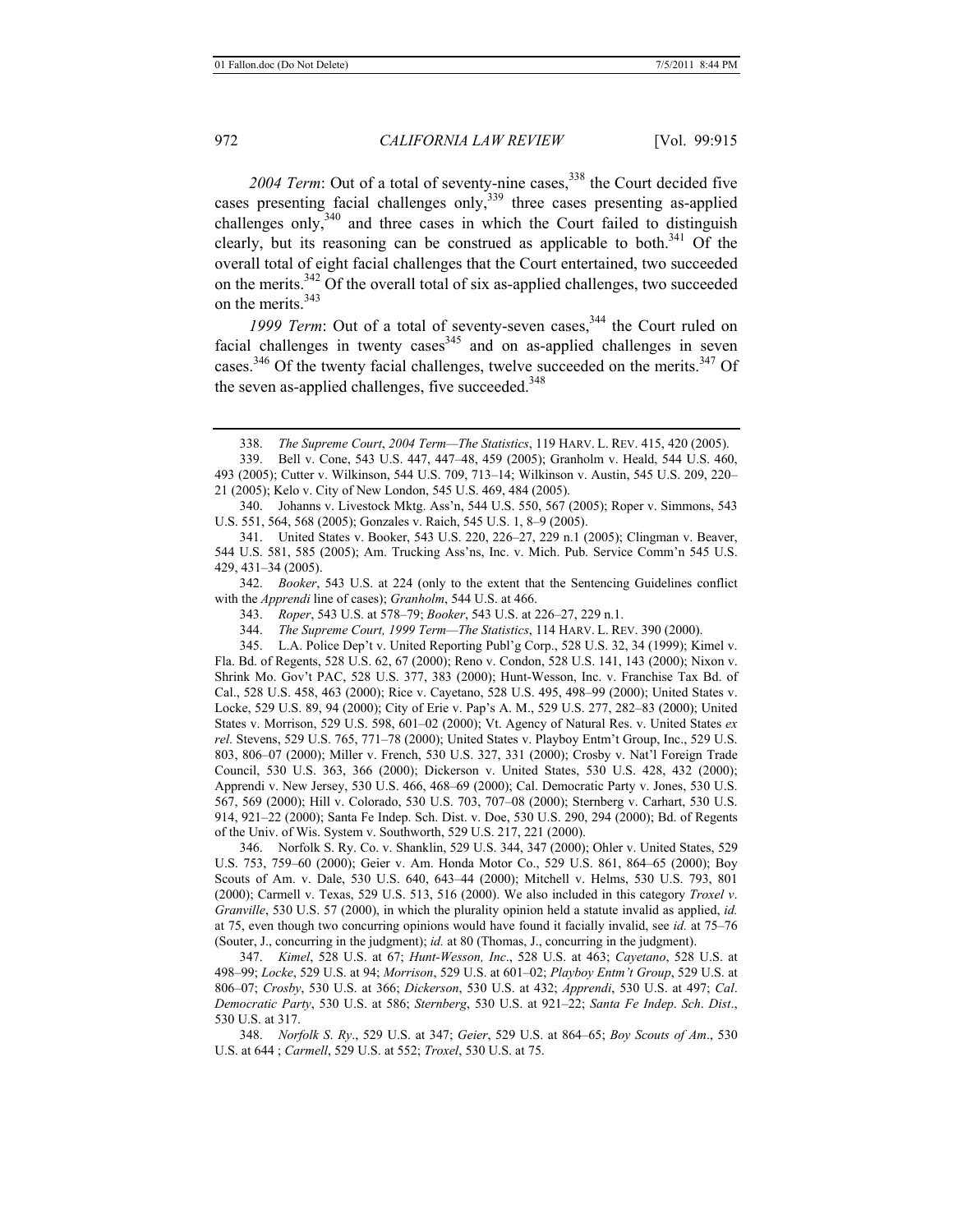*2004 Term*: Out of a total of seventy-nine cases,[338] the Court decided five cases presenting facial challenges only,[339] three cases presenting as-applied challenges only,[340] and three cases in which the Court failed to distinguish clearly, but its reasoning can be construed as applicable to both.[341] Of the overall total of eight facial challenges that the Court entertained, two succeeded on the merits.[342] Of the overall total of six as-applied challenges, two succeeded on the merits.[343]

*1999 Term*: Out of a total of seventy-seven cases,[344] the Court ruled on facial challenges in twenty cases[345] and on as-applied challenges in seven cases.[346] Of the twenty facial challenges, twelve succeeded on the merits.[347] Of the seven as-applied challenges, five succeeded.[348]

---

338. *The Supreme Court*, *2004 Term—The Statistics*, 119 HARV. L. REV. 415, 420 (2005).

339. Bell v. Cone, 543 U.S. 447, 447–48, 459 (2005); Granholm v. Heald, 544 U.S. 460, 493 (2005); Cutter v. Wilkinson, 544 U.S. 709, 713–14; Wilkinson v. Austin, 545 U.S. 209, 220–21 (2005); Kelo v. City of New London, 545 U.S. 469, 484 (2005).

340. Johanns v. Livestock Mktg. Ass'n, 544 U.S. 550, 567 (2005); Roper v. Simmons, 543 U.S. 551, 564, 568 (2005); Gonzales v. Raich, 545 U.S. 1, 8–9 (2005).

341. United States v. Booker, 543 U.S. 220, 226–27, 229 n.1 (2005); Clingman v. Beaver, 544 U.S. 581, 585 (2005); Am. Trucking Ass'ns, Inc. v. Mich. Pub. Service Comm'n 545 U.S. 429, 431–34 (2005).

342. *Booker*, 543 U.S. at 224 (only to the extent that the Sentencing Guidelines conflict with the *Apprendi* line of cases); *Granholm*, 544 U.S. at 466.

343. *Roper*, 543 U.S. at 578–79; *Booker*, 543 U.S. at 226–27, 229 n.1.

344. *The Supreme Court, 1999 Term—The Statistics*, 114 HARV. L. REV. 390 (2000).

345. L.A. Police Dep't v. United Reporting Publ'g Corp., 528 U.S. 32, 34 (1999); Kimel v. Fla. Bd. of Regents, 528 U.S. 62, 67 (2000); Reno v. Condon, 528 U.S. 141, 143 (2000); Nixon v. Shrink Mo. Gov't PAC, 528 U.S. 377, 383 (2000); Hunt-Wesson, Inc. v. Franchise Tax Bd. of Cal., 528 U.S. 458, 463 (2000); Rice v. Cayetano, 528 U.S. 495, 498–99 (2000); United States v. Locke, 529 U.S. 89, 94 (2000); City of Erie v. Pap's A. M., 529 U.S. 277, 282–83 (2000); United States v. Morrison, 529 U.S. 598, 601–02 (2000); Vt. Agency of Natural Res. v. United States *ex rel*. Stevens, 529 U.S. 765, 771–78 (2000); United States v. Playboy Entm't Group, Inc., 529 U.S. 803, 806–07 (2000); Miller v. French, 530 U.S. 327, 331 (2000); Crosby v. Nat'l Foreign Trade Council, 530 U.S. 363, 366 (2000); Dickerson v. United States, 530 U.S. 428, 432 (2000); Apprendi v. New Jersey, 530 U.S. 466, 468–69 (2000); Cal. Democratic Party v. Jones, 530 U.S. 567, 569 (2000); Hill v. Colorado, 530 U.S. 703, 707–08 (2000); Sternberg v. Carhart, 530 U.S. 914, 921–22 (2000); Santa Fe Indep. Sch. Dist. v. Doe, 530 U.S. 290, 294 (2000); Bd. of Regents of the Univ. of Wis. System v. Southworth, 529 U.S. 217, 221 (2000).

346. Norfolk S. Ry. Co. v. Shanklin, 529 U.S. 344, 347 (2000); Ohler v. United States, 529 U.S. 753, 759–60 (2000); Geier v. Am. Honda Motor Co., 529 U.S. 861, 864–65 (2000); Boy Scouts of Am. v. Dale, 530 U.S. 640, 643–44 (2000); Mitchell v. Helms, 530 U.S. 793, 801 (2000); Carmell v. Texas, 529 U.S. 513, 516 (2000). We also included in this category *Troxel v. Granville*, 530 U.S. 57 (2000), in which the plurality opinion held a statute invalid as applied, *id.* at 75, even though two concurring opinions would have found it facially invalid, see *id.* at 75–76 (Souter, J., concurring in the judgment); *id.* at 80 (Thomas, J., concurring in the judgment).

347. *Kimel*, 528 U.S. at 67; *Hunt-Wesson, Inc*., 528 U.S. at 463; *Cayetano*, 528 U.S. at 498–99; *Locke*, 529 U.S. at 94; *Morrison*, 529 U.S. at 601–02; *Playboy Entm't Group*, 529 U.S. at 806–07; *Crosby*, 530 U.S. at 366; *Dickerson*, 530 U.S. at 432; *Apprendi*, 530 U.S. at 497; *Cal. Democratic Party*, 530 U.S. at 586; *Sternberg*, 530 U.S. at 921–22; *Santa Fe Indep. Sch. Dist*., 530 U.S. at 317.

348. *Norfolk S. Ry*., 529 U.S. at 347; *Geier*, 529 U.S. at 864–65; *Boy Scouts of Am*., 530 U.S. at 644 ; *Carmell*, 529 U.S. at 552; *Troxel*, 530 U.S. at 75.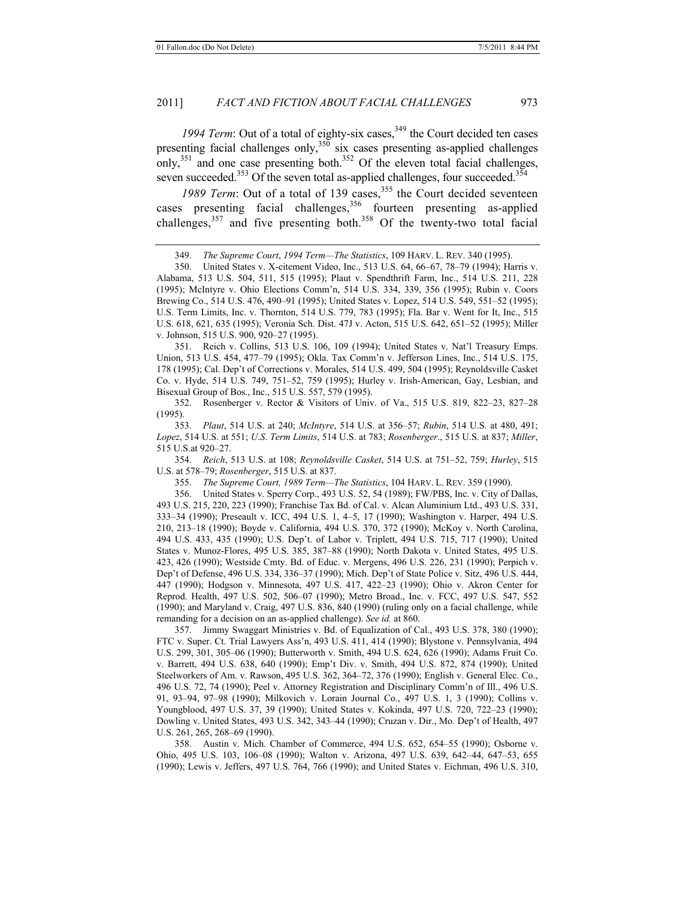*1994 Term*: Out of a total of eighty-six cases,[349] the Court decided ten cases presenting facial challenges only,[350] six cases presenting as-applied challenges only,[351] and one case presenting both.[352] Of the eleven total facial challenges, seven succeeded.[353] Of the seven total as-applied challenges, four succeeded.[354]

*1989 Term*: Out of a total of 139 cases,[355] the Court decided seventeen cases presenting facial challenges,[356] fourteen presenting as-applied challenges,[357] and five presenting both.[358] Of the twenty-two total facial

---

349. *The Supreme Court, 1994 Term—The Statistics*, 109 HARV. L. REV. 340 (1995).

350. United States v. X-citement Video, Inc., 513 U.S. 64, 66–67, 78–79 (1994); Harris v. Alabama, 513 U.S. 504, 511, 515 (1995); Plaut v. Spendthrift Farm, Inc., 514 U.S. 211, 228 (1995); McIntyre v. Ohio Elections Comm'n, 514 U.S. 334, 339, 356 (1995); Rubin v. Coors Brewing Co., 514 U.S. 476, 490–91 (1995); United States v. Lopez, 514 U.S. 549, 551–52 (1995); U.S. Term Limits, Inc. v. Thornton, 514 U.S. 779, 783 (1995); Fla. Bar v. Went for It, Inc., 515 U.S. 618, 621, 635 (1995); Veronia Sch. Dist. 47J v. Acton, 515 U.S. 642, 651–52 (1995); Miller v. Johnson, 515 U.S. 900, 920–27 (1995).

351. Reich v. Collins, 513 U.S. 106, 109 (1994); United States v. Nat'l Treasury Emps. Union, 513 U.S. 454, 477–79 (1995); Okla. Tax Comm'n v. Jefferson Lines, Inc., 514 U.S. 175, 178 (1995); Cal. Dep't of Corrections v. Morales, 514 U.S. 499, 504 (1995); Reynoldsville Casket Co. v. Hyde, 514 U.S. 749, 751–52, 759 (1995); Hurley v. Irish-American, Gay, Lesbian, and Bisexual Group of Bos., Inc., 515 U.S. 557, 579 (1995).

352. Rosenberger v. Rector & Visitors of Univ. of Va., 515 U.S. 819, 822–23, 827–28 (1995).

353. *Plaut*, 514 U.S. at 240; *McIntyre*, 514 U.S. at 356–57; *Rubin*, 514 U.S. at 480, 491; *Lopez*, 514 U.S. at 551; *U.S. Term Limits*, 514 U.S. at 783; *Rosenberger*., 515 U.S. at 837; *Miller*, 515 U.S.at 920–27.

354. *Reich*, 513 U.S. at 108; *Reynoldsville Casket*, 514 U.S. at 751–52, 759; *Hurley*, 515 U.S. at 578–79; *Rosenberger*, 515 U.S. at 837.

355. *The Supreme Court, 1989 Term—The Statistics*, 104 HARV. L. REV. 359 (1990).

356. United States v. Sperry Corp., 493 U.S. 52, 54 (1989); FW/PBS, Inc. v. City of Dallas, 493 U.S. 215, 220, 223 (1990); Franchise Tax Bd. of Cal. v. Alcan Aluminium Ltd., 493 U.S. 331, 333–34 (1990); Preseault v. ICC, 494 U.S. 1, 4–5, 17 (1990); Washington v. Harper, 494 U.S. 210, 213–18 (1990); Boyde v. California, 494 U.S. 370, 372 (1990); McKoy v. North Carolina, 494 U.S. 433, 435 (1990); U.S. Dep't. of Labor v. Triplett, 494 U.S. 715, 717 (1990); United States v. Munoz-Flores, 495 U.S. 385, 387–88 (1990); North Dakota v. United States, 495 U.S. 423, 426 (1990); Westside Cmty. Bd. of Educ. v. Mergens, 496 U.S. 226, 231 (1990); Perpich v. Dep't of Defense, 496 U.S. 334, 336–37 (1990); Mich. Dep't of State Police v. Sitz, 496 U.S. 444, 447 (1990); Hodgson v. Minnesota, 497 U.S. 417, 422–23 (1990); Ohio v. Akron Center for Reprod. Health, 497 U.S. 502, 506–07 (1990); Metro Broad., Inc. v. FCC, 497 U.S. 547, 552 (1990); and Maryland v. Craig, 497 U.S. 836, 840 (1990) (ruling only on a facial challenge, while remanding for a decision on an as-applied challenge). *See id.* at 860.

357. Jimmy Swaggart Ministries v. Bd. of Equalization of Cal., 493 U.S. 378, 380 (1990); FTC v. Super. Ct. Trial Lawyers Ass'n, 493 U.S. 411, 414 (1990); Blystone v. Pennsylvania, 494 U.S. 299, 301, 305–06 (1990); Butterworth v. Smith, 494 U.S. 624, 626 (1990); Adams Fruit Co. v. Barrett, 494 U.S. 638, 640 (1990); Emp't Div. v. Smith, 494 U.S. 872, 874 (1990); United Steelworkers of Am. v. Rawson, 495 U.S. 362, 364–72, 376 (1990); English v. General Elec. Co., 496 U.S. 72, 74 (1990); Peel v. Attorney Registration and Disciplinary Comm'n of Ill., 496 U.S. 91, 93–94, 97–98 (1990); Milkovich v. Lorain Journal Co., 497 U.S. 1, 3 (1990); Collins v. Youngblood, 497 U.S. 37, 39 (1990); United States v. Kokinda, 497 U.S. 720, 722–23 (1990); Dowling v. United States, 493 U.S. 342, 343–44 (1990); Cruzan v. Dir., Mo. Dep't of Health, 497 U.S. 261, 265, 268–69 (1990).

358. Austin v. Mich. Chamber of Commerce, 494 U.S. 652, 654–55 (1990); Osborne v. Ohio, 495 U.S. 103, 106–08 (1990); Walton v. Arizona, 497 U.S. 639, 642–44, 647–53, 655 (1990); Lewis v. Jeffers, 497 U.S. 764, 766 (1990); and United States v. Eichman, 496 U.S. 310,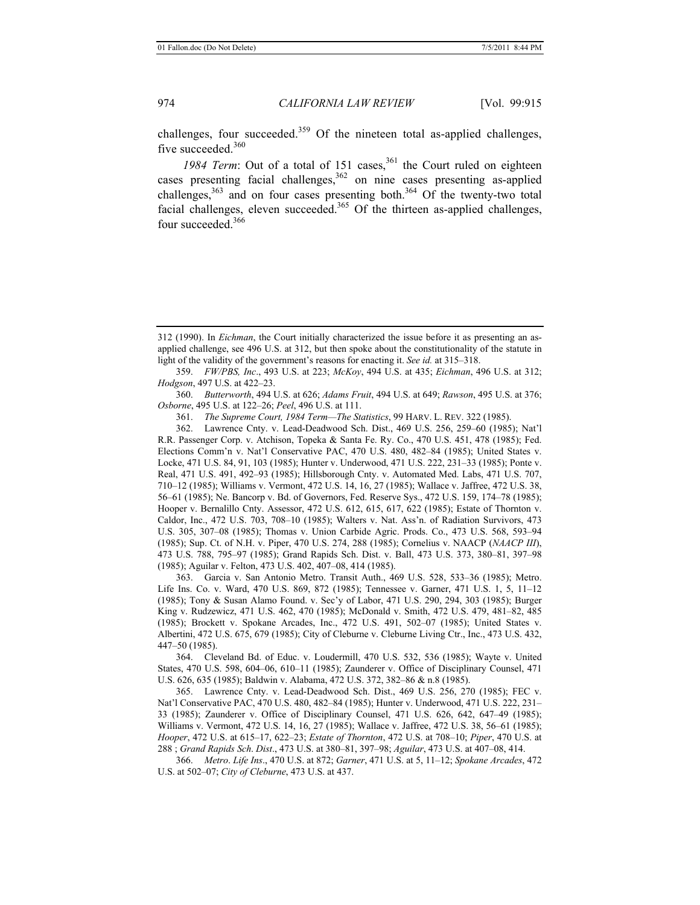challenges, four succeeded.[359] Of the nineteen total as-applied challenges, five succeeded.[360]

*1984 Term*: Out of a total of 151 cases,[361] the Court ruled on eighteen cases presenting facial challenges,[362] on nine cases presenting as-applied challenges,[363] and on four cases presenting both.[364] Of the twenty-two total facial challenges, eleven succeeded.[365] Of the thirteen as-applied challenges, four succeeded.[366]

---

312 (1990). In *Eichman*, the Court initially characterized the issue before it as presenting an as-applied challenge, see 496 U.S. at 312, but then spoke about the constitutionality of the statute in light of the validity of the government's reasons for enacting it. *See id.* at 315–318.

359. *FW/PBS, Inc*., 493 U.S. at 223; *McKoy*, 494 U.S. at 435; *Eichman*, 496 U.S. at 312; *Hodgson*, 497 U.S. at 422–23.

360. *Butterworth*, 494 U.S. at 626; *Adams Fruit*, 494 U.S. at 649; *Rawson*, 495 U.S. at 376; *Osborne*, 495 U.S. at 122–26; *Peel*, 496 U.S. at 111.

361. *The Supreme Court, 1984 Term—The Statistics*, 99 HARV. L. REV. 322 (1985).

362. Lawrence Cnty. v. Lead-Deadwood Sch. Dist., 469 U.S. 256, 259–60 (1985); Nat'l R.R. Passenger Corp. v. Atchison, Topeka & Santa Fe. Ry. Co., 470 U.S. 451, 478 (1985); Fed. Elections Comm'n v. Nat'l Conservative PAC, 470 U.S. 480, 482–84 (1985); United States v. Locke, 471 U.S. 84, 91, 103 (1985); Hunter v. Underwood, 471 U.S. 222, 231–33 (1985); Ponte v. Real, 471 U.S. 491, 492–93 (1985); Hillsborough Cnty. v. Automated Med. Labs, 471 U.S. 707, 710–12 (1985); Williams v. Vermont, 472 U.S. 14, 16, 27 (1985); Wallace v. Jaffree, 472 U.S. 38, 56–61 (1985); Ne. Bancorp v. Bd. of Governors, Fed. Reserve Sys., 472 U.S. 159, 174–78 (1985); Hooper v. Bernalillo Cnty. Assessor, 472 U.S. 612, 615, 617, 622 (1985); Estate of Thornton v. Caldor, Inc., 472 U.S. 703, 708–10 (1985); Walters v. Nat. Ass'n. of Radiation Survivors, 473 U.S. 305, 307–08 (1985); Thomas v. Union Carbide Agric. Prods. Co., 473 U.S. 568, 593–94 (1985); Sup. Ct. of N.H. v. Piper, 470 U.S. 274, 288 (1985); Cornelius v. NAACP (*NAACP III*), 473 U.S. 788, 795–97 (1985); Grand Rapids Sch. Dist. v. Ball, 473 U.S. 373, 380–81, 397–98 (1985); Aguilar v. Felton, 473 U.S. 402, 407–08, 414 (1985).

363. Garcia v. San Antonio Metro. Transit Auth., 469 U.S. 528, 533–36 (1985); Metro. Life Ins. Co. v. Ward, 470 U.S. 869, 872 (1985); Tennessee v. Garner, 471 U.S. 1, 5, 11–12 (1985); Tony & Susan Alamo Found. v. Sec'y of Labor, 471 U.S. 290, 294, 303 (1985); Burger King v. Rudzewicz, 471 U.S. 462, 470 (1985); McDonald v. Smith, 472 U.S. 479, 481–82, 485 (1985); Brockett v. Spokane Arcades, Inc., 472 U.S. 491, 502–07 (1985); United States v. Albertini, 472 U.S. 675, 679 (1985); City of Cleburne v. Cleburne Living Ctr., Inc., 473 U.S. 432, 447–50 (1985).

364. Cleveland Bd. of Educ. v. Loudermill, 470 U.S. 532, 536 (1985); Wayte v. United States, 470 U.S. 598, 604–06, 610–11 (1985); Zaunderer v. Office of Disciplinary Counsel, 471 U.S. 626, 635 (1985); Baldwin v. Alabama, 472 U.S. 372, 382–86 & n.8 (1985).

365. Lawrence Cnty. v. Lead-Deadwood Sch. Dist., 469 U.S. 256, 270 (1985); FEC v. Nat'l Conservative PAC, 470 U.S. 480, 482–84 (1985); Hunter v. Underwood, 471 U.S. 222, 231–33 (1985); Zaunderer v. Office of Disciplinary Counsel, 471 U.S. 626, 642, 647–49 (1985); Williams v. Vermont, 472 U.S. 14, 16, 27 (1985); Wallace v. Jaffree, 472 U.S. 38, 56–61 (1985); *Hooper*, 472 U.S. at 615–17, 622–23; *Estate of Thornton*, 472 U.S. at 708–10; *Piper*, 470 U.S. at 288 ; *Grand Rapids Sch. Dist*., 473 U.S. at 380–81, 397–98; *Aguilar*, 473 U.S. at 407–08, 414.

366. *Metro*. *Life Ins*., 470 U.S. at 872; *Garner*, 471 U.S. at 5, 11–12; *Spokane Arcades*, 472 U.S. at 502–07; *City of Cleburne*, 473 U.S. at 437.